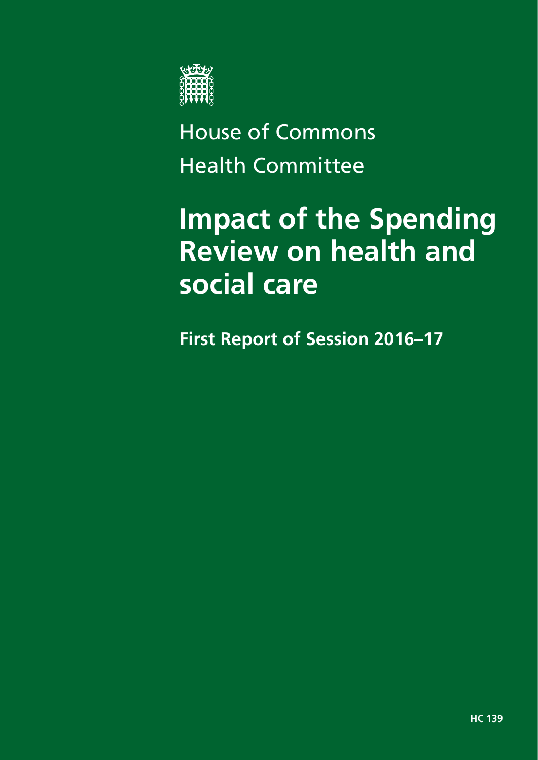House of Commons

Health Committee

# Impact of the Spending Review on health and social care

## First Report of Session 2016–17

HC 139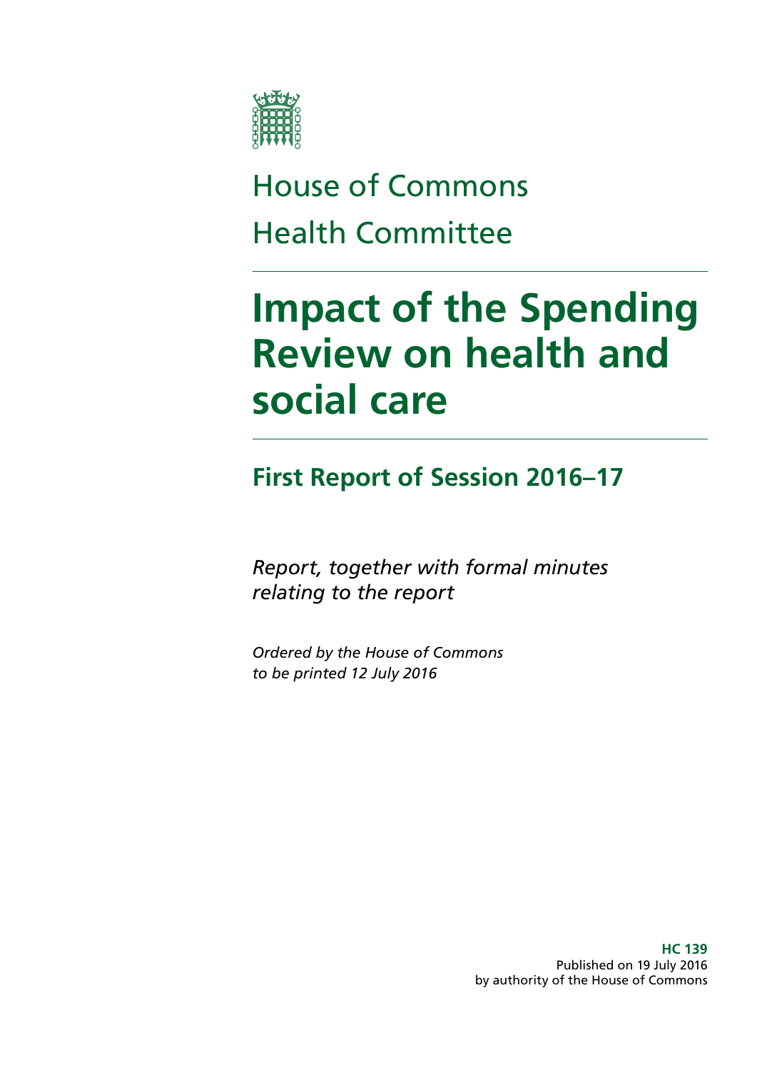House of Commons

Health Committee

# Impact of the Spending Review on health and social care

## First Report of Session 2016–17

*Report, together with formal minutes relating to the report*

*Ordered by the House of Commons to be printed 12 July 2016*

**HC 139**
Published on 19 July 2016
by authority of the House of Commons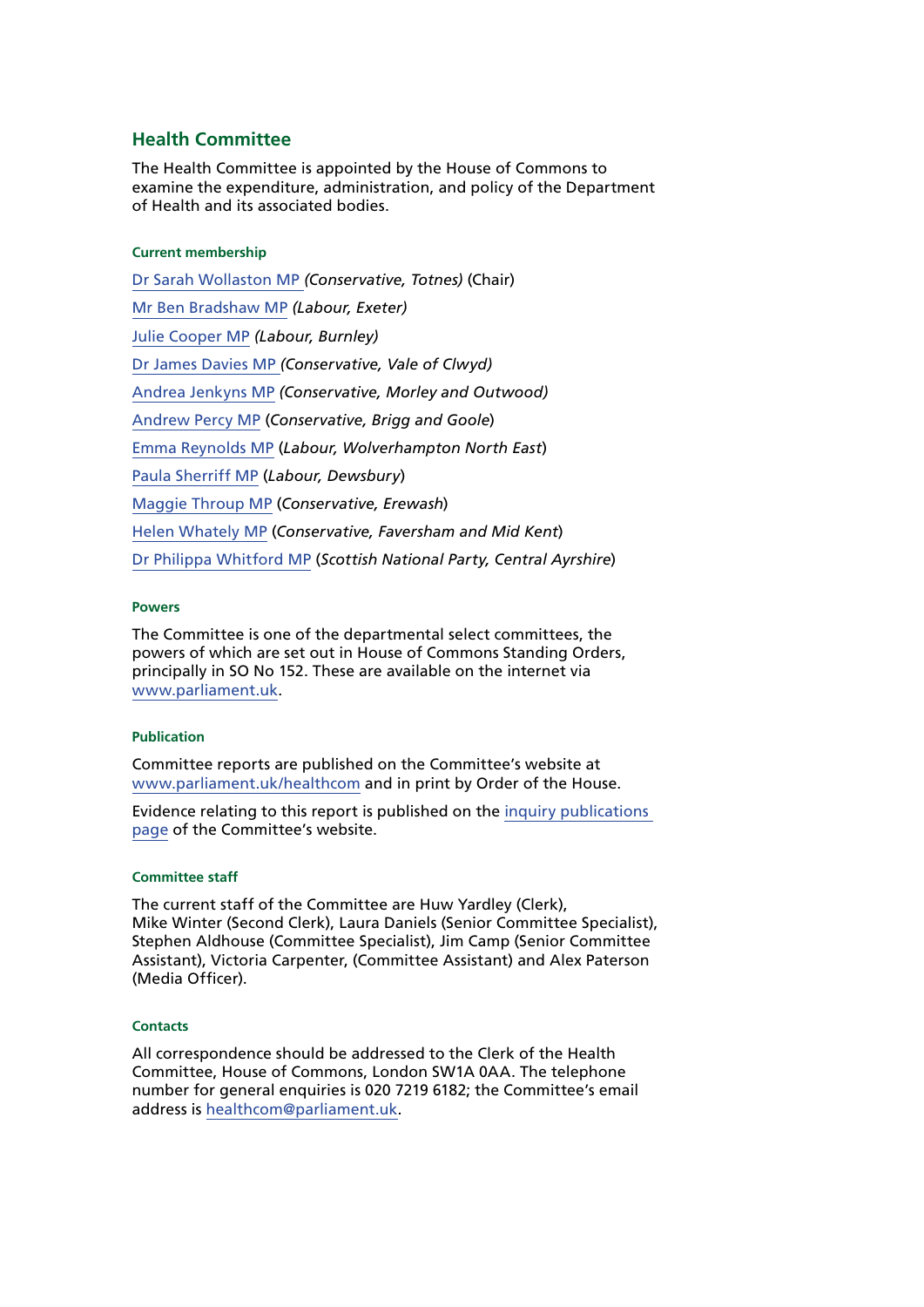## Health Committee

The Health Committee is appointed by the House of Commons to examine the expenditure, administration, and policy of the Department of Health and its associated bodies.

#### Current membership

Dr Sarah Wollaston MP *(Conservative, Totnes)* (Chair)

Mr Ben Bradshaw MP *(Labour, Exeter)*

Julie Cooper MP *(Labour, Burnley)*

Dr James Davies MP *(Conservative, Vale of Clwyd)*

Andrea Jenkyns MP *(Conservative, Morley and Outwood)*

Andrew Percy MP (*Conservative, Brigg and Goole*)

Emma Reynolds MP (*Labour, Wolverhampton North East*)

Paula Sherriff MP (*Labour, Dewsbury*)

Maggie Throup MP (*Conservative, Erewash*)

Helen Whately MP (*Conservative, Faversham and Mid Kent*)

Dr Philippa Whitford MP (*Scottish National Party, Central Ayrshire*)

#### Powers

The Committee is one of the departmental select committees, the powers of which are set out in House of Commons Standing Orders, principally in SO No 152. These are available on the internet via www.parliament.uk.

#### Publication

Committee reports are published on the Committee's website at www.parliament.uk/healthcom and in print by Order of the House.

Evidence relating to this report is published on the inquiry publications page of the Committee's website.

#### Committee staff

The current staff of the Committee are Huw Yardley (Clerk), Mike Winter (Second Clerk), Laura Daniels (Senior Committee Specialist), Stephen Aldhouse (Committee Specialist), Jim Camp (Senior Committee Assistant), Victoria Carpenter, (Committee Assistant) and Alex Paterson (Media Officer).

#### Contacts

All correspondence should be addressed to the Clerk of the Health Committee, House of Commons, London SW1A 0AA. The telephone number for general enquiries is 020 7219 6182; the Committee's email address is healthcom@parliament.uk.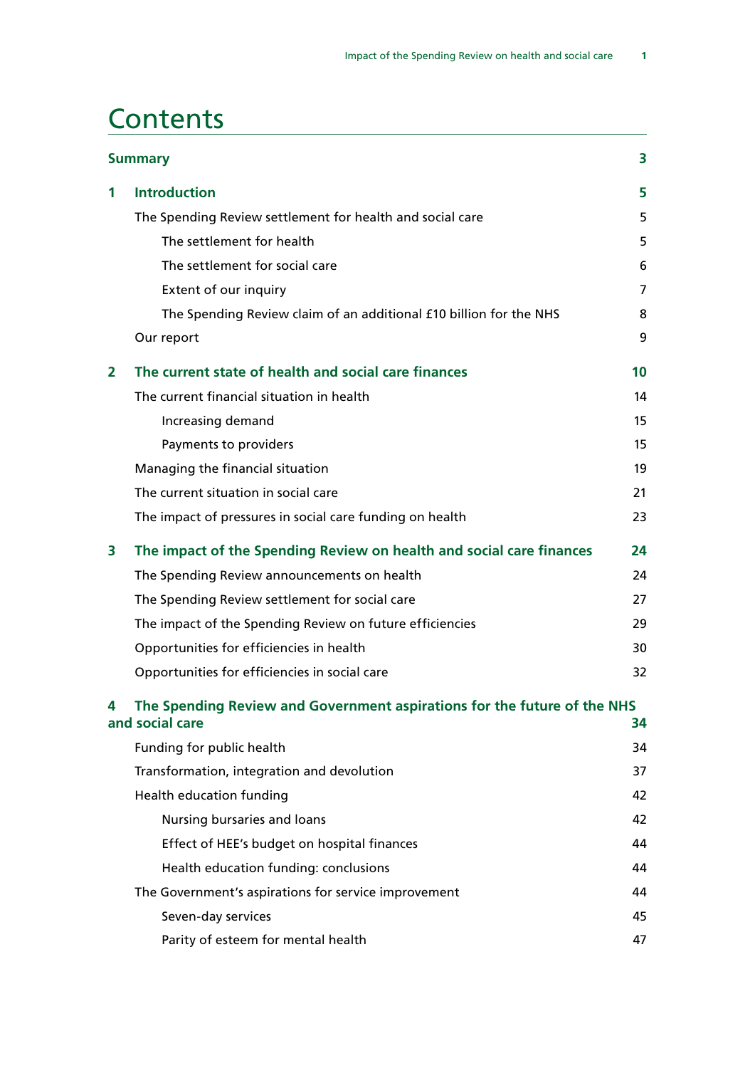# Contents

| | | |
|---|---|---|
| **Summary** | | **3** |
| **1** | **Introduction** | **5** |
| | The Spending Review settlement for health and social care | 5 |
| | The settlement for health | 5 |
| | The settlement for social care | 6 |
| | Extent of our inquiry | 7 |
| | The Spending Review claim of an additional £10 billion for the NHS | 8 |
| | Our report | 9 |
| **2** | **The current state of health and social care finances** | **10** |
| | The current financial situation in health | 14 |
| | Increasing demand | 15 |
| | Payments to providers | 15 |
| | Managing the financial situation | 19 |
| | The current situation in social care | 21 |
| | The impact of pressures in social care funding on health | 23 |
| **3** | **The impact of the Spending Review on health and social care finances** | **24** |
| | The Spending Review announcements on health | 24 |
| | The Spending Review settlement for social care | 27 |
| | The impact of the Spending Review on future efficiencies | 29 |
| | Opportunities for efficiencies in health | 30 |
| | Opportunities for efficiencies in social care | 32 |
| **4** | **The Spending Review and Government aspirations for the future of the NHS and social care** | **34** |
| | Funding for public health | 34 |
| | Transformation, integration and devolution | 37 |
| | Health education funding | 42 |
| | Nursing bursaries and loans | 42 |
| | Effect of HEE's budget on hospital finances | 44 |
| | Health education funding: conclusions | 44 |
| | The Government's aspirations for service improvement | 44 |
| | Seven-day services | 45 |
| | Parity of esteem for mental health | 47 |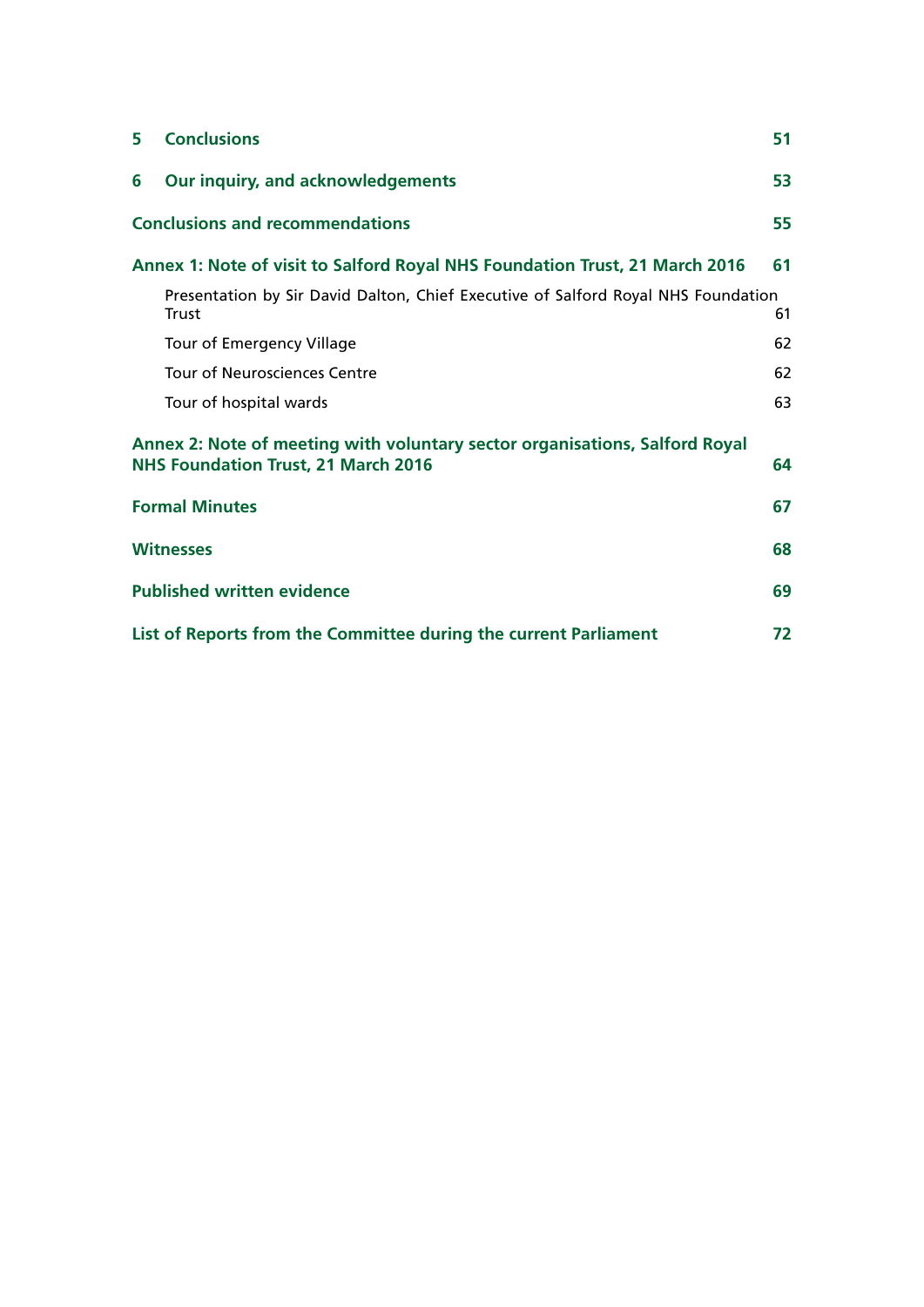**5 Conclusions** 51

**6 Our inquiry, and acknowledgements** 53

**Conclusions and recommendations** 55

**Annex 1: Note of visit to Salford Royal NHS Foundation Trust, 21 March 2016** 61

- Presentation by Sir David Dalton, Chief Executive of Salford Royal NHS Foundation Trust 61
- Tour of Emergency Village 62
- Tour of Neurosciences Centre 62
- Tour of hospital wards 63

**Annex 2: Note of meeting with voluntary sector organisations, Salford Royal NHS Foundation Trust, 21 March 2016** 64

**Formal Minutes** 67

**Witnesses** 68

**Published written evidence** 69

**List of Reports from the Committee during the current Parliament** 72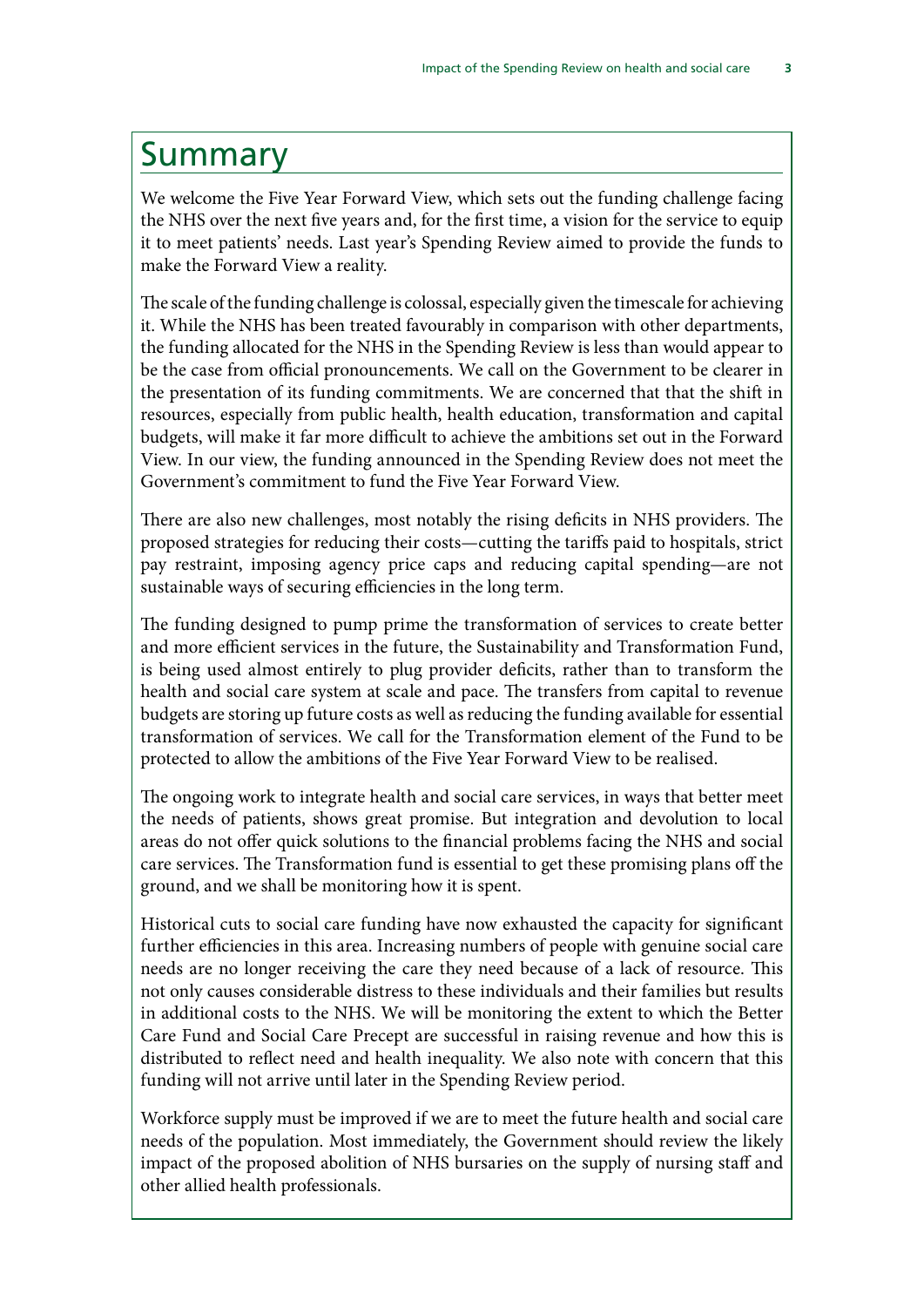# Summary

We welcome the Five Year Forward View, which sets out the funding challenge facing the NHS over the next five years and, for the first time, a vision for the service to equip it to meet patients' needs. Last year's Spending Review aimed to provide the funds to make the Forward View a reality.

The scale of the funding challenge is colossal, especially given the timescale for achieving it. While the NHS has been treated favourably in comparison with other departments, the funding allocated for the NHS in the Spending Review is less than would appear to be the case from official pronouncements. We call on the Government to be clearer in the presentation of its funding commitments. We are concerned that that the shift in resources, especially from public health, health education, transformation and capital budgets, will make it far more difficult to achieve the ambitions set out in the Forward View. In our view, the funding announced in the Spending Review does not meet the Government's commitment to fund the Five Year Forward View.

There are also new challenges, most notably the rising deficits in NHS providers. The proposed strategies for reducing their costs—cutting the tariffs paid to hospitals, strict pay restraint, imposing agency price caps and reducing capital spending—are not sustainable ways of securing efficiencies in the long term.

The funding designed to pump prime the transformation of services to create better and more efficient services in the future, the Sustainability and Transformation Fund, is being used almost entirely to plug provider deficits, rather than to transform the health and social care system at scale and pace. The transfers from capital to revenue budgets are storing up future costs as well as reducing the funding available for essential transformation of services. We call for the Transformation element of the Fund to be protected to allow the ambitions of the Five Year Forward View to be realised.

The ongoing work to integrate health and social care services, in ways that better meet the needs of patients, shows great promise. But integration and devolution to local areas do not offer quick solutions to the financial problems facing the NHS and social care services. The Transformation fund is essential to get these promising plans off the ground, and we shall be monitoring how it is spent.

Historical cuts to social care funding have now exhausted the capacity for significant further efficiencies in this area. Increasing numbers of people with genuine social care needs are no longer receiving the care they need because of a lack of resource. This not only causes considerable distress to these individuals and their families but results in additional costs to the NHS. We will be monitoring the extent to which the Better Care Fund and Social Care Precept are successful in raising revenue and how this is distributed to reflect need and health inequality. We also note with concern that this funding will not arrive until later in the Spending Review period.

Workforce supply must be improved if we are to meet the future health and social care needs of the population. Most immediately, the Government should review the likely impact of the proposed abolition of NHS bursaries on the supply of nursing staff and other allied health professionals.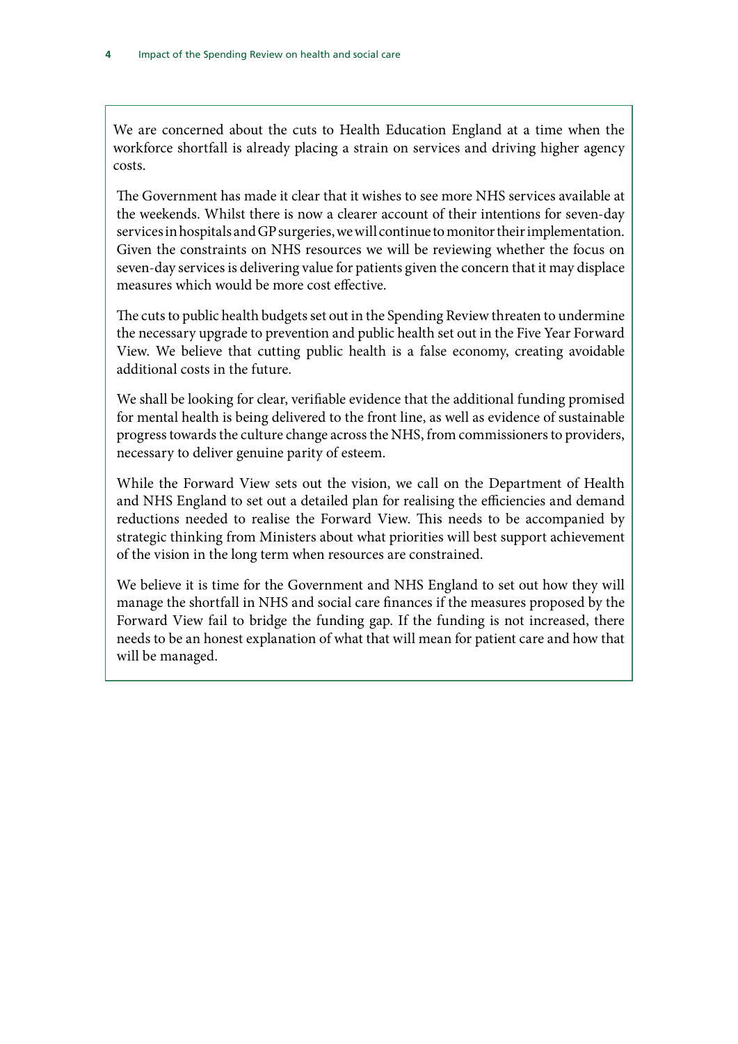We are concerned about the cuts to Health Education England at a time when the workforce shortfall is already placing a strain on services and driving higher agency costs.

The Government has made it clear that it wishes to see more NHS services available at the weekends. Whilst there is now a clearer account of their intentions for seven-day services in hospitals and GP surgeries, we will continue to monitor their implementation. Given the constraints on NHS resources we will be reviewing whether the focus on seven-day services is delivering value for patients given the concern that it may displace measures which would be more cost effective.

The cuts to public health budgets set out in the Spending Review threaten to undermine the necessary upgrade to prevention and public health set out in the Five Year Forward View. We believe that cutting public health is a false economy, creating avoidable additional costs in the future.

We shall be looking for clear, verifiable evidence that the additional funding promised for mental health is being delivered to the front line, as well as evidence of sustainable progress towards the culture change across the NHS, from commissioners to providers, necessary to deliver genuine parity of esteem.

While the Forward View sets out the vision, we call on the Department of Health and NHS England to set out a detailed plan for realising the efficiencies and demand reductions needed to realise the Forward View. This needs to be accompanied by strategic thinking from Ministers about what priorities will best support achievement of the vision in the long term when resources are constrained.

We believe it is time for the Government and NHS England to set out how they will manage the shortfall in NHS and social care finances if the measures proposed by the Forward View fail to bridge the funding gap. If the funding is not increased, there needs to be an honest explanation of what that will mean for patient care and how that will be managed.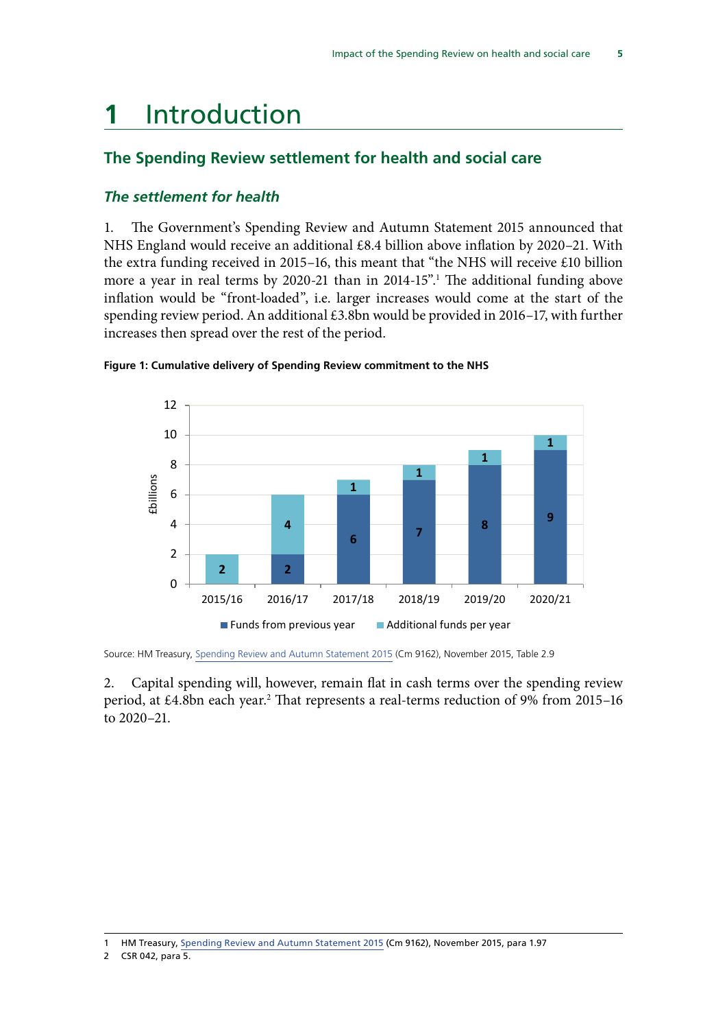# 1 Introduction

## The Spending Review settlement for health and social care

### *The settlement for health*

1. The Government's Spending Review and Autumn Statement 2015 announced that NHS England would receive an additional £8.4 billion above inflation by 2020–21. With the extra funding received in 2015–16, this meant that "the NHS will receive £10 billion more a year in real terms by 2020-21 than in 2014-15".[1] The additional funding above inflation would be "front-loaded", i.e. larger increases would come at the start of the spending review period. An additional £3.8bn would be provided in 2016–17, with further increases then spread over the rest of the period.

**Figure 1: Cumulative delivery of Spending Review commitment to the NHS**

| £billions | 2015/16 | 2016/17 | 2017/18 | 2018/19 | 2019/20 | 2020/21 |
|---|---|---|---|---|---|---|
| Funds from previous year | | 2 | 6 | 7 | 8 | 9 |
| Additional funds per year | 2 | 4 | 1 | 1 | 1 | 1 |

Source: HM Treasury, Spending Review and Autumn Statement 2015 (Cm 9162), November 2015, Table 2.9

2. Capital spending will, however, remain flat in cash terms over the spending review period, at £4.8bn each year.[2] That represents a real-terms reduction of 9% from 2015–16 to 2020–21.

1 HM Treasury, Spending Review and Autumn Statement 2015 (Cm 9162), November 2015, para 1.97

2 CSR 042, para 5.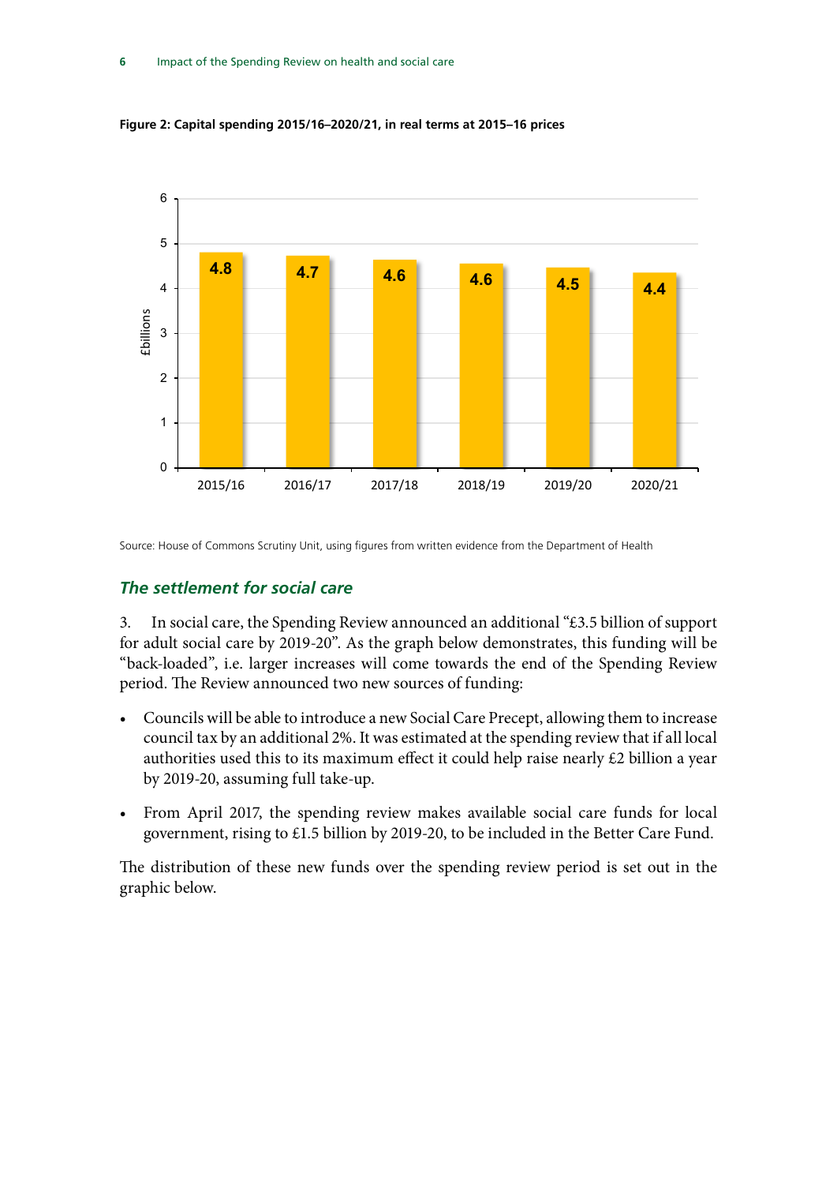**Figure 2: Capital spending 2015/16–2020/21, in real terms at 2015–16 prices**

| Year | £billions |
|---|---|
| 2015/16 | 4.8 |
| 2016/17 | 4.7 |
| 2017/18 | 4.6 |
| 2018/19 | 4.6 |
| 2019/20 | 4.5 |
| 2020/21 | 4.4 |

Source: House of Commons Scrutiny Unit, using figures from written evidence from the Department of Health

## *The settlement for social care*

3. In social care, the Spending Review announced an additional "£3.5 billion of support for adult social care by 2019-20". As the graph below demonstrates, this funding will be "back-loaded", i.e. larger increases will come towards the end of the Spending Review period. The Review announced two new sources of funding:

- Councils will be able to introduce a new Social Care Precept, allowing them to increase council tax by an additional 2%. It was estimated at the spending review that if all local authorities used this to its maximum effect it could help raise nearly £2 billion a year by 2019-20, assuming full take-up.
- From April 2017, the spending review makes available social care funds for local government, rising to £1.5 billion by 2019-20, to be included in the Better Care Fund.

The distribution of these new funds over the spending review period is set out in the graphic below.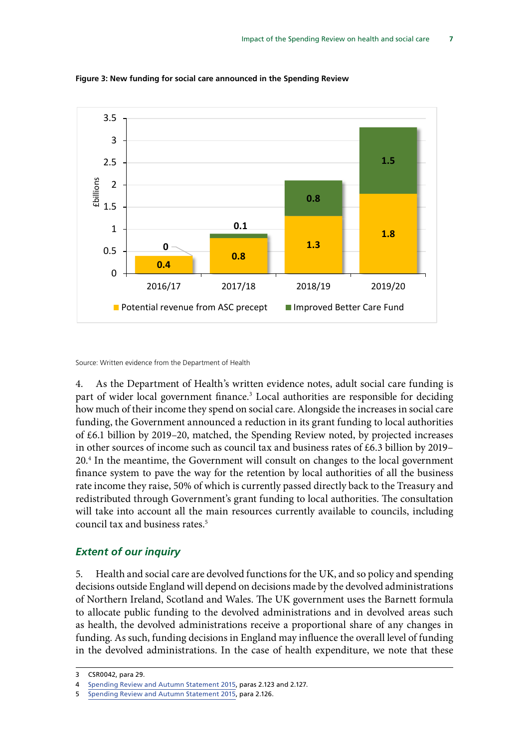**Figure 3: New funding for social care announced in the Spending Review**

| £billions | 2016/17 | 2017/18 | 2018/19 | 2019/20 |
|---|---|---|---|---|
| Potential revenue from ASC precept | 0.4 | 0.8 | 1.3 | 1.8 |
| Improved Better Care Fund | 0 | 0.1 | 0.8 | 1.5 |

Source: Written evidence from the Department of Health

4. As the Department of Health's written evidence notes, adult social care funding is part of wider local government finance.[3] Local authorities are responsible for deciding how much of their income they spend on social care. Alongside the increases in social care funding, the Government announced a reduction in its grant funding to local authorities of £6.1 billion by 2019–20, matched, the Spending Review noted, by projected increases in other sources of income such as council tax and business rates of £6.3 billion by 2019–20.[4] In the meantime, the Government will consult on changes to the local government finance system to pave the way for the retention by local authorities of all the business rate income they raise, 50% of which is currently passed directly back to the Treasury and redistributed through Government's grant funding to local authorities. The consultation will take into account all the main resources currently available to councils, including council tax and business rates.[5]

### *Extent of our inquiry*

5. Health and social care are devolved functions for the UK, and so policy and spending decisions outside England will depend on decisions made by the devolved administrations of Northern Ireland, Scotland and Wales. The UK government uses the Barnett formula to allocate public funding to the devolved administrations and in devolved areas such as health, the devolved administrations receive a proportional share of any changes in funding. As such, funding decisions in England may influence the overall level of funding in the devolved administrations. In the case of health expenditure, we note that these

---

3 CSR0042, para 29.

4 Spending Review and Autumn Statement 2015, paras 2.123 and 2.127.

5 Spending Review and Autumn Statement 2015, para 2.126.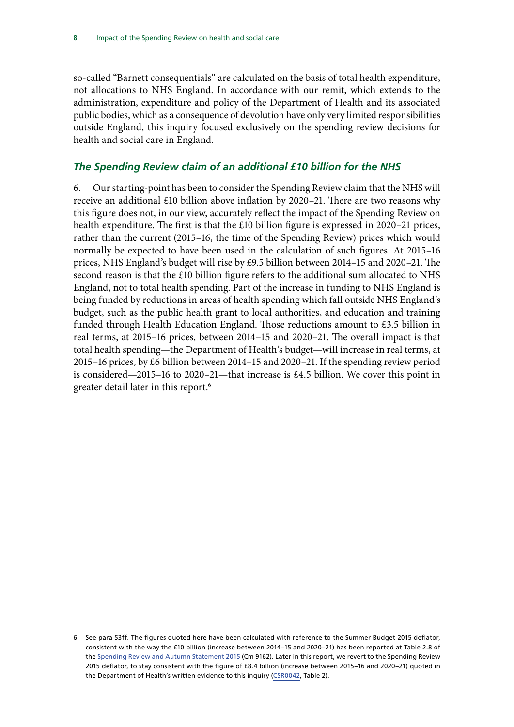so-called "Barnett consequentials" are calculated on the basis of total health expenditure, not allocations to NHS England. In accordance with our remit, which extends to the administration, expenditure and policy of the Department of Health and its associated public bodies, which as a consequence of devolution have only very limited responsibilities outside England, this inquiry focused exclusively on the spending review decisions for health and social care in England.

### *The Spending Review claim of an additional £10 billion for the NHS*

6. Our starting-point has been to consider the Spending Review claim that the NHS will receive an additional £10 billion above inflation by 2020–21. There are two reasons why this figure does not, in our view, accurately reflect the impact of the Spending Review on health expenditure. The first is that the £10 billion figure is expressed in 2020–21 prices, rather than the current (2015–16, the time of the Spending Review) prices which would normally be expected to have been used in the calculation of such figures. At 2015–16 prices, NHS England's budget will rise by £9.5 billion between 2014–15 and 2020–21. The second reason is that the £10 billion figure refers to the additional sum allocated to NHS England, not to total health spending. Part of the increase in funding to NHS England is being funded by reductions in areas of health spending which fall outside NHS England's budget, such as the public health grant to local authorities, and education and training funded through Health Education England. Those reductions amount to £3.5 billion in real terms, at 2015–16 prices, between 2014–15 and 2020–21. The overall impact is that total health spending—the Department of Health's budget—will increase in real terms, at 2015–16 prices, by £6 billion between 2014–15 and 2020–21. If the spending review period is considered—2015–16 to 2020–21—that increase is £4.5 billion. We cover this point in greater detail later in this report.[6]

---

6 See para 53ff. The figures quoted here have been calculated with reference to the Summer Budget 2015 deflator, consistent with the way the £10 billion (increase between 2014–15 and 2020–21) has been reported at Table 2.8 of the Spending Review and Autumn Statement 2015 (Cm 9162). Later in this report, we revert to the Spending Review 2015 deflator, to stay consistent with the figure of £8.4 billion (increase between 2015–16 and 2020–21) quoted in the Department of Health's written evidence to this inquiry (CSR0042, Table 2).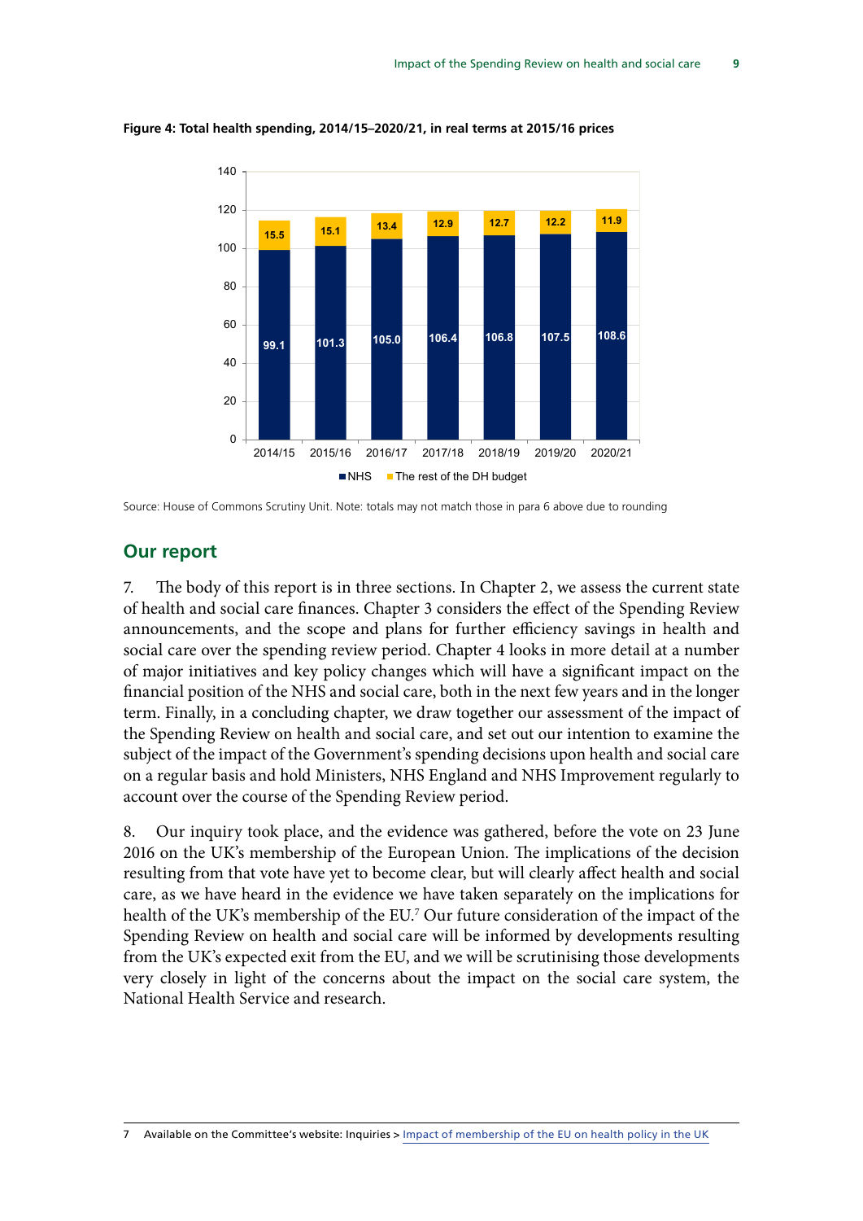**Figure 4: Total health spending, 2014/15–2020/21, in real terms at 2015/16 prices**

| Year | NHS | The rest of the DH budget |
|---|---|---|
| 2014/15 | 99.1 | 15.5 |
| 2015/16 | 101.3 | 15.1 |
| 2016/17 | 105.0 | 13.4 |
| 2017/18 | 106.4 | 12.9 |
| 2018/19 | 106.8 | 12.7 |
| 2019/20 | 107.5 | 12.2 |
| 2020/21 | 108.6 | 11.9 |

Source: House of Commons Scrutiny Unit. Note: totals may not match those in para 6 above due to rounding

## Our report

7. The body of this report is in three sections. In Chapter 2, we assess the current state of health and social care finances. Chapter 3 considers the effect of the Spending Review announcements, and the scope and plans for further efficiency savings in health and social care over the spending review period. Chapter 4 looks in more detail at a number of major initiatives and key policy changes which will have a significant impact on the financial position of the NHS and social care, both in the next few years and in the longer term. Finally, in a concluding chapter, we draw together our assessment of the impact of the Spending Review on health and social care, and set out our intention to examine the subject of the impact of the Government's spending decisions upon health and social care on a regular basis and hold Ministers, NHS England and NHS Improvement regularly to account over the course of the Spending Review period.

8. Our inquiry took place, and the evidence was gathered, before the vote on 23 June 2016 on the UK's membership of the European Union. The implications of the decision resulting from that vote have yet to become clear, but will clearly affect health and social care, as we have heard in the evidence we have taken separately on the implications for health of the UK's membership of the EU.[7] Our future consideration of the impact of the Spending Review on health and social care will be informed by developments resulting from the UK's expected exit from the EU, and we will be scrutinising those developments very closely in light of the concerns about the impact on the social care system, the National Health Service and research.

7 Available on the Committee's website: Inquiries > Impact of membership of the EU on health policy in the UK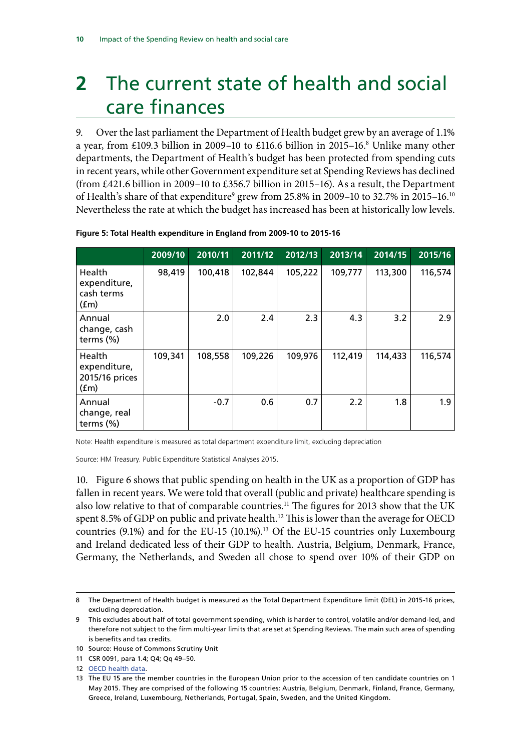# 2 The current state of health and social care finances

9. Over the last parliament the Department of Health budget grew by an average of 1.1% a year, from £109.3 billion in 2009–10 to £116.6 billion in 2015–16.[8] Unlike many other departments, the Department of Health's budget has been protected from spending cuts in recent years, while other Government expenditure set at Spending Reviews has declined (from £421.6 billion in 2009–10 to £356.7 billion in 2015–16). As a result, the Department of Health's share of that expenditure[9] grew from 25.8% in 2009–10 to 32.7% in 2015–16.[10] Nevertheless the rate at which the budget has increased has been at historically low levels.

**Figure 5: Total Health expenditure in England from 2009-10 to 2015-16**

| | 2009/10 | 2010/11 | 2011/12 | 2012/13 | 2013/14 | 2014/15 | 2015/16 |
|---|---|---|---|---|---|---|---|
| Health expenditure, cash terms (£m) | 98,419 | 100,418 | 102,844 | 105,222 | 109,777 | 113,300 | 116,574 |
| Annual change, cash terms (%) | | 2.0 | 2.4 | 2.3 | 4.3 | 3.2 | 2.9 |
| Health expenditure, 2015/16 prices (£m) | 109,341 | 108,558 | 109,226 | 109,976 | 112,419 | 114,433 | 116,574 |
| Annual change, real terms (%) | | -0.7 | 0.6 | 0.7 | 2.2 | 1.8 | 1.9 |

Note: Health expenditure is measured as total department expenditure limit, excluding depreciation

Source: HM Treasury. Public Expenditure Statistical Analyses 2015.

10. Figure 6 shows that public spending on health in the UK as a proportion of GDP has fallen in recent years. We were told that overall (public and private) healthcare spending is also low relative to that of comparable countries.[11] The figures for 2013 show that the UK spent 8.5% of GDP on public and private health.[12] This is lower than the average for OECD countries (9.1%) and for the EU-15 (10.1%).[13] Of the EU-15 countries only Luxembourg and Ireland dedicated less of their GDP to health. Austria, Belgium, Denmark, France, Germany, the Netherlands, and Sweden all chose to spend over 10% of their GDP on

---

8 The Department of Health budget is measured as the Total Department Expenditure limit (DEL) in 2015-16 prices, excluding depreciation.

9 This excludes about half of total government spending, which is harder to control, volatile and/or demand-led, and therefore not subject to the firm multi-year limits that are set at Spending Reviews. The main such area of spending is benefits and tax credits.

10 Source: House of Commons Scrutiny Unit

11 CSR 0091, para 1.4; Q4; Qq 49–50.

12 OECD health data.

13 The EU 15 are the member countries in the European Union prior to the accession of ten candidate countries on 1 May 2015. They are comprised of the following 15 countries: Austria, Belgium, Denmark, Finland, France, Germany, Greece, Ireland, Luxembourg, Netherlands, Portugal, Spain, Sweden, and the United Kingdom.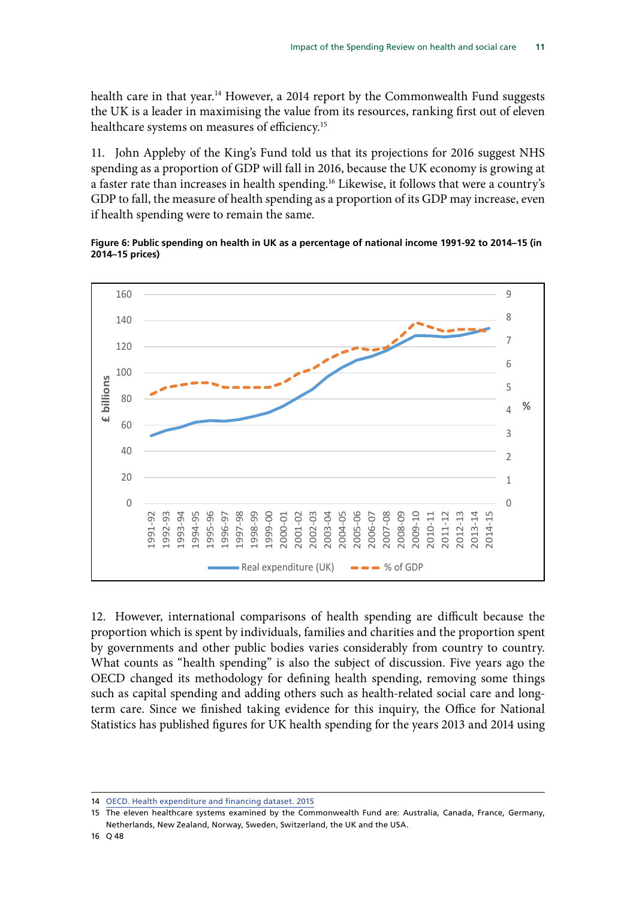health care in that year.[14] However, a 2014 report by the Commonwealth Fund suggests the UK is a leader in maximising the value from its resources, ranking first out of eleven healthcare systems on measures of efficiency.[15]

11. John Appleby of the King's Fund told us that its projections for 2016 suggest NHS spending as a proportion of GDP will fall in 2016, because the UK economy is growing at a faster rate than increases in health spending.[16] Likewise, it follows that were a country's GDP to fall, the measure of health spending as a proportion of its GDP may increase, even if health spending were to remain the same.

**Figure 6: Public spending on health in UK as a percentage of national income 1991-92 to 2014–15 (in 2014–15 prices)**

12. However, international comparisons of health spending are difficult because the proportion which is spent by individuals, families and charities and the proportion spent by governments and other public bodies varies considerably from country to country. What counts as "health spending" is also the subject of discussion. Five years ago the OECD changed its methodology for defining health spending, removing some things such as capital spending and adding others such as health-related social care and long-term care. Since we finished taking evidence for this inquiry, the Office for National Statistics has published figures for UK health spending for the years 2013 and 2014 using

14 OECD. Health expenditure and financing dataset. 2015

15 The eleven healthcare systems examined by the Commonwealth Fund are: Australia, Canada, France, Germany, Netherlands, New Zealand, Norway, Sweden, Switzerland, the UK and the USA.

16 Q 48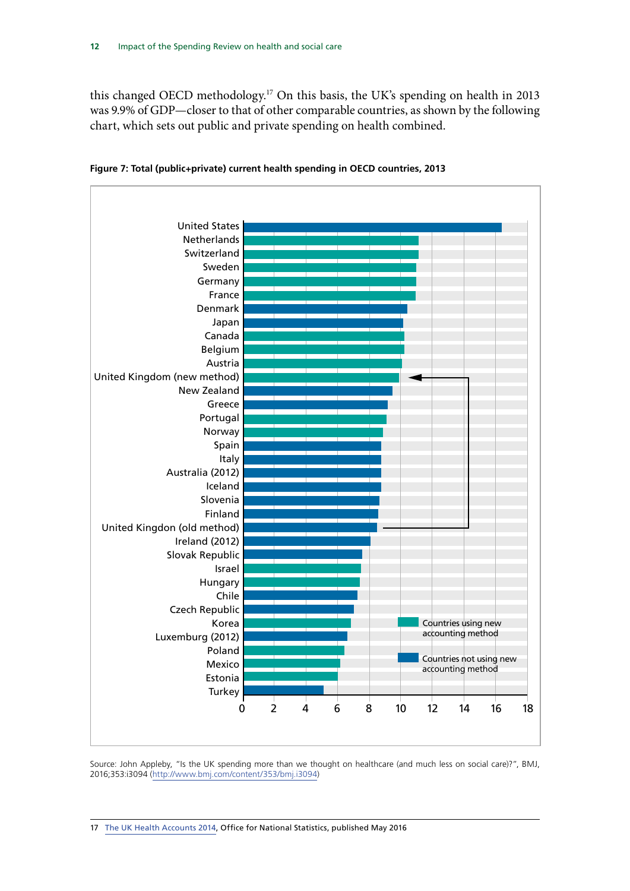this changed OECD methodology.[17] On this basis, the UK's spending on health in 2013 was 9.9% of GDP—closer to that of other comparable countries, as shown by the following chart, which sets out public and private spending on health combined.

**Figure 7: Total (public+private) current health spending in OECD countries, 2013**

Source: John Appleby, "Is the UK spending more than we thought on healthcare (and much less on social care)?", BMJ, 2016;353:i3094 (http://www.bmj.com/content/353/bmj.i3094)

17 The UK Health Accounts 2014, Office for National Statistics, published May 2016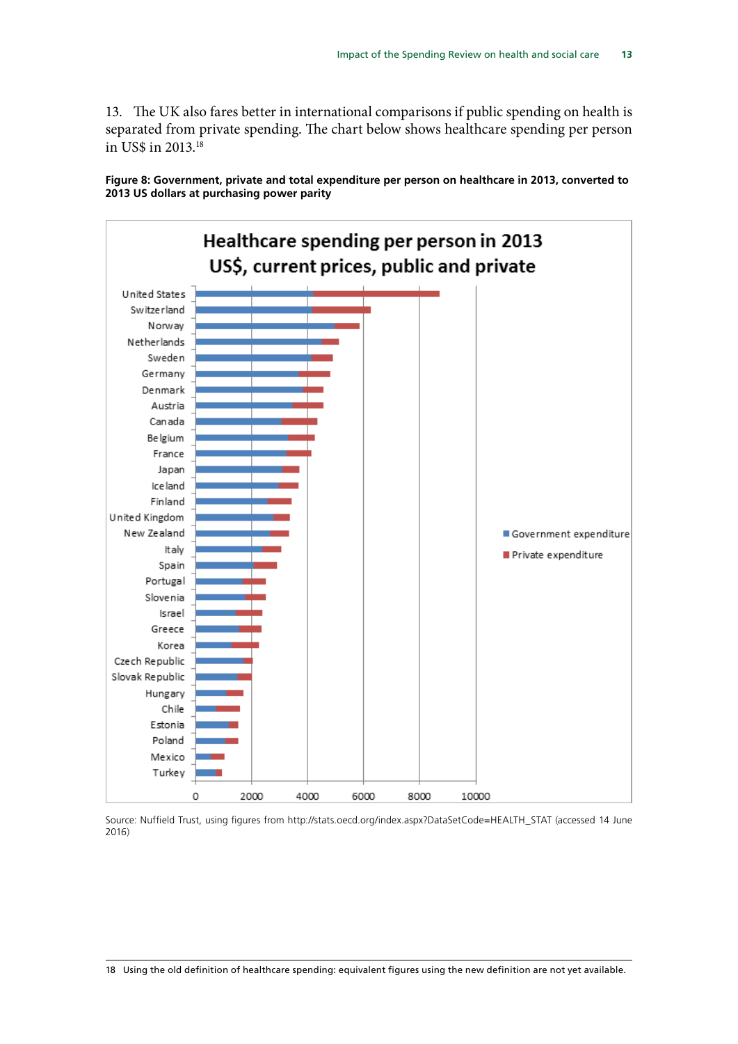13. The UK also fares better in international comparisons if public spending on health is separated from private spending. The chart below shows healthcare spending per person in US$ in 2013.[18]

**Figure 8: Government, private and total expenditure per person on healthcare in 2013, converted to 2013 US dollars at purchasing power parity**

Source: Nuffield Trust, using figures from http://stats.oecd.org/index.aspx?DataSetCode=HEALTH_STAT (accessed 14 June 2016)

18 Using the old definition of healthcare spending: equivalent figures using the new definition are not yet available.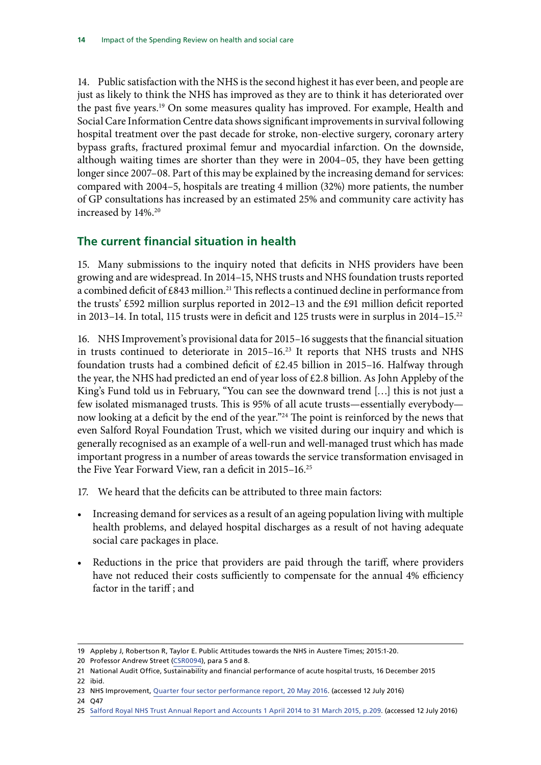14. Public satisfaction with the NHS is the second highest it has ever been, and people are just as likely to think the NHS has improved as they are to think it has deteriorated over the past five years.[19] On some measures quality has improved. For example, Health and Social Care Information Centre data shows significant improvements in survival following hospital treatment over the past decade for stroke, non-elective surgery, coronary artery bypass grafts, fractured proximal femur and myocardial infarction. On the downside, although waiting times are shorter than they were in 2004–05, they have been getting longer since 2007–08. Part of this may be explained by the increasing demand for services: compared with 2004–5, hospitals are treating 4 million (32%) more patients, the number of GP consultations has increased by an estimated 25% and community care activity has increased by 14%.[20]

## The current financial situation in health

15. Many submissions to the inquiry noted that deficits in NHS providers have been growing and are widespread. In 2014–15, NHS trusts and NHS foundation trusts reported a combined deficit of £843 million.[21] This reflects a continued decline in performance from the trusts' £592 million surplus reported in 2012–13 and the £91 million deficit reported in 2013–14. In total, 115 trusts were in deficit and 125 trusts were in surplus in 2014–15.[22]

16. NHS Improvement's provisional data for 2015–16 suggests that the financial situation in trusts continued to deteriorate in 2015–16.[23] It reports that NHS trusts and NHS foundation trusts had a combined deficit of £2.45 billion in 2015–16. Halfway through the year, the NHS had predicted an end of year loss of £2.8 billion. As John Appleby of the King's Fund told us in February, "You can see the downward trend […] this is not just a few isolated mismanaged trusts. This is 95% of all acute trusts—essentially everybody—now looking at a deficit by the end of the year."[24] The point is reinforced by the news that even Salford Royal Foundation Trust, which we visited during our inquiry and which is generally recognised as an example of a well-run and well-managed trust which has made important progress in a number of areas towards the service transformation envisaged in the Five Year Forward View, ran a deficit in 2015–16.[25]

17. We heard that the deficits can be attributed to three main factors:

- Increasing demand for services as a result of an ageing population living with multiple health problems, and delayed hospital discharges as a result of not having adequate social care packages in place.
- Reductions in the price that providers are paid through the tariff, where providers have not reduced their costs sufficiently to compensate for the annual 4% efficiency factor in the tariff ; and

---

19 Appleby J, Robertson R, Taylor E. Public Attitudes towards the NHS in Austere Times; 2015:1-20.

20 Professor Andrew Street (CSR0094), para 5 and 8.

21 National Audit Office, Sustainability and financial performance of acute hospital trusts, 16 December 2015

22 ibid.

23 NHS Improvement, Quarter four sector performance report, 20 May 2016. (accessed 12 July 2016)

24 Q47

25 Salford Royal NHS Trust Annual Report and Accounts 1 April 2014 to 31 March 2015, p.209. (accessed 12 July 2016)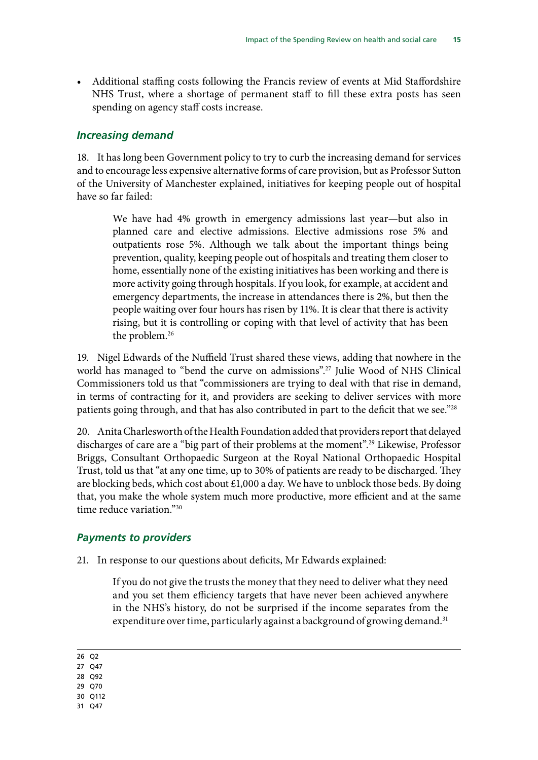- Additional staffing costs following the Francis review of events at Mid Staffordshire NHS Trust, where a shortage of permanent staff to fill these extra posts has seen spending on agency staff costs increase.

### *Increasing demand*

18. It has long been Government policy to try to curb the increasing demand for services and to encourage less expensive alternative forms of care provision, but as Professor Sutton of the University of Manchester explained, initiatives for keeping people out of hospital have so far failed:

> We have had 4% growth in emergency admissions last year—but also in planned care and elective admissions. Elective admissions rose 5% and outpatients rose 5%. Although we talk about the important things being prevention, quality, keeping people out of hospitals and treating them closer to home, essentially none of the existing initiatives has been working and there is more activity going through hospitals. If you look, for example, at accident and emergency departments, the increase in attendances there is 2%, but then the people waiting over four hours has risen by 11%. It is clear that there is activity rising, but it is controlling or coping with that level of activity that has been the problem.[26]

19. Nigel Edwards of the Nuffield Trust shared these views, adding that nowhere in the world has managed to "bend the curve on admissions".[27] Julie Wood of NHS Clinical Commissioners told us that "commissioners are trying to deal with that rise in demand, in terms of contracting for it, and providers are seeking to deliver services with more patients going through, and that has also contributed in part to the deficit that we see."[28]

20. Anita Charlesworth of the Health Foundation added that providers report that delayed discharges of care are a "big part of their problems at the moment".[29] Likewise, Professor Briggs, Consultant Orthopaedic Surgeon at the Royal National Orthopaedic Hospital Trust, told us that "at any one time, up to 30% of patients are ready to be discharged. They are blocking beds, which cost about £1,000 a day. We have to unblock those beds. By doing that, you make the whole system much more productive, more efficient and at the same time reduce variation."[30]

### *Payments to providers*

21. In response to our questions about deficits, Mr Edwards explained:

> If you do not give the trusts the money that they need to deliver what they need and you set them efficiency targets that have never been achieved anywhere in the NHS's history, do not be surprised if the income separates from the expenditure over time, particularly against a background of growing demand.[31]

---

26 Q2
27 Q47
28 Q92
29 Q70
30 Q112
31 Q47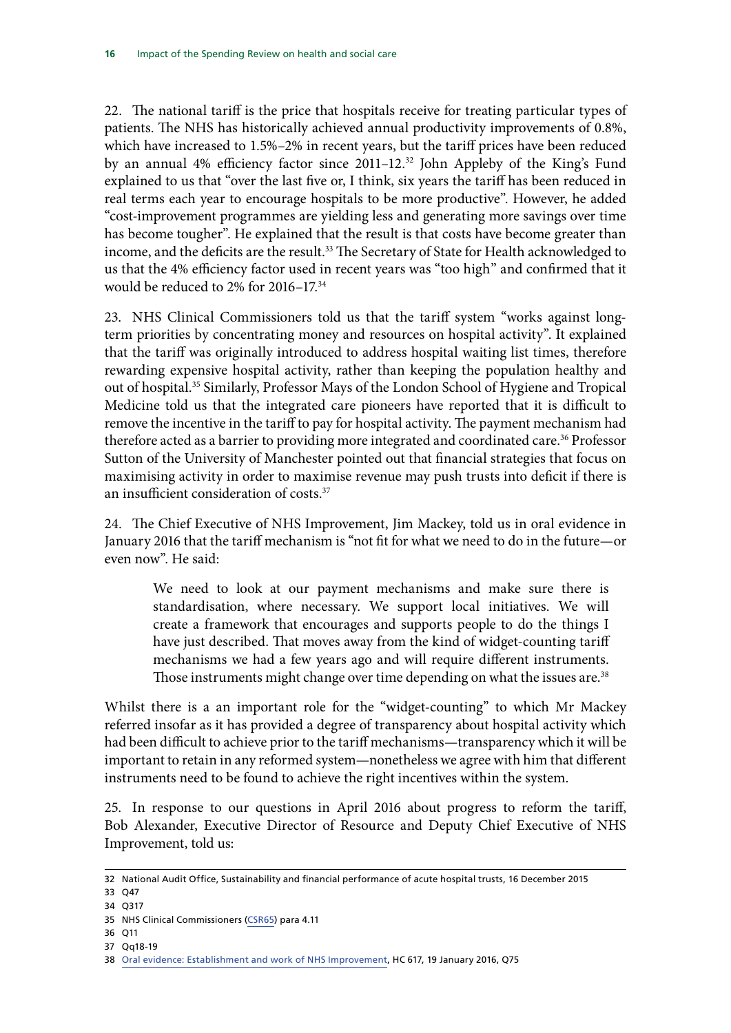22. The national tariff is the price that hospitals receive for treating particular types of patients. The NHS has historically achieved annual productivity improvements of 0.8%, which have increased to 1.5%–2% in recent years, but the tariff prices have been reduced by an annual 4% efficiency factor since 2011–12.[32] John Appleby of the King's Fund explained to us that "over the last five or, I think, six years the tariff has been reduced in real terms each year to encourage hospitals to be more productive". However, he added "cost-improvement programmes are yielding less and generating more savings over time has become tougher". He explained that the result is that costs have become greater than income, and the deficits are the result.[33] The Secretary of State for Health acknowledged to us that the 4% efficiency factor used in recent years was "too high" and confirmed that it would be reduced to 2% for 2016–17.[34]

23. NHS Clinical Commissioners told us that the tariff system "works against long-term priorities by concentrating money and resources on hospital activity". It explained that the tariff was originally introduced to address hospital waiting list times, therefore rewarding expensive hospital activity, rather than keeping the population healthy and out of hospital.[35] Similarly, Professor Mays of the London School of Hygiene and Tropical Medicine told us that the integrated care pioneers have reported that it is difficult to remove the incentive in the tariff to pay for hospital activity. The payment mechanism had therefore acted as a barrier to providing more integrated and coordinated care.[36] Professor Sutton of the University of Manchester pointed out that financial strategies that focus on maximising activity in order to maximise revenue may push trusts into deficit if there is an insufficient consideration of costs.[37]

24. The Chief Executive of NHS Improvement, Jim Mackey, told us in oral evidence in January 2016 that the tariff mechanism is "not fit for what we need to do in the future—or even now". He said:

> We need to look at our payment mechanisms and make sure there is standardisation, where necessary. We support local initiatives. We will create a framework that encourages and supports people to do the things I have just described. That moves away from the kind of widget-counting tariff mechanisms we had a few years ago and will require different instruments. Those instruments might change over time depending on what the issues are.[38]

Whilst there is a an important role for the "widget-counting" to which Mr Mackey referred insofar as it has provided a degree of transparency about hospital activity which had been difficult to achieve prior to the tariff mechanisms—transparency which it will be important to retain in any reformed system—nonetheless we agree with him that different instruments need to be found to achieve the right incentives within the system.

25. In response to our questions in April 2016 about progress to reform the tariff, Bob Alexander, Executive Director of Resource and Deputy Chief Executive of NHS Improvement, told us:

---

32 National Audit Office, Sustainability and financial performance of acute hospital trusts, 16 December 2015

33 Q47

34 Q317

35 NHS Clinical Commissioners (CSR65) para 4.11

36 Q11

37 Qq18-19

38 Oral evidence: Establishment and work of NHS Improvement, HC 617, 19 January 2016, Q75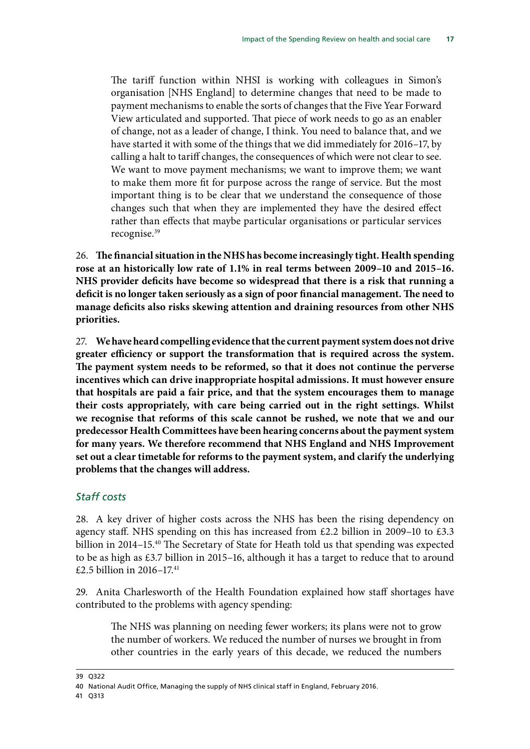> The tariff function within NHSI is working with colleagues in Simon's organisation [NHS England] to determine changes that need to be made to payment mechanisms to enable the sorts of changes that the Five Year Forward View articulated and supported. That piece of work needs to go as an enabler of change, not as a leader of change, I think. You need to balance that, and we have started it with some of the things that we did immediately for 2016–17, by calling a halt to tariff changes, the consequences of which were not clear to see. We want to move payment mechanisms; we want to improve them; we want to make them more fit for purpose across the range of service. But the most important thing is to be clear that we understand the consequence of those changes such that when they are implemented they have the desired effect rather than effects that maybe particular organisations or particular services recognise.[39]

26. **The financial situation in the NHS has become increasingly tight. Health spending rose at an historically low rate of 1.1% in real terms between 2009–10 and 2015–16. NHS provider deficits have become so widespread that there is a risk that running a deficit is no longer taken seriously as a sign of poor financial management. The need to manage deficits also risks skewing attention and draining resources from other NHS priorities.**

27. **We have heard compelling evidence that the current payment system does not drive greater efficiency or support the transformation that is required across the system. The payment system needs to be reformed, so that it does not continue the perverse incentives which can drive inappropriate hospital admissions. It must however ensure that hospitals are paid a fair price, and that the system encourages them to manage their costs appropriately, with care being carried out in the right settings. Whilst we recognise that reforms of this scale cannot be rushed, we note that we and our predecessor Health Committees have been hearing concerns about the payment system for many years. We therefore recommend that NHS England and NHS Improvement set out a clear timetable for reforms to the payment system, and clarify the underlying problems that the changes will address.**

### *Staff costs*

28. A key driver of higher costs across the NHS has been the rising dependency on agency staff. NHS spending on this has increased from £2.2 billion in 2009–10 to £3.3 billion in 2014–15.[40] The Secretary of State for Heath told us that spending was expected to be as high as £3.7 billion in 2015–16, although it has a target to reduce that to around £2.5 billion in 2016–17.[41]

29. Anita Charlesworth of the Health Foundation explained how staff shortages have contributed to the problems with agency spending:

> The NHS was planning on needing fewer workers; its plans were not to grow the number of workers. We reduced the number of nurses we brought in from other countries in the early years of this decade, we reduced the numbers

---

39 Q322

40 National Audit Office, Managing the supply of NHS clinical staff in England, February 2016.

41 Q313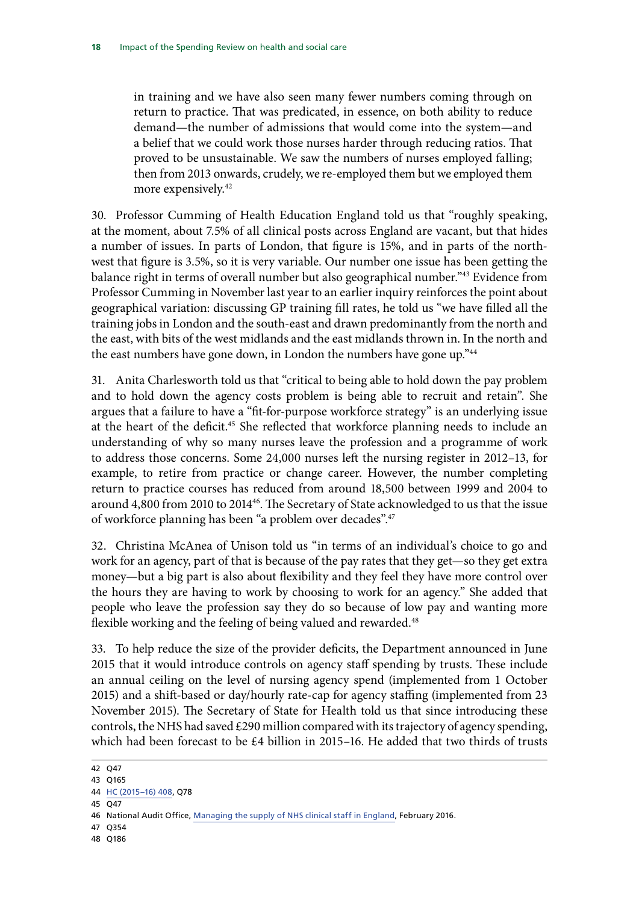in training and we have also seen many fewer numbers coming through on return to practice. That was predicated, in essence, on both ability to reduce demand—the number of admissions that would come into the system—and a belief that we could work those nurses harder through reducing ratios. That proved to be unsustainable. We saw the numbers of nurses employed falling; then from 2013 onwards, crudely, we re-employed them but we employed them more expensively.[42]

30. Professor Cumming of Health Education England told us that "roughly speaking, at the moment, about 7.5% of all clinical posts across England are vacant, but that hides a number of issues. In parts of London, that figure is 15%, and in parts of the north-west that figure is 3.5%, so it is very variable. Our number one issue has been getting the balance right in terms of overall number but also geographical number."[43] Evidence from Professor Cumming in November last year to an earlier inquiry reinforces the point about geographical variation: discussing GP training fill rates, he told us "we have filled all the training jobs in London and the south-east and drawn predominantly from the north and the east, with bits of the west midlands and the east midlands thrown in. In the north and the east numbers have gone down, in London the numbers have gone up."[44]

31. Anita Charlesworth told us that "critical to being able to hold down the pay problem and to hold down the agency costs problem is being able to recruit and retain". She argues that a failure to have a "fit-for-purpose workforce strategy" is an underlying issue at the heart of the deficit.[45] She reflected that workforce planning needs to include an understanding of why so many nurses leave the profession and a programme of work to address those concerns. Some 24,000 nurses left the nursing register in 2012–13, for example, to retire from practice or change career. However, the number completing return to practice courses has reduced from around 18,500 between 1999 and 2004 to around 4,800 from 2010 to 2014[46]. The Secretary of State acknowledged to us that the issue of workforce planning has been "a problem over decades".[47]

32. Christina McAnea of Unison told us "in terms of an individual's choice to go and work for an agency, part of that is because of the pay rates that they get—so they get extra money—but a big part is also about flexibility and they feel they have more control over the hours they are having to work by choosing to work for an agency." She added that people who leave the profession say they do so because of low pay and wanting more flexible working and the feeling of being valued and rewarded.[48]

33. To help reduce the size of the provider deficits, the Department announced in June 2015 that it would introduce controls on agency staff spending by trusts. These include an annual ceiling on the level of nursing agency spend (implemented from 1 October 2015) and a shift-based or day/hourly rate-cap for agency staffing (implemented from 23 November 2015). The Secretary of State for Health told us that since introducing these controls, the NHS had saved £290 million compared with its trajectory of agency spending, which had been forecast to be £4 billion in 2015–16. He added that two thirds of trusts

---

42 Q47

43 Q165

44 HC (2015–16) 408, Q78

45 Q47

46 National Audit Office, Managing the supply of NHS clinical staff in England, February 2016.

47 Q354

48 Q186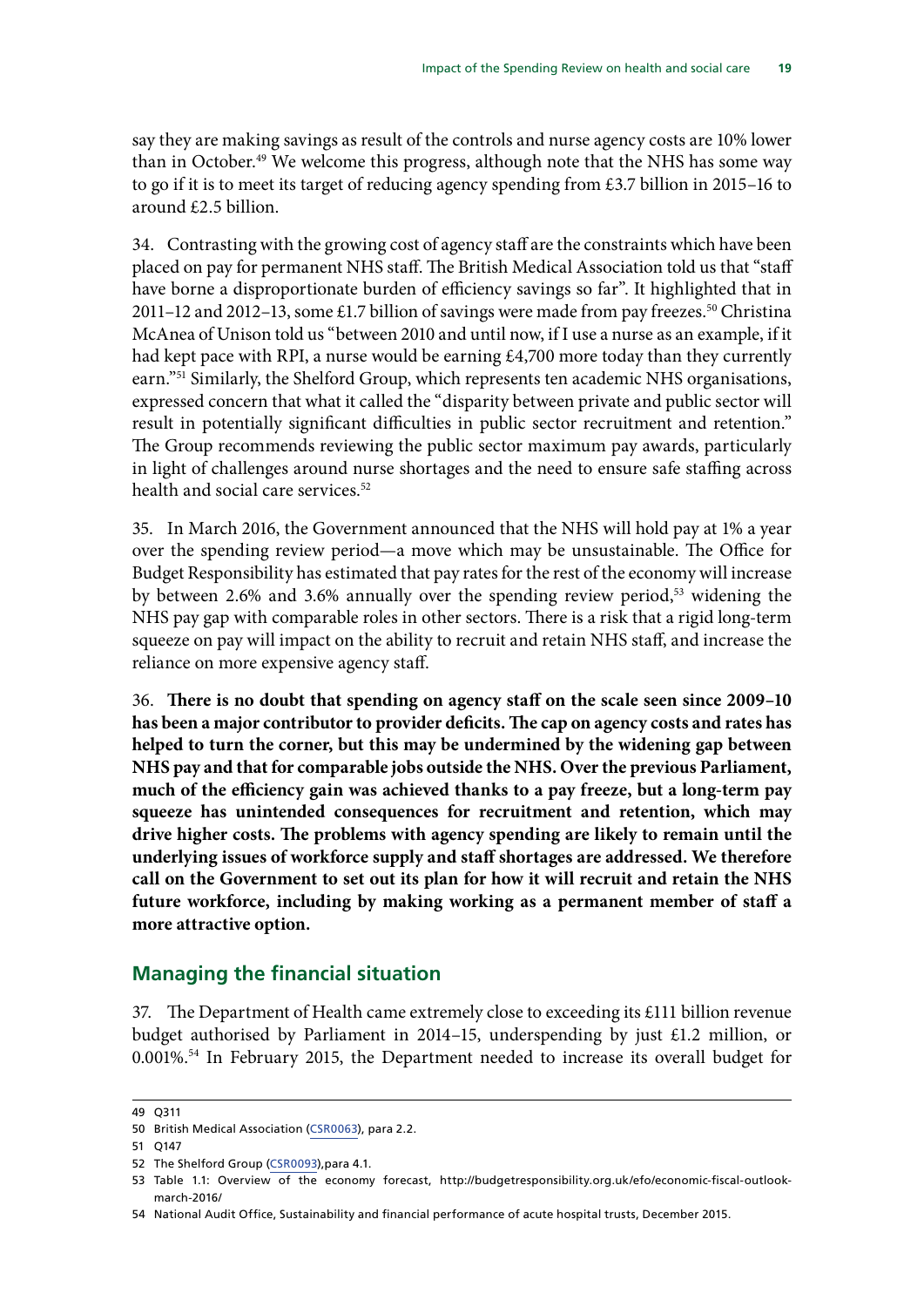say they are making savings as result of the controls and nurse agency costs are 10% lower than in October.[49] We welcome this progress, although note that the NHS has some way to go if it is to meet its target of reducing agency spending from £3.7 billion in 2015–16 to around £2.5 billion.

34. Contrasting with the growing cost of agency staff are the constraints which have been placed on pay for permanent NHS staff. The British Medical Association told us that "staff have borne a disproportionate burden of efficiency savings so far". It highlighted that in 2011–12 and 2012–13, some £1.7 billion of savings were made from pay freezes.[50] Christina McAnea of Unison told us "between 2010 and until now, if I use a nurse as an example, if it had kept pace with RPI, a nurse would be earning £4,700 more today than they currently earn."[51] Similarly, the Shelford Group, which represents ten academic NHS organisations, expressed concern that what it called the "disparity between private and public sector will result in potentially significant difficulties in public sector recruitment and retention." The Group recommends reviewing the public sector maximum pay awards, particularly in light of challenges around nurse shortages and the need to ensure safe staffing across health and social care services.[52]

35. In March 2016, the Government announced that the NHS will hold pay at 1% a year over the spending review period—a move which may be unsustainable. The Office for Budget Responsibility has estimated that pay rates for the rest of the economy will increase by between 2.6% and 3.6% annually over the spending review period,[53] widening the NHS pay gap with comparable roles in other sectors. There is a risk that a rigid long-term squeeze on pay will impact on the ability to recruit and retain NHS staff, and increase the reliance on more expensive agency staff.

36. **There is no doubt that spending on agency staff on the scale seen since 2009–10 has been a major contributor to provider deficits. The cap on agency costs and rates has helped to turn the corner, but this may be undermined by the widening gap between NHS pay and that for comparable jobs outside the NHS. Over the previous Parliament, much of the efficiency gain was achieved thanks to a pay freeze, but a long-term pay squeeze has unintended consequences for recruitment and retention, which may drive higher costs. The problems with agency spending are likely to remain until the underlying issues of workforce supply and staff shortages are addressed. We therefore call on the Government to set out its plan for how it will recruit and retain the NHS future workforce, including by making working as a permanent member of staff a more attractive option.**

## Managing the financial situation

37. The Department of Health came extremely close to exceeding its £111 billion revenue budget authorised by Parliament in 2014–15, underspending by just £1.2 million, or 0.001%.[54] In February 2015, the Department needed to increase its overall budget for

49 Q311

50 British Medical Association (CSR0063), para 2.2.

51 Q147

52 The Shelford Group (CSR0093),para 4.1.

53 Table 1.1: Overview of the economy forecast, http://budgetresponsibility.org.uk/efo/economic-fiscal-outlook-march-2016/

54 National Audit Office, Sustainability and financial performance of acute hospital trusts, December 2015.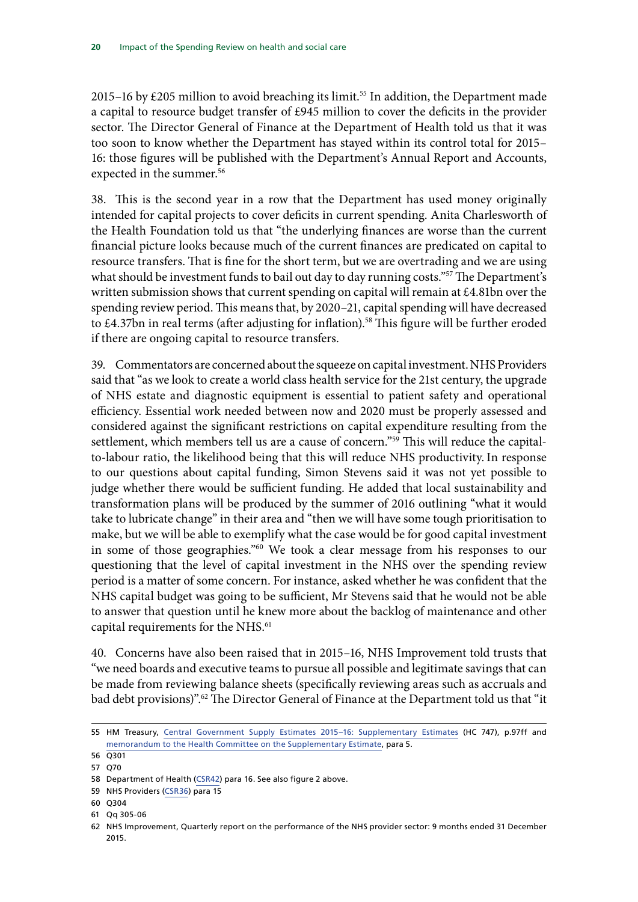2015–16 by £205 million to avoid breaching its limit.[55] In addition, the Department made a capital to resource budget transfer of £945 million to cover the deficits in the provider sector. The Director General of Finance at the Department of Health told us that it was too soon to know whether the Department has stayed within its control total for 2015–16: those figures will be published with the Department's Annual Report and Accounts, expected in the summer.[56]

38. This is the second year in a row that the Department has used money originally intended for capital projects to cover deficits in current spending. Anita Charlesworth of the Health Foundation told us that "the underlying finances are worse than the current financial picture looks because much of the current finances are predicated on capital to resource transfers. That is fine for the short term, but we are overtrading and we are using what should be investment funds to bail out day to day running costs."[57] The Department's written submission shows that current spending on capital will remain at £4.81bn over the spending review period. This means that, by 2020–21, capital spending will have decreased to £4.37bn in real terms (after adjusting for inflation).[58] This figure will be further eroded if there are ongoing capital to resource transfers.

39. Commentators are concerned about the squeeze on capital investment. NHS Providers said that "as we look to create a world class health service for the 21st century, the upgrade of NHS estate and diagnostic equipment is essential to patient safety and operational efficiency. Essential work needed between now and 2020 must be properly assessed and considered against the significant restrictions on capital expenditure resulting from the settlement, which members tell us are a cause of concern."[59] This will reduce the capital-to-labour ratio, the likelihood being that this will reduce NHS productivity. In response to our questions about capital funding, Simon Stevens said it was not yet possible to judge whether there would be sufficient funding. He added that local sustainability and transformation plans will be produced by the summer of 2016 outlining "what it would take to lubricate change" in their area and "then we will have some tough prioritisation to make, but we will be able to exemplify what the case would be for good capital investment in some of those geographies."[60] We took a clear message from his responses to our questioning that the level of capital investment in the NHS over the spending review period is a matter of some concern. For instance, asked whether he was confident that the NHS capital budget was going to be sufficient, Mr Stevens said that he would not be able to answer that question until he knew more about the backlog of maintenance and other capital requirements for the NHS.[61]

40. Concerns have also been raised that in 2015–16, NHS Improvement told trusts that "we need boards and executive teams to pursue all possible and legitimate savings that can be made from reviewing balance sheets (specifically reviewing areas such as accruals and bad debt provisions)".[62] The Director General of Finance at the Department told us that "it

---

55 HM Treasury, Central Government Supply Estimates 2015–16: Supplementary Estimates (HC 747), p.97ff and memorandum to the Health Committee on the Supplementary Estimate, para 5.

56 Q301

57 Q70

58 Department of Health (CSR42) para 16. See also figure 2 above.

59 NHS Providers (CSR36) para 15

60 Q304

61 Qq 305-06

62 NHS Improvement, Quarterly report on the performance of the NHS provider sector: 9 months ended 31 December 2015.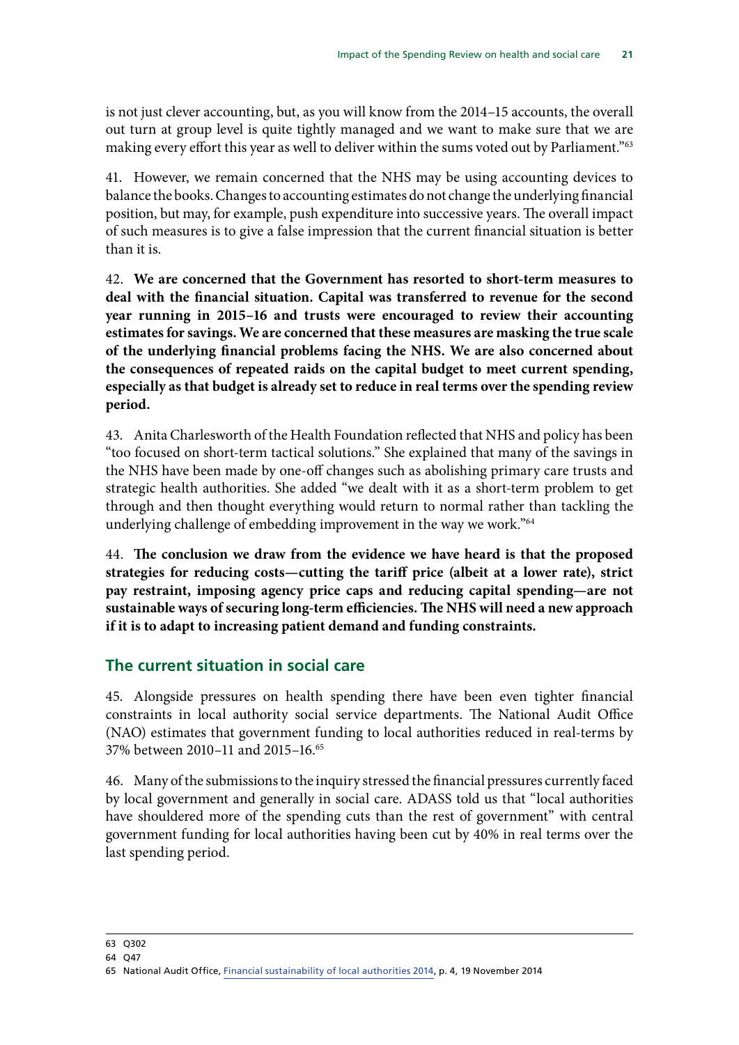is not just clever accounting, but, as you will know from the 2014–15 accounts, the overall out turn at group level is quite tightly managed and we want to make sure that we are making every effort this year as well to deliver within the sums voted out by Parliament."[63]

41. However, we remain concerned that the NHS may be using accounting devices to balance the books. Changes to accounting estimates do not change the underlying financial position, but may, for example, push expenditure into successive years. The overall impact of such measures is to give a false impression that the current financial situation is better than it is.

42. **We are concerned that the Government has resorted to short-term measures to deal with the financial situation. Capital was transferred to revenue for the second year running in 2015–16 and trusts were encouraged to review their accounting estimates for savings. We are concerned that these measures are masking the true scale of the underlying financial problems facing the NHS. We are also concerned about the consequences of repeated raids on the capital budget to meet current spending, especially as that budget is already set to reduce in real terms over the spending review period.**

43. Anita Charlesworth of the Health Foundation reflected that NHS and policy has been "too focused on short-term tactical solutions." She explained that many of the savings in the NHS have been made by one-off changes such as abolishing primary care trusts and strategic health authorities. She added "we dealt with it as a short-term problem to get through and then thought everything would return to normal rather than tackling the underlying challenge of embedding improvement in the way we work."[64]

44. **The conclusion we draw from the evidence we have heard is that the proposed strategies for reducing costs—cutting the tariff price (albeit at a lower rate), strict pay restraint, imposing agency price caps and reducing capital spending—are not sustainable ways of securing long-term efficiencies. The NHS will need a new approach if it is to adapt to increasing patient demand and funding constraints.**

## The current situation in social care

45. Alongside pressures on health spending there have been even tighter financial constraints in local authority social service departments. The National Audit Office (NAO) estimates that government funding to local authorities reduced in real-terms by 37% between 2010–11 and 2015–16.[65]

46. Many of the submissions to the inquiry stressed the financial pressures currently faced by local government and generally in social care. ADASS told us that "local authorities have shouldered more of the spending cuts than the rest of government" with central government funding for local authorities having been cut by 40% in real terms over the last spending period.

---

63 Q302

64 Q47

65 National Audit Office, Financial sustainability of local authorities 2014, p. 4, 19 November 2014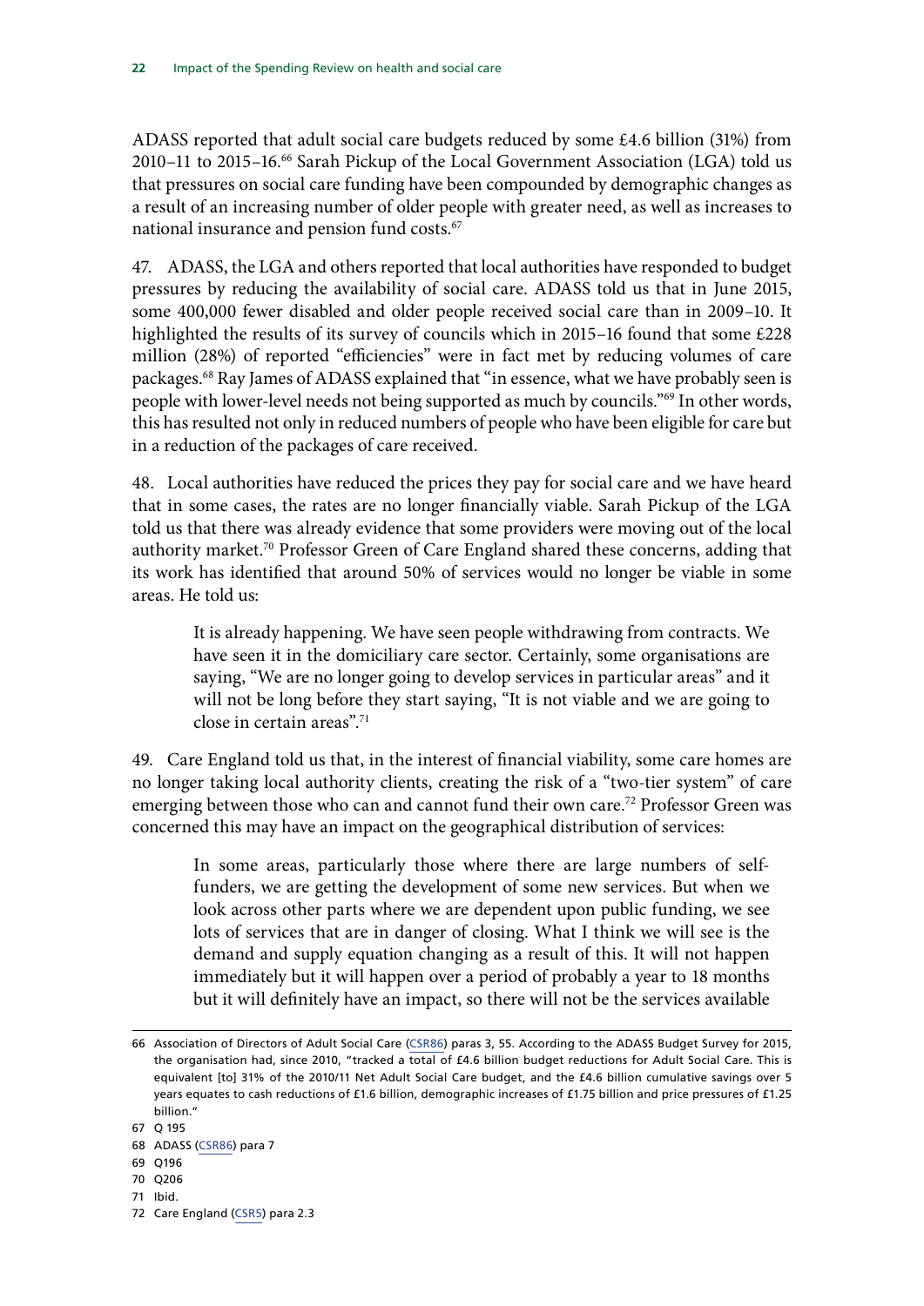ADASS reported that adult social care budgets reduced by some £4.6 billion (31%) from 2010–11 to 2015–16.[66] Sarah Pickup of the Local Government Association (LGA) told us that pressures on social care funding have been compounded by demographic changes as a result of an increasing number of older people with greater need, as well as increases to national insurance and pension fund costs.[67]

47. ADASS, the LGA and others reported that local authorities have responded to budget pressures by reducing the availability of social care. ADASS told us that in June 2015, some 400,000 fewer disabled and older people received social care than in 2009–10. It highlighted the results of its survey of councils which in 2015–16 found that some £228 million (28%) of reported "efficiencies" were in fact met by reducing volumes of care packages.[68] Ray James of ADASS explained that "in essence, what we have probably seen is people with lower-level needs not being supported as much by councils."[69] In other words, this has resulted not only in reduced numbers of people who have been eligible for care but in a reduction of the packages of care received.

48. Local authorities have reduced the prices they pay for social care and we have heard that in some cases, the rates are no longer financially viable. Sarah Pickup of the LGA told us that there was already evidence that some providers were moving out of the local authority market.[70] Professor Green of Care England shared these concerns, adding that its work has identified that around 50% of services would no longer be viable in some areas. He told us:

> It is already happening. We have seen people withdrawing from contracts. We have seen it in the domiciliary care sector. Certainly, some organisations are saying, "We are no longer going to develop services in particular areas" and it will not be long before they start saying, "It is not viable and we are going to close in certain areas".[71]

49. Care England told us that, in the interest of financial viability, some care homes are no longer taking local authority clients, creating the risk of a "two-tier system" of care emerging between those who can and cannot fund their own care.[72] Professor Green was concerned this may have an impact on the geographical distribution of services:

> In some areas, particularly those where there are large numbers of self-funders, we are getting the development of some new services. But when we look across other parts where we are dependent upon public funding, we see lots of services that are in danger of closing. What I think we will see is the demand and supply equation changing as a result of this. It will not happen immediately but it will happen over a period of probably a year to 18 months but it will definitely have an impact, so there will not be the services available

---

66 Association of Directors of Adult Social Care (CSR86) paras 3, 55. According to the ADASS Budget Survey for 2015, the organisation had, since 2010, "tracked a total of £4.6 billion budget reductions for Adult Social Care. This is equivalent [to] 31% of the 2010/11 Net Adult Social Care budget, and the £4.6 billion cumulative savings over 5 years equates to cash reductions of £1.6 billion, demographic increases of £1.75 billion and price pressures of £1.25 billion."

67 Q 195

68 ADASS (CSR86) para 7

69 Q196

70 Q206

71 Ibid.

72 Care England (CSR5) para 2.3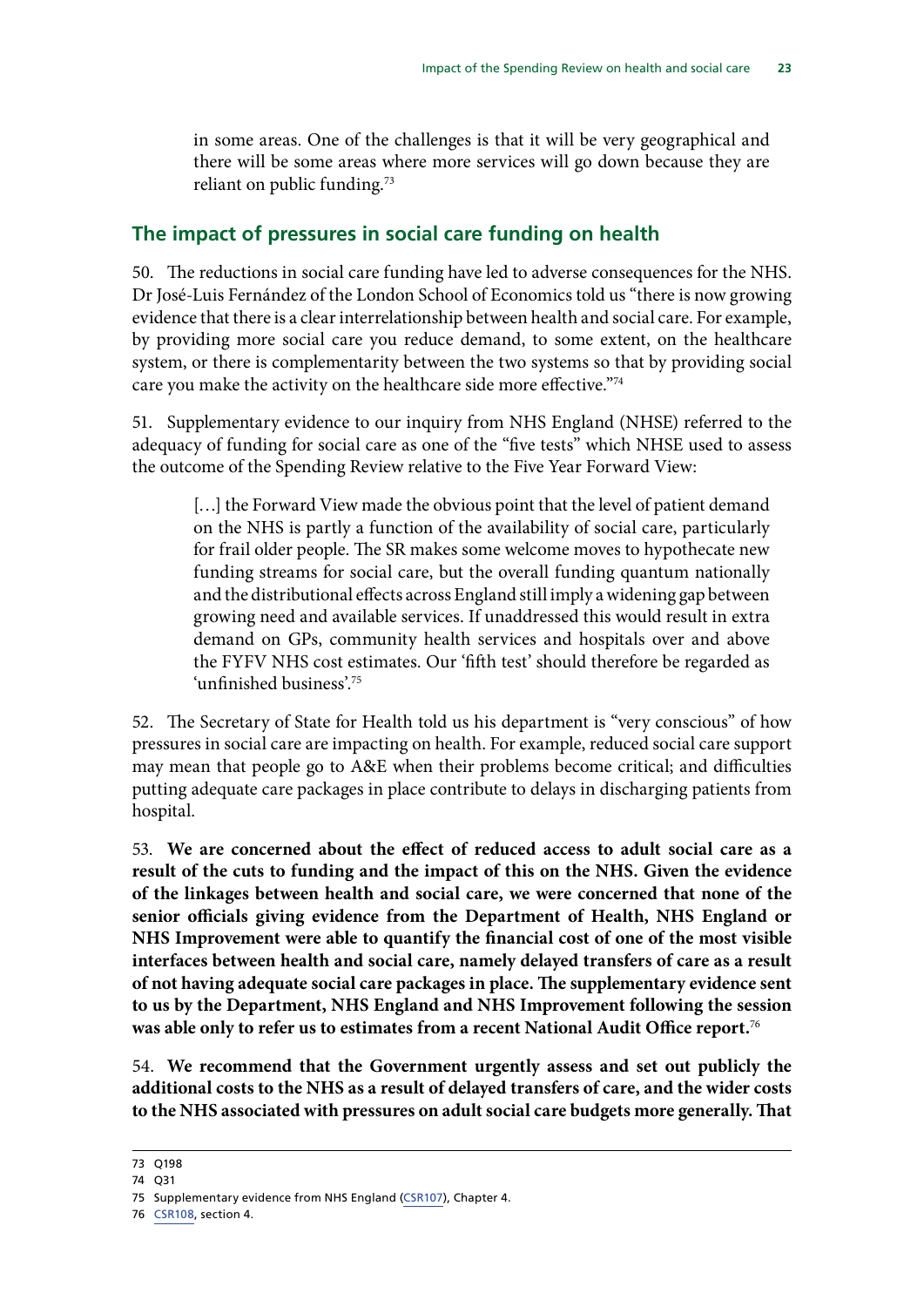in some areas. One of the challenges is that it will be very geographical and there will be some areas where more services will go down because they are reliant on public funding.[73]

## The impact of pressures in social care funding on health

50. The reductions in social care funding have led to adverse consequences for the NHS. Dr José-Luis Fernández of the London School of Economics told us "there is now growing evidence that there is a clear interrelationship between health and social care. For example, by providing more social care you reduce demand, to some extent, on the healthcare system, or there is complementarity between the two systems so that by providing social care you make the activity on the healthcare side more effective."[74]

51. Supplementary evidence to our inquiry from NHS England (NHSE) referred to the adequacy of funding for social care as one of the "five tests" which NHSE used to assess the outcome of the Spending Review relative to the Five Year Forward View:

> […] the Forward View made the obvious point that the level of patient demand on the NHS is partly a function of the availability of social care, particularly for frail older people. The SR makes some welcome moves to hypothecate new funding streams for social care, but the overall funding quantum nationally and the distributional effects across England still imply a widening gap between growing need and available services. If unaddressed this would result in extra demand on GPs, community health services and hospitals over and above the FYFV NHS cost estimates. Our 'fifth test' should therefore be regarded as 'unfinished business'.[75]

52. The Secretary of State for Health told us his department is "very conscious" of how pressures in social care are impacting on health. For example, reduced social care support may mean that people go to A&E when their problems become critical; and difficulties putting adequate care packages in place contribute to delays in discharging patients from hospital.

53. **We are concerned about the effect of reduced access to adult social care as a result of the cuts to funding and the impact of this on the NHS. Given the evidence of the linkages between health and social care, we were concerned that none of the senior officials giving evidence from the Department of Health, NHS England or NHS Improvement were able to quantify the financial cost of one of the most visible interfaces between health and social care, namely delayed transfers of care as a result of not having adequate social care packages in place. The supplementary evidence sent to us by the Department, NHS England and NHS Improvement following the session was able only to refer us to estimates from a recent National Audit Office report.**[76]

54. **We recommend that the Government urgently assess and set out publicly the additional costs to the NHS as a result of delayed transfers of care, and the wider costs to the NHS associated with pressures on adult social care budgets more generally. That**

---

73 Q198

74 Q31

75 Supplementary evidence from NHS England (CSR107), Chapter 4.

76 CSR108, section 4.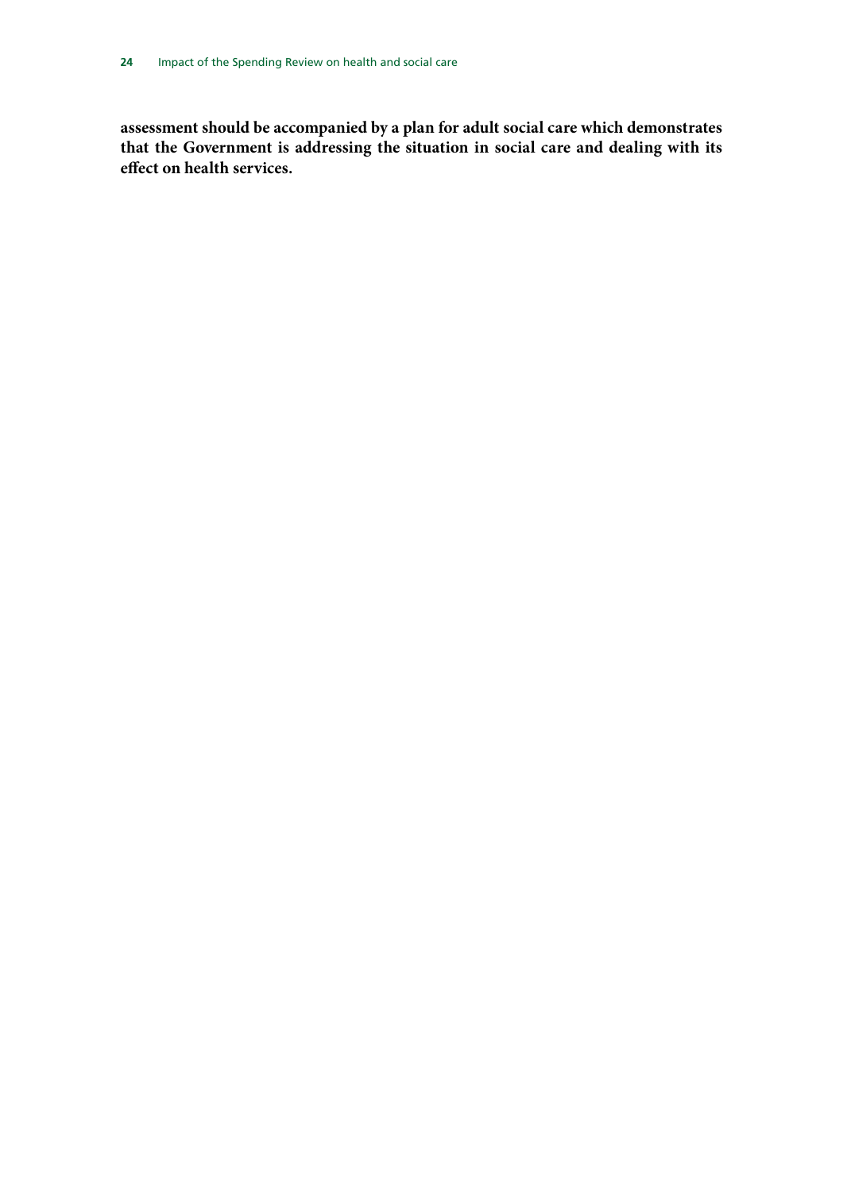**assessment should be accompanied by a plan for adult social care which demonstrates that the Government is addressing the situation in social care and dealing with its effect on health services.**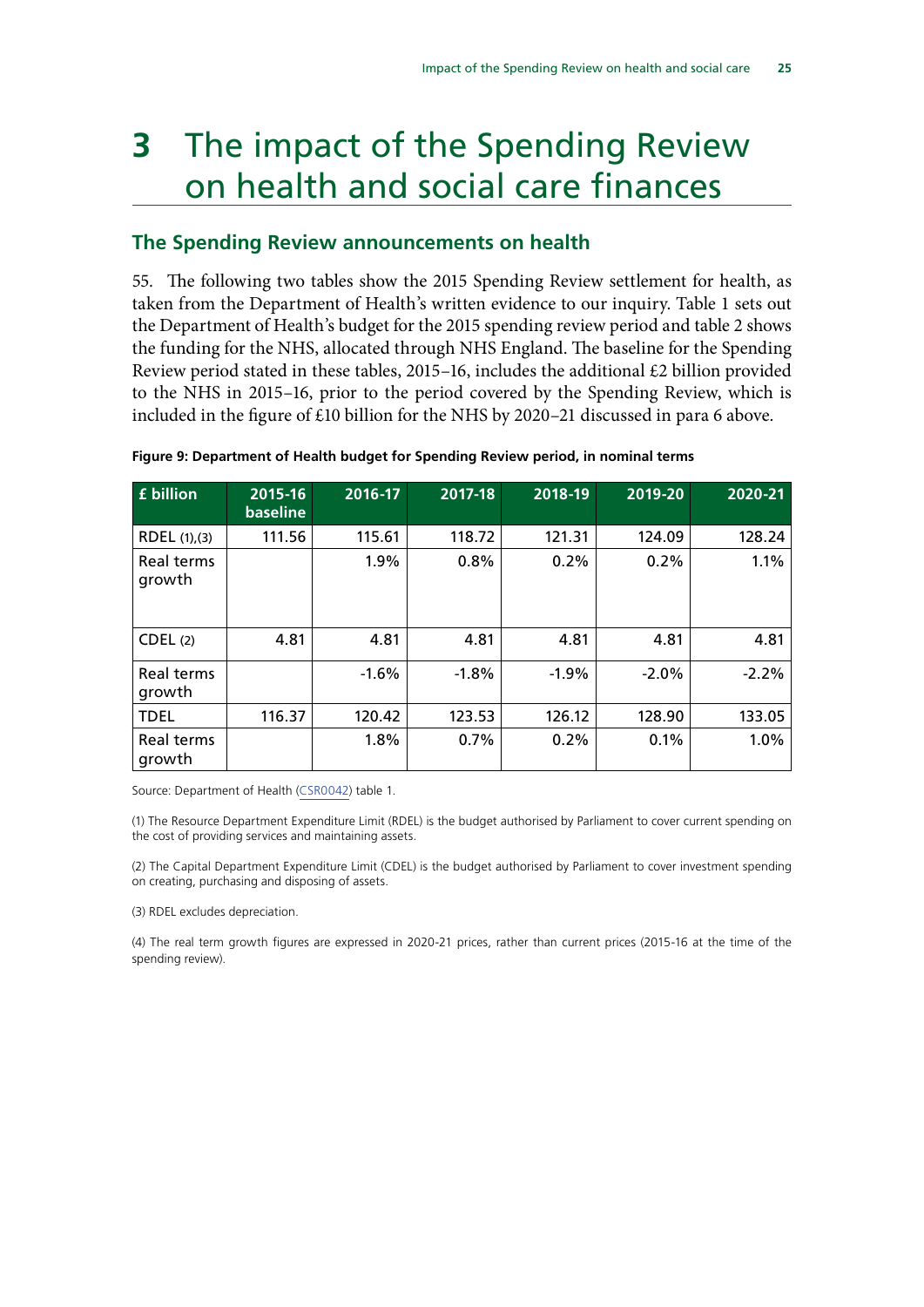# 3 The impact of the Spending Review on health and social care finances

## The Spending Review announcements on health

55. The following two tables show the 2015 Spending Review settlement for health, as taken from the Department of Health's written evidence to our inquiry. Table 1 sets out the Department of Health's budget for the 2015 spending review period and table 2 shows the funding for the NHS, allocated through NHS England. The baseline for the Spending Review period stated in these tables, 2015–16, includes the additional £2 billion provided to the NHS in 2015–16, prior to the period covered by the Spending Review, which is included in the figure of £10 billion for the NHS by 2020–21 discussed in para 6 above.

**Figure 9: Department of Health budget for Spending Review period, in nominal terms**

| £ billion | 2015-16 baseline | 2016-17 | 2017-18 | 2018-19 | 2019-20 | 2020-21 |
|---|---|---|---|---|---|---|
| RDEL (1),(3) | 111.56 | 115.61 | 118.72 | 121.31 | 124.09 | 128.24 |
| Real terms growth | | 1.9% | 0.8% | 0.2% | 0.2% | 1.1% |
| CDEL (2) | 4.81 | 4.81 | 4.81 | 4.81 | 4.81 | 4.81 |
| Real terms growth | | -1.6% | -1.8% | -1.9% | -2.0% | -2.2% |
| TDEL | 116.37 | 120.42 | 123.53 | 126.12 | 128.90 | 133.05 |
| Real terms growth | | 1.8% | 0.7% | 0.2% | 0.1% | 1.0% |

Source: Department of Health (CSR0042) table 1.

(1) The Resource Department Expenditure Limit (RDEL) is the budget authorised by Parliament to cover current spending on the cost of providing services and maintaining assets.

(2) The Capital Department Expenditure Limit (CDEL) is the budget authorised by Parliament to cover investment spending on creating, purchasing and disposing of assets.

(3) RDEL excludes depreciation.

(4) The real term growth figures are expressed in 2020-21 prices, rather than current prices (2015-16 at the time of the spending review).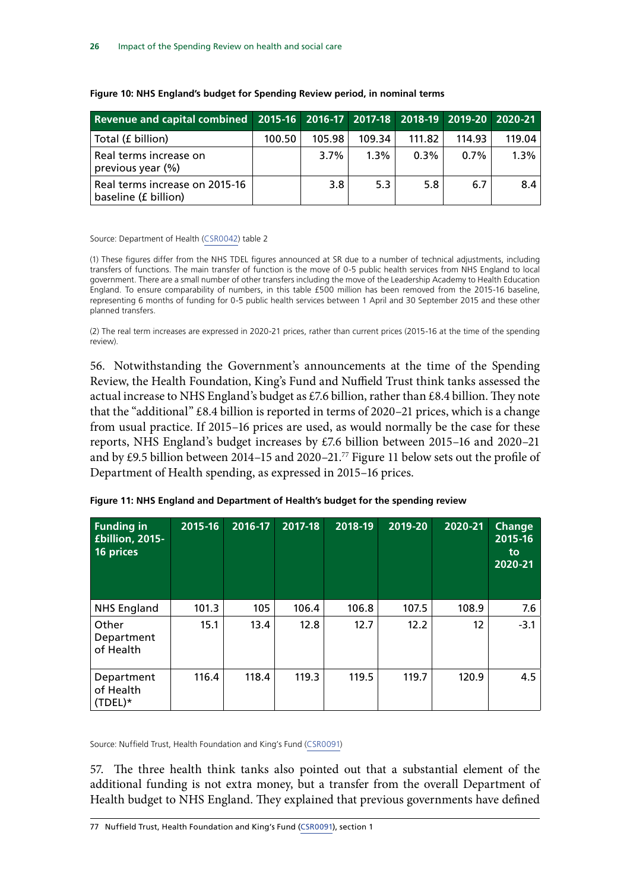**Figure 10: NHS England's budget for Spending Review period, in nominal terms**

| Revenue and capital combined | 2015-16 | 2016-17 | 2017-18 | 2018-19 | 2019-20 | 2020-21 |
|---|---|---|---|---|---|---|
| Total (£ billion) | 100.50 | 105.98 | 109.34 | 111.82 | 114.93 | 119.04 |
| Real terms increase on previous year (%) | | 3.7% | 1.3% | 0.3% | 0.7% | 1.3% |
| Real terms increase on 2015-16 baseline (£ billion) | | 3.8 | 5.3 | 5.8 | 6.7 | 8.4 |

Source: Department of Health (CSR0042) table 2

(1) These figures differ from the NHS TDEL figures announced at SR due to a number of technical adjustments, including transfers of functions. The main transfer of function is the move of 0-5 public health services from NHS England to local government. There are a small number of other transfers including the move of the Leadership Academy to Health Education England. To ensure comparability of numbers, in this table £500 million has been removed from the 2015-16 baseline, representing 6 months of funding for 0-5 public health services between 1 April and 30 September 2015 and these other planned transfers.

(2) The real term increases are expressed in 2020-21 prices, rather than current prices (2015-16 at the time of the spending review).

56. Notwithstanding the Government's announcements at the time of the Spending Review, the Health Foundation, King's Fund and Nuffield Trust think tanks assessed the actual increase to NHS England's budget as £7.6 billion, rather than £8.4 billion. They note that the "additional" £8.4 billion is reported in terms of 2020–21 prices, which is a change from usual practice. If 2015–16 prices are used, as would normally be the case for these reports, NHS England's budget increases by £7.6 billion between 2015–16 and 2020–21 and by £9.5 billion between 2014–15 and 2020–21.[77] Figure 11 below sets out the profile of Department of Health spending, as expressed in 2015–16 prices.

**Figure 11: NHS England and Department of Health's budget for the spending review**

| Funding in £billion, 2015-16 prices | 2015-16 | 2016-17 | 2017-18 | 2018-19 | 2019-20 | 2020-21 | Change 2015-16 to 2020-21 |
|---|---|---|---|---|---|---|---|
| NHS England | 101.3 | 105 | 106.4 | 106.8 | 107.5 | 108.9 | 7.6 |
| Other Department of Health | 15.1 | 13.4 | 12.8 | 12.7 | 12.2 | 12 | -3.1 |
| Department of Health (TDEL)* | 116.4 | 118.4 | 119.3 | 119.5 | 119.7 | 120.9 | 4.5 |

Source: Nuffield Trust, Health Foundation and King's Fund (CSR0091)

57. The three health think tanks also pointed out that a substantial element of the additional funding is not extra money, but a transfer from the overall Department of Health budget to NHS England. They explained that previous governments have defined

77 Nuffield Trust, Health Foundation and King's Fund (CSR0091), section 1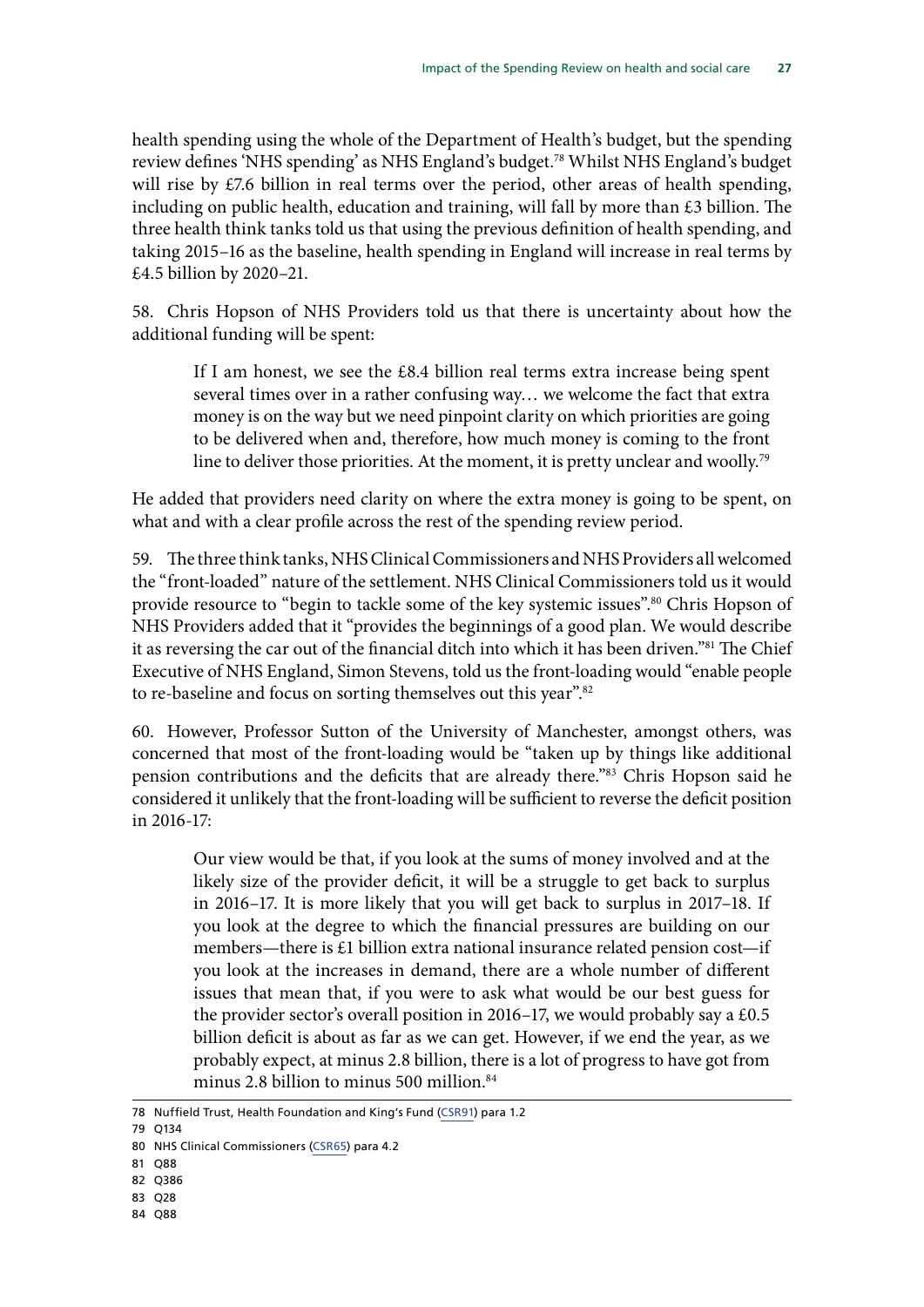health spending using the whole of the Department of Health's budget, but the spending review defines 'NHS spending' as NHS England's budget.[78] Whilst NHS England's budget will rise by £7.6 billion in real terms over the period, other areas of health spending, including on public health, education and training, will fall by more than £3 billion. The three health think tanks told us that using the previous definition of health spending, and taking 2015–16 as the baseline, health spending in England will increase in real terms by £4.5 billion by 2020–21.

58. Chris Hopson of NHS Providers told us that there is uncertainty about how the additional funding will be spent:

> If I am honest, we see the £8.4 billion real terms extra increase being spent several times over in a rather confusing way… we welcome the fact that extra money is on the way but we need pinpoint clarity on which priorities are going to be delivered when and, therefore, how much money is coming to the front line to deliver those priorities. At the moment, it is pretty unclear and woolly.[79]

He added that providers need clarity on where the extra money is going to be spent, on what and with a clear profile across the rest of the spending review period.

59. The three think tanks, NHS Clinical Commissioners and NHS Providers all welcomed the "front-loaded" nature of the settlement. NHS Clinical Commissioners told us it would provide resource to "begin to tackle some of the key systemic issues".[80] Chris Hopson of NHS Providers added that it "provides the beginnings of a good plan. We would describe it as reversing the car out of the financial ditch into which it has been driven."[81] The Chief Executive of NHS England, Simon Stevens, told us the front-loading would "enable people to re-baseline and focus on sorting themselves out this year".[82]

60. However, Professor Sutton of the University of Manchester, amongst others, was concerned that most of the front-loading would be "taken up by things like additional pension contributions and the deficits that are already there."[83] Chris Hopson said he considered it unlikely that the front-loading will be sufficient to reverse the deficit position in 2016-17:

> Our view would be that, if you look at the sums of money involved and at the likely size of the provider deficit, it will be a struggle to get back to surplus in 2016–17. It is more likely that you will get back to surplus in 2017–18. If you look at the degree to which the financial pressures are building on our members—there is £1 billion extra national insurance related pension cost—if you look at the increases in demand, there are a whole number of different issues that mean that, if you were to ask what would be our best guess for the provider sector's overall position in 2016–17, we would probably say a £0.5 billion deficit is about as far as we can get. However, if we end the year, as we probably expect, at minus 2.8 billion, there is a lot of progress to have got from minus 2.8 billion to minus 500 million.[84]

---

78 Nuffield Trust, Health Foundation and King's Fund (CSR91) para 1.2

79 Q134

80 NHS Clinical Commissioners (CSR65) para 4.2

81 Q88

82 Q386

83 Q28

84 Q88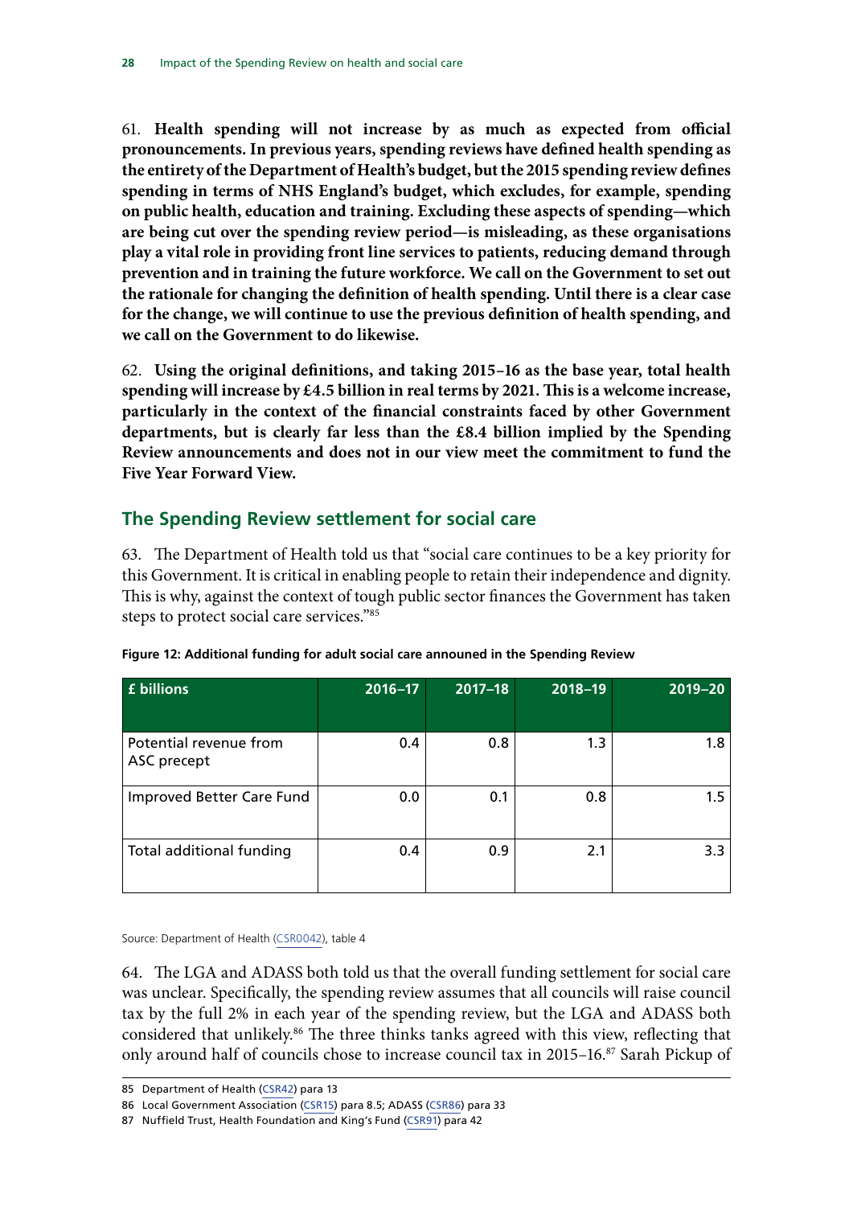61. **Health spending will not increase by as much as expected from official pronouncements. In previous years, spending reviews have defined health spending as the entirety of the Department of Health's budget, but the 2015 spending review defines spending in terms of NHS England's budget, which excludes, for example, spending on public health, education and training. Excluding these aspects of spending—which are being cut over the spending review period—is misleading, as these organisations play a vital role in providing front line services to patients, reducing demand through prevention and in training the future workforce. We call on the Government to set out the rationale for changing the definition of health spending. Until there is a clear case for the change, we will continue to use the previous definition of health spending, and we call on the Government to do likewise.**

62. **Using the original definitions, and taking 2015–16 as the base year, total health spending will increase by £4.5 billion in real terms by 2021. This is a welcome increase, particularly in the context of the financial constraints faced by other Government departments, but is clearly far less than the £8.4 billion implied by the Spending Review announcements and does not in our view meet the commitment to fund the Five Year Forward View.**

## The Spending Review settlement for social care

63. The Department of Health told us that "social care continues to be a key priority for this Government. It is critical in enabling people to retain their independence and dignity. This is why, against the context of tough public sector finances the Government has taken steps to protect social care services."[85]

**Figure 12: Additional funding for adult social care announced in the Spending Review**

| £ billions | 2016–17 | 2017–18 | 2018–19 | 2019–20 |
|---|---|---|---|---|
| Potential revenue from ASC precept | 0.4 | 0.8 | 1.3 | 1.8 |
| Improved Better Care Fund | 0.0 | 0.1 | 0.8 | 1.5 |
| Total additional funding | 0.4 | 0.9 | 2.1 | 3.3 |

Source: Department of Health (CSR0042), table 4

64. The LGA and ADASS both told us that the overall funding settlement for social care was unclear. Specifically, the spending review assumes that all councils will raise council tax by the full 2% in each year of the spending review, but the LGA and ADASS both considered that unlikely.[86] The three thinks tanks agreed with this view, reflecting that only around half of councils chose to increase council tax in 2015–16.[87] Sarah Pickup of

85 Department of Health (CSR42) para 13

86 Local Government Association (CSR15) para 8.5; ADASS (CSR86) para 33

87 Nuffield Trust, Health Foundation and King's Fund (CSR91) para 42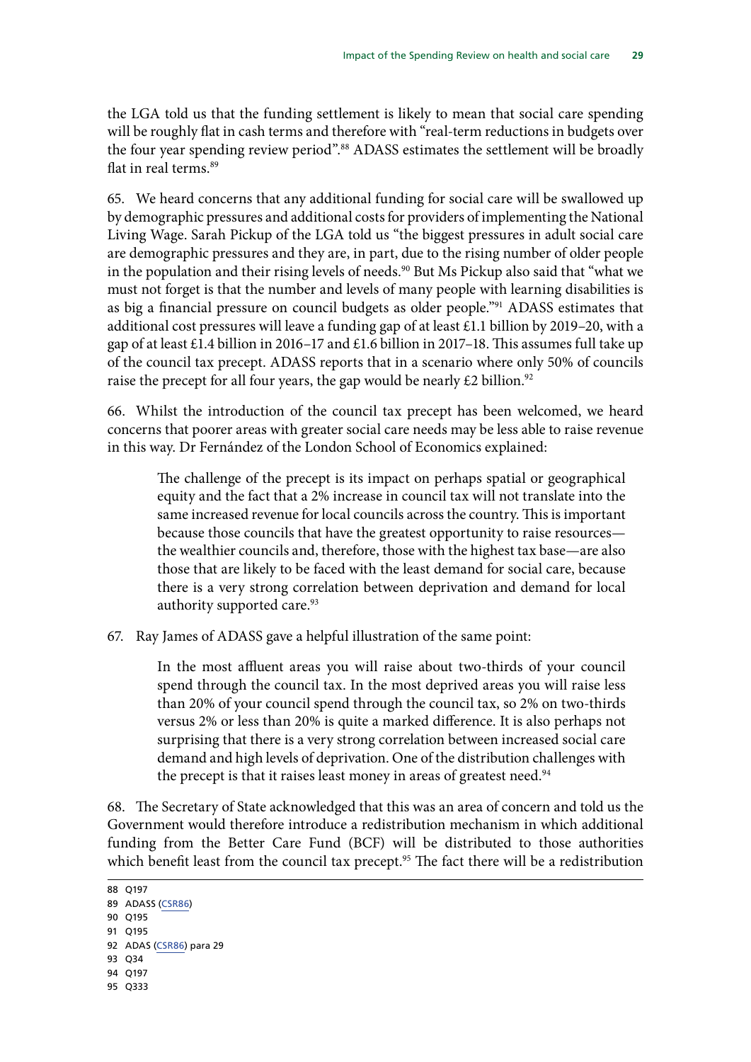the LGA told us that the funding settlement is likely to mean that social care spending will be roughly flat in cash terms and therefore with "real-term reductions in budgets over the four year spending review period".[88] ADASS estimates the settlement will be broadly flat in real terms.[89]

65. We heard concerns that any additional funding for social care will be swallowed up by demographic pressures and additional costs for providers of implementing the National Living Wage. Sarah Pickup of the LGA told us "the biggest pressures in adult social care are demographic pressures and they are, in part, due to the rising number of older people in the population and their rising levels of needs.[90] But Ms Pickup also said that "what we must not forget is that the number and levels of many people with learning disabilities is as big a financial pressure on council budgets as older people."[91] ADASS estimates that additional cost pressures will leave a funding gap of at least £1.1 billion by 2019–20, with a gap of at least £1.4 billion in 2016–17 and £1.6 billion in 2017–18. This assumes full take up of the council tax precept. ADASS reports that in a scenario where only 50% of councils raise the precept for all four years, the gap would be nearly £2 billion.[92]

66. Whilst the introduction of the council tax precept has been welcomed, we heard concerns that poorer areas with greater social care needs may be less able to raise revenue in this way. Dr Fernández of the London School of Economics explained:

> The challenge of the precept is its impact on perhaps spatial or geographical equity and the fact that a 2% increase in council tax will not translate into the same increased revenue for local councils across the country. This is important because those councils that have the greatest opportunity to raise resources—the wealthier councils and, therefore, those with the highest tax base—are also those that are likely to be faced with the least demand for social care, because there is a very strong correlation between deprivation and demand for local authority supported care.[93]

67. Ray James of ADASS gave a helpful illustration of the same point:

> In the most affluent areas you will raise about two-thirds of your council spend through the council tax. In the most deprived areas you will raise less than 20% of your council spend through the council tax, so 2% on two-thirds versus 2% or less than 20% is quite a marked difference. It is also perhaps not surprising that there is a very strong correlation between increased social care demand and high levels of deprivation. One of the distribution challenges with the precept is that it raises least money in areas of greatest need.[94]

68. The Secretary of State acknowledged that this was an area of concern and told us the Government would therefore introduce a redistribution mechanism in which additional funding from the Better Care Fund (BCF) will be distributed to those authorities which benefit least from the council tax precept.[95] The fact there will be a redistribution

88 Q197
89 ADASS (CSR86)
90 Q195
91 Q195
92 ADAS (CSR86) para 29
93 Q34
94 Q197
95 Q333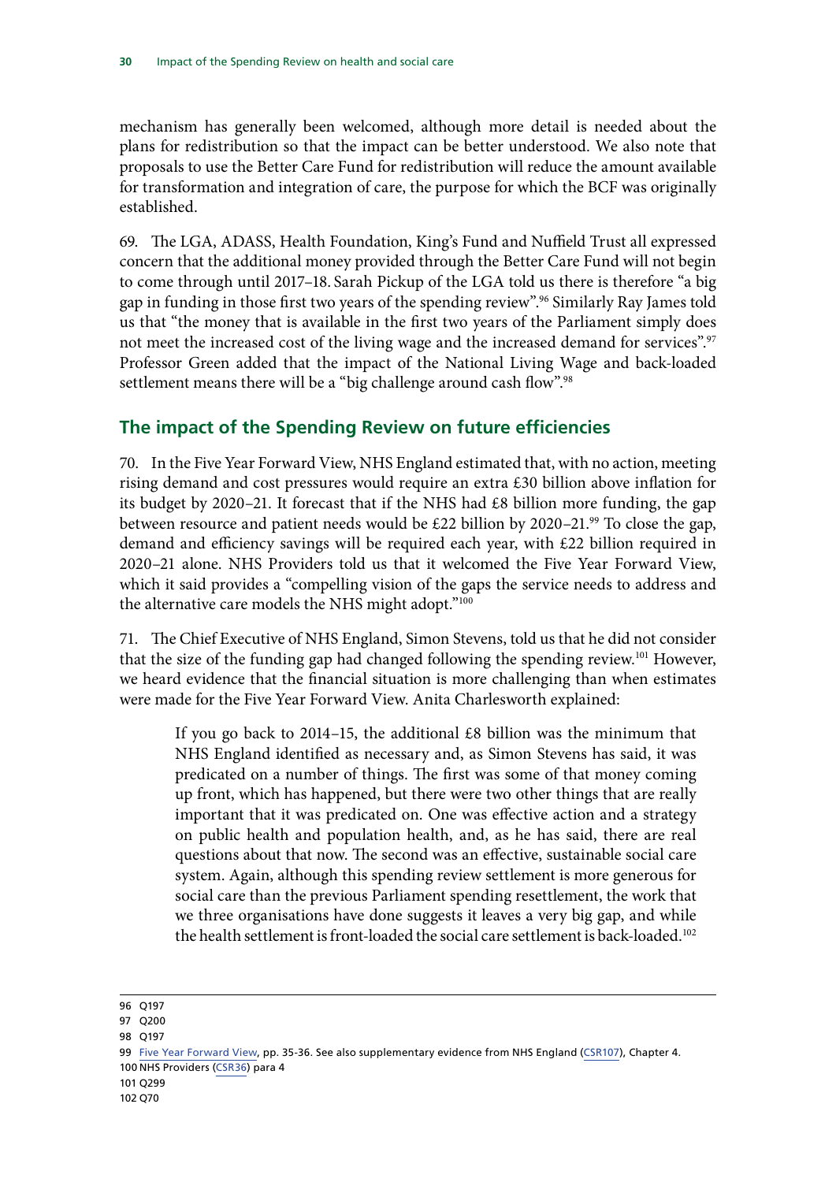mechanism has generally been welcomed, although more detail is needed about the plans for redistribution so that the impact can be better understood. We also note that proposals to use the Better Care Fund for redistribution will reduce the amount available for transformation and integration of care, the purpose for which the BCF was originally established.

69. The LGA, ADASS, Health Foundation, King's Fund and Nuffield Trust all expressed concern that the additional money provided through the Better Care Fund will not begin to come through until 2017–18. Sarah Pickup of the LGA told us there is therefore "a big gap in funding in those first two years of the spending review".[96] Similarly Ray James told us that "the money that is available in the first two years of the Parliament simply does not meet the increased cost of the living wage and the increased demand for services".[97] Professor Green added that the impact of the National Living Wage and back-loaded settlement means there will be a "big challenge around cash flow".[98]

## The impact of the Spending Review on future efficiencies

70. In the Five Year Forward View, NHS England estimated that, with no action, meeting rising demand and cost pressures would require an extra £30 billion above inflation for its budget by 2020–21. It forecast that if the NHS had £8 billion more funding, the gap between resource and patient needs would be £22 billion by 2020–21.[99] To close the gap, demand and efficiency savings will be required each year, with £22 billion required in 2020–21 alone. NHS Providers told us that it welcomed the Five Year Forward View, which it said provides a "compelling vision of the gaps the service needs to address and the alternative care models the NHS might adopt."[100]

71. The Chief Executive of NHS England, Simon Stevens, told us that he did not consider that the size of the funding gap had changed following the spending review.[101] However, we heard evidence that the financial situation is more challenging than when estimates were made for the Five Year Forward View. Anita Charlesworth explained:

> If you go back to 2014–15, the additional £8 billion was the minimum that NHS England identified as necessary and, as Simon Stevens has said, it was predicated on a number of things. The first was some of that money coming up front, which has happened, but there were two other things that are really important that it was predicated on. One was effective action and a strategy on public health and population health, and, as he has said, there are real questions about that now. The second was an effective, sustainable social care system. Again, although this spending review settlement is more generous for social care than the previous Parliament spending resettlement, the work that we three organisations have done suggests it leaves a very big gap, and while the health settlement is front-loaded the social care settlement is back-loaded.[102]

---

96 Q197

97 Q200

98 Q197

99 Five Year Forward View, pp. 35-36. See also supplementary evidence from NHS England (CSR107), Chapter 4.

100 NHS Providers (CSR36) para 4

101 Q299

102 Q70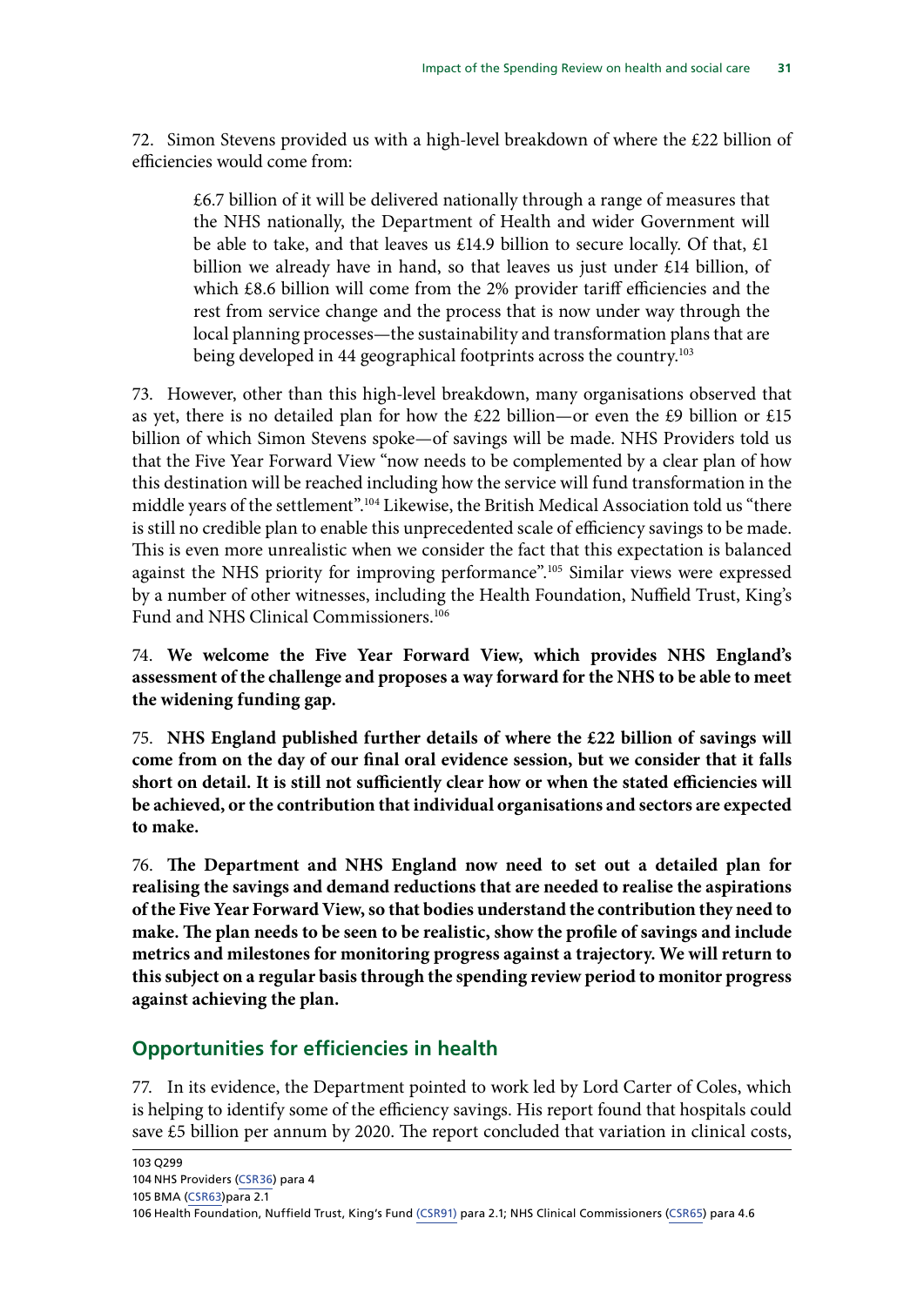72. Simon Stevens provided us with a high-level breakdown of where the £22 billion of efficiencies would come from:

> £6.7 billion of it will be delivered nationally through a range of measures that the NHS nationally, the Department of Health and wider Government will be able to take, and that leaves us £14.9 billion to secure locally. Of that, £1 billion we already have in hand, so that leaves us just under £14 billion, of which £8.6 billion will come from the 2% provider tariff efficiencies and the rest from service change and the process that is now under way through the local planning processes—the sustainability and transformation plans that are being developed in 44 geographical footprints across the country.[103]

73. However, other than this high-level breakdown, many organisations observed that as yet, there is no detailed plan for how the £22 billion—or even the £9 billion or £15 billion of which Simon Stevens spoke—of savings will be made. NHS Providers told us that the Five Year Forward View "now needs to be complemented by a clear plan of how this destination will be reached including how the service will fund transformation in the middle years of the settlement".[104] Likewise, the British Medical Association told us "there is still no credible plan to enable this unprecedented scale of efficiency savings to be made. This is even more unrealistic when we consider the fact that this expectation is balanced against the NHS priority for improving performance".[105] Similar views were expressed by a number of other witnesses, including the Health Foundation, Nuffield Trust, King's Fund and NHS Clinical Commissioners.[106]

74. **We welcome the Five Year Forward View, which provides NHS England's assessment of the challenge and proposes a way forward for the NHS to be able to meet the widening funding gap.**

75. **NHS England published further details of where the £22 billion of savings will come from on the day of our final oral evidence session, but we consider that it falls short on detail. It is still not sufficiently clear how or when the stated efficiencies will be achieved, or the contribution that individual organisations and sectors are expected to make.**

76. **The Department and NHS England now need to set out a detailed plan for realising the savings and demand reductions that are needed to realise the aspirations of the Five Year Forward View, so that bodies understand the contribution they need to make. The plan needs to be seen to be realistic, show the profile of savings and include metrics and milestones for monitoring progress against a trajectory. We will return to this subject on a regular basis through the spending review period to monitor progress against achieving the plan.**

## Opportunities for efficiencies in health

77. In its evidence, the Department pointed to work led by Lord Carter of Coles, which is helping to identify some of the efficiency savings. His report found that hospitals could save £5 billion per annum by 2020. The report concluded that variation in clinical costs,

---

103 Q299

104 NHS Providers (CSR36) para 4

105 BMA (CSR63)para 2.1

106 Health Foundation, Nuffield Trust, King's Fund (CSR91) para 2.1; NHS Clinical Commissioners (CSR65) para 4.6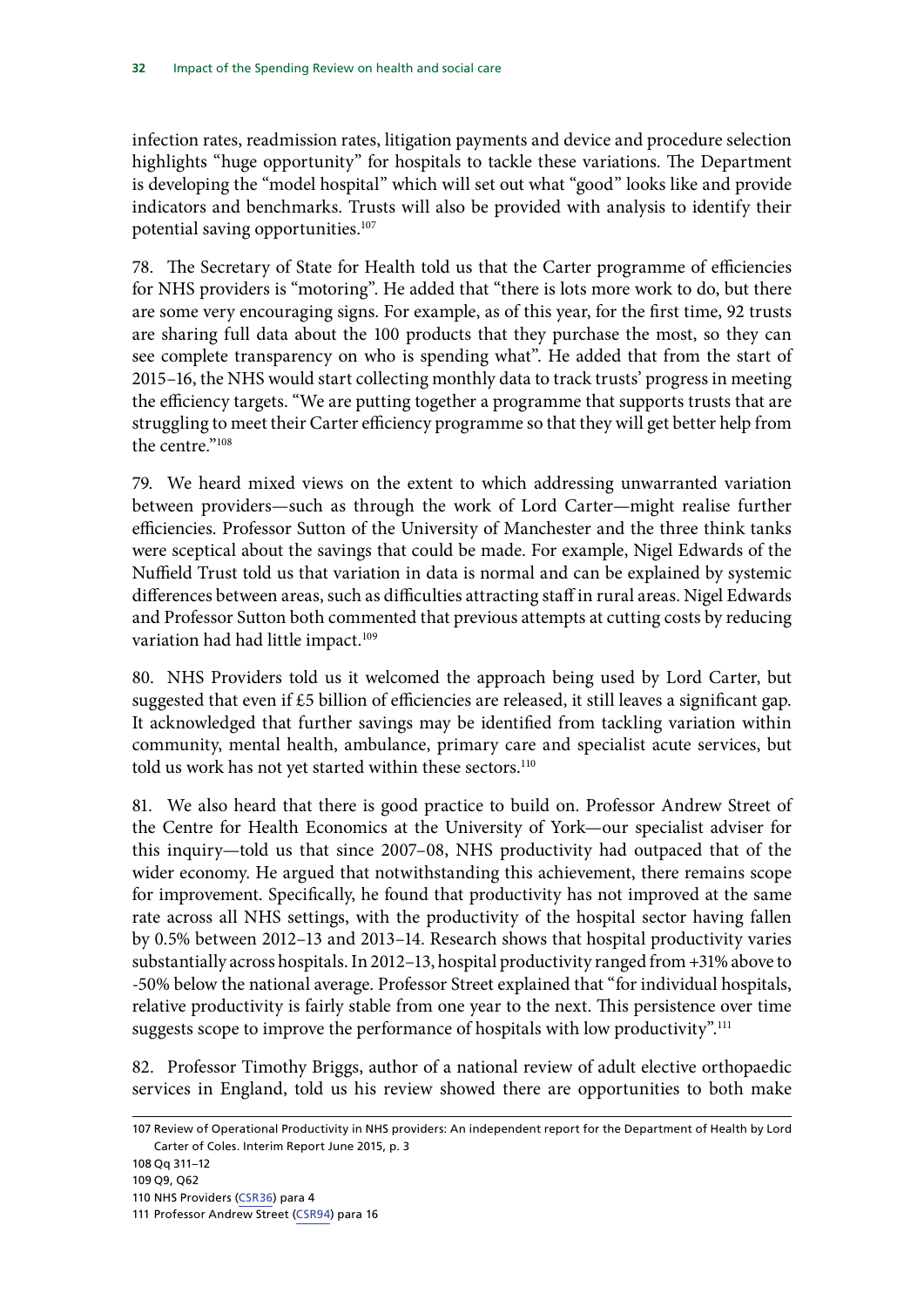infection rates, readmission rates, litigation payments and device and procedure selection highlights "huge opportunity" for hospitals to tackle these variations. The Department is developing the "model hospital" which will set out what "good" looks like and provide indicators and benchmarks. Trusts will also be provided with analysis to identify their potential saving opportunities.[107]

78. The Secretary of State for Health told us that the Carter programme of efficiencies for NHS providers is "motoring". He added that "there is lots more work to do, but there are some very encouraging signs. For example, as of this year, for the first time, 92 trusts are sharing full data about the 100 products that they purchase the most, so they can see complete transparency on who is spending what". He added that from the start of 2015–16, the NHS would start collecting monthly data to track trusts' progress in meeting the efficiency targets. "We are putting together a programme that supports trusts that are struggling to meet their Carter efficiency programme so that they will get better help from the centre."[108]

79. We heard mixed views on the extent to which addressing unwarranted variation between providers—such as through the work of Lord Carter—might realise further efficiencies. Professor Sutton of the University of Manchester and the three think tanks were sceptical about the savings that could be made. For example, Nigel Edwards of the Nuffield Trust told us that variation in data is normal and can be explained by systemic differences between areas, such as difficulties attracting staff in rural areas. Nigel Edwards and Professor Sutton both commented that previous attempts at cutting costs by reducing variation had had little impact.[109]

80. NHS Providers told us it welcomed the approach being used by Lord Carter, but suggested that even if £5 billion of efficiencies are released, it still leaves a significant gap. It acknowledged that further savings may be identified from tackling variation within community, mental health, ambulance, primary care and specialist acute services, but told us work has not yet started within these sectors.[110]

81. We also heard that there is good practice to build on. Professor Andrew Street of the Centre for Health Economics at the University of York—our specialist adviser for this inquiry—told us that since 2007–08, NHS productivity had outpaced that of the wider economy. He argued that notwithstanding this achievement, there remains scope for improvement. Specifically, he found that productivity has not improved at the same rate across all NHS settings, with the productivity of the hospital sector having fallen by 0.5% between 2012–13 and 2013–14. Research shows that hospital productivity varies substantially across hospitals. In 2012–13, hospital productivity ranged from +31% above to -50% below the national average. Professor Street explained that "for individual hospitals, relative productivity is fairly stable from one year to the next. This persistence over time suggests scope to improve the performance of hospitals with low productivity".[111]

82. Professor Timothy Briggs, author of a national review of adult elective orthopaedic services in England, told us his review showed there are opportunities to both make

---

107 Review of Operational Productivity in NHS providers: An independent report for the Department of Health by Lord Carter of Coles. Interim Report June 2015, p. 3

108 Qq 311–12

109 Q9, Q62

110 NHS Providers (CSR36) para 4

111 Professor Andrew Street (CSR94) para 16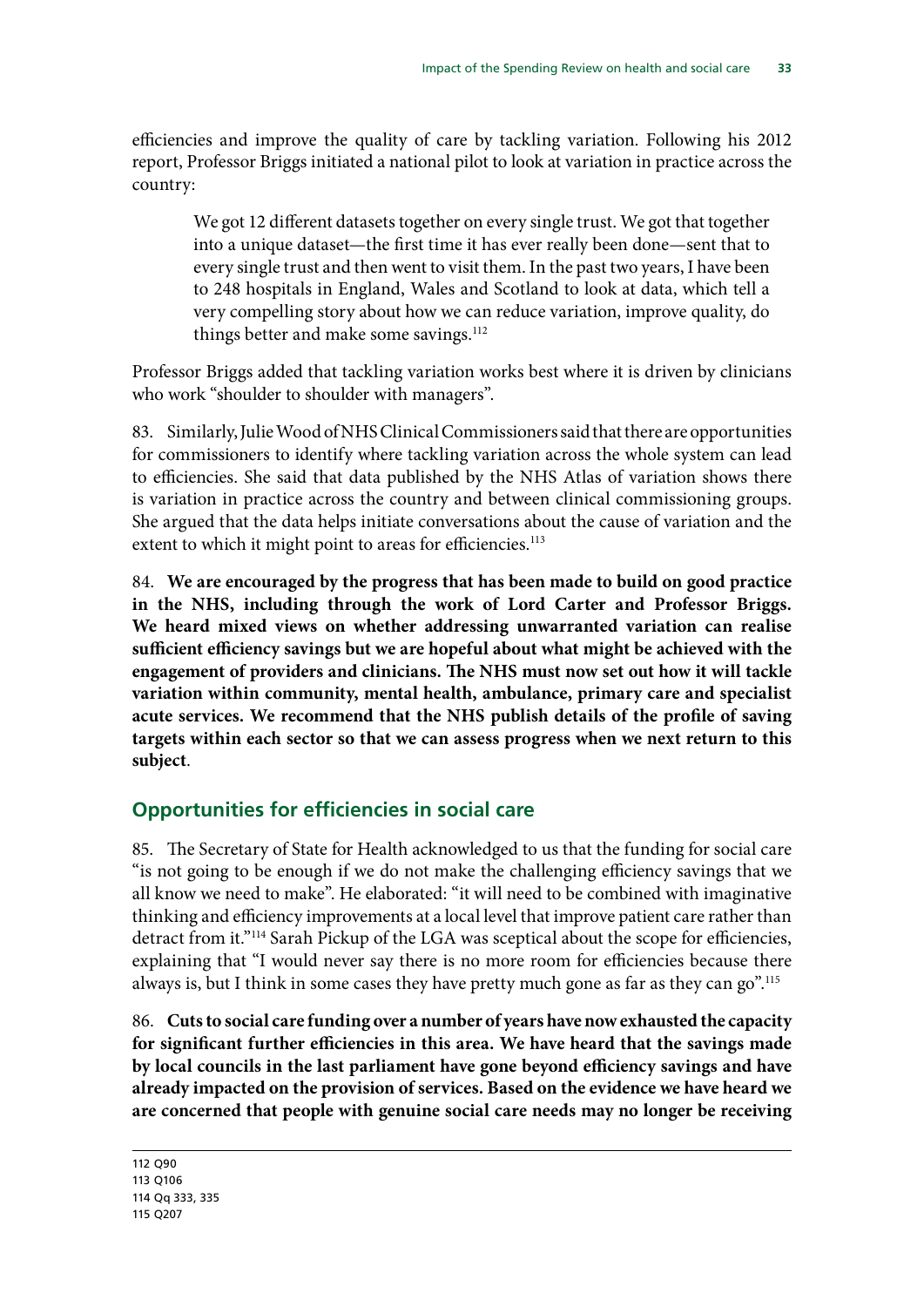efficiencies and improve the quality of care by tackling variation. Following his 2012 report, Professor Briggs initiated a national pilot to look at variation in practice across the country:

> We got 12 different datasets together on every single trust. We got that together into a unique dataset—the first time it has ever really been done—sent that to every single trust and then went to visit them. In the past two years, I have been to 248 hospitals in England, Wales and Scotland to look at data, which tell a very compelling story about how we can reduce variation, improve quality, do things better and make some savings.[112]

Professor Briggs added that tackling variation works best where it is driven by clinicians who work "shoulder to shoulder with managers".

83. Similarly, Julie Wood of NHS Clinical Commissioners said that there are opportunities for commissioners to identify where tackling variation across the whole system can lead to efficiencies. She said that data published by the NHS Atlas of variation shows there is variation in practice across the country and between clinical commissioning groups. She argued that the data helps initiate conversations about the cause of variation and the extent to which it might point to areas for efficiencies.[113]

84. **We are encouraged by the progress that has been made to build on good practice in the NHS, including through the work of Lord Carter and Professor Briggs. We heard mixed views on whether addressing unwarranted variation can realise sufficient efficiency savings but we are hopeful about what might be achieved with the engagement of providers and clinicians. The NHS must now set out how it will tackle variation within community, mental health, ambulance, primary care and specialist acute services. We recommend that the NHS publish details of the profile of saving targets within each sector so that we can assess progress when we next return to this subject**.

## Opportunities for efficiencies in social care

85. The Secretary of State for Health acknowledged to us that the funding for social care "is not going to be enough if we do not make the challenging efficiency savings that we all know we need to make". He elaborated: "it will need to be combined with imaginative thinking and efficiency improvements at a local level that improve patient care rather than detract from it."[114] Sarah Pickup of the LGA was sceptical about the scope for efficiencies, explaining that "I would never say there is no more room for efficiencies because there always is, but I think in some cases they have pretty much gone as far as they can go".[115]

86. **Cuts to social care funding over a number of years have now exhausted the capacity for significant further efficiencies in this area. We have heard that the savings made by local councils in the last parliament have gone beyond efficiency savings and have already impacted on the provision of services. Based on the evidence we have heard we are concerned that people with genuine social care needs may no longer be receiving**

---

112 Q90
113 Q106
114 Qq 333, 335
115 Q207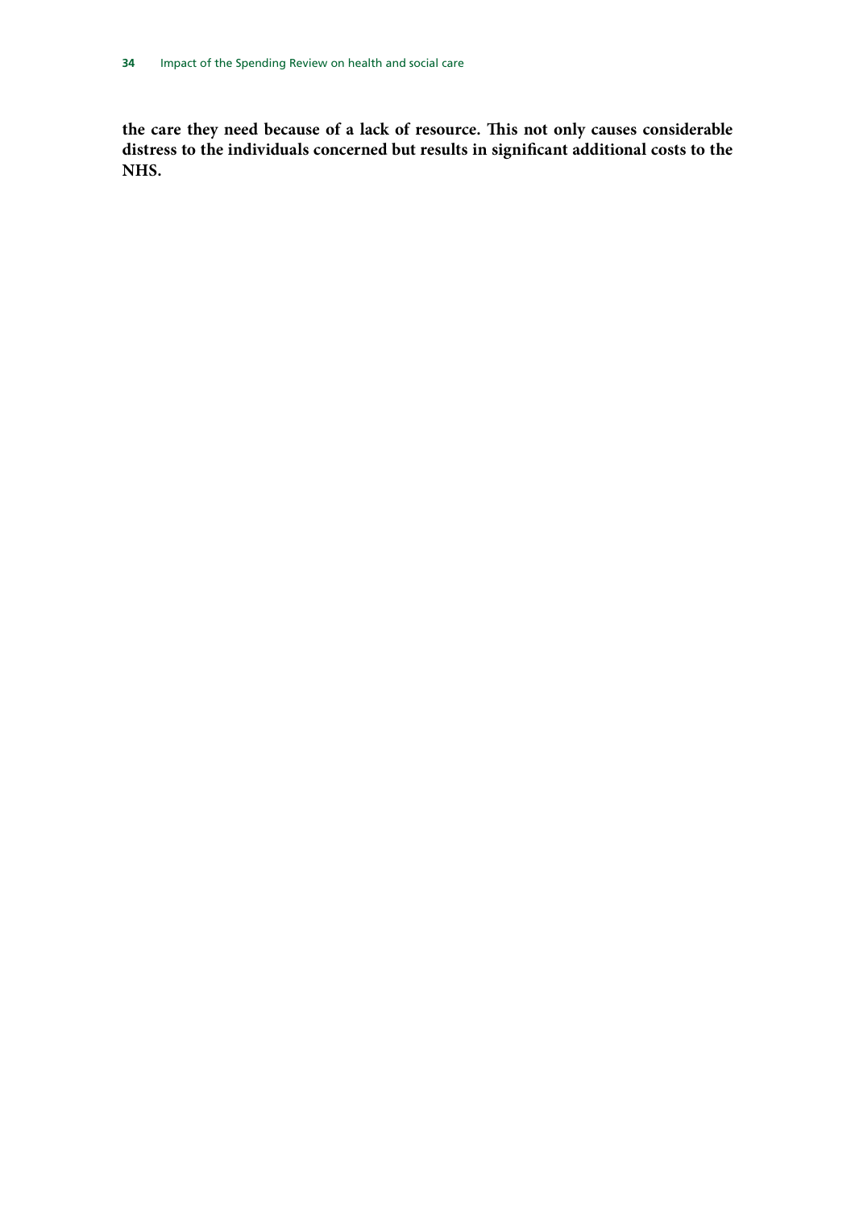**the care they need because of a lack of resource. This not only causes considerable distress to the individuals concerned but results in significant additional costs to the NHS.**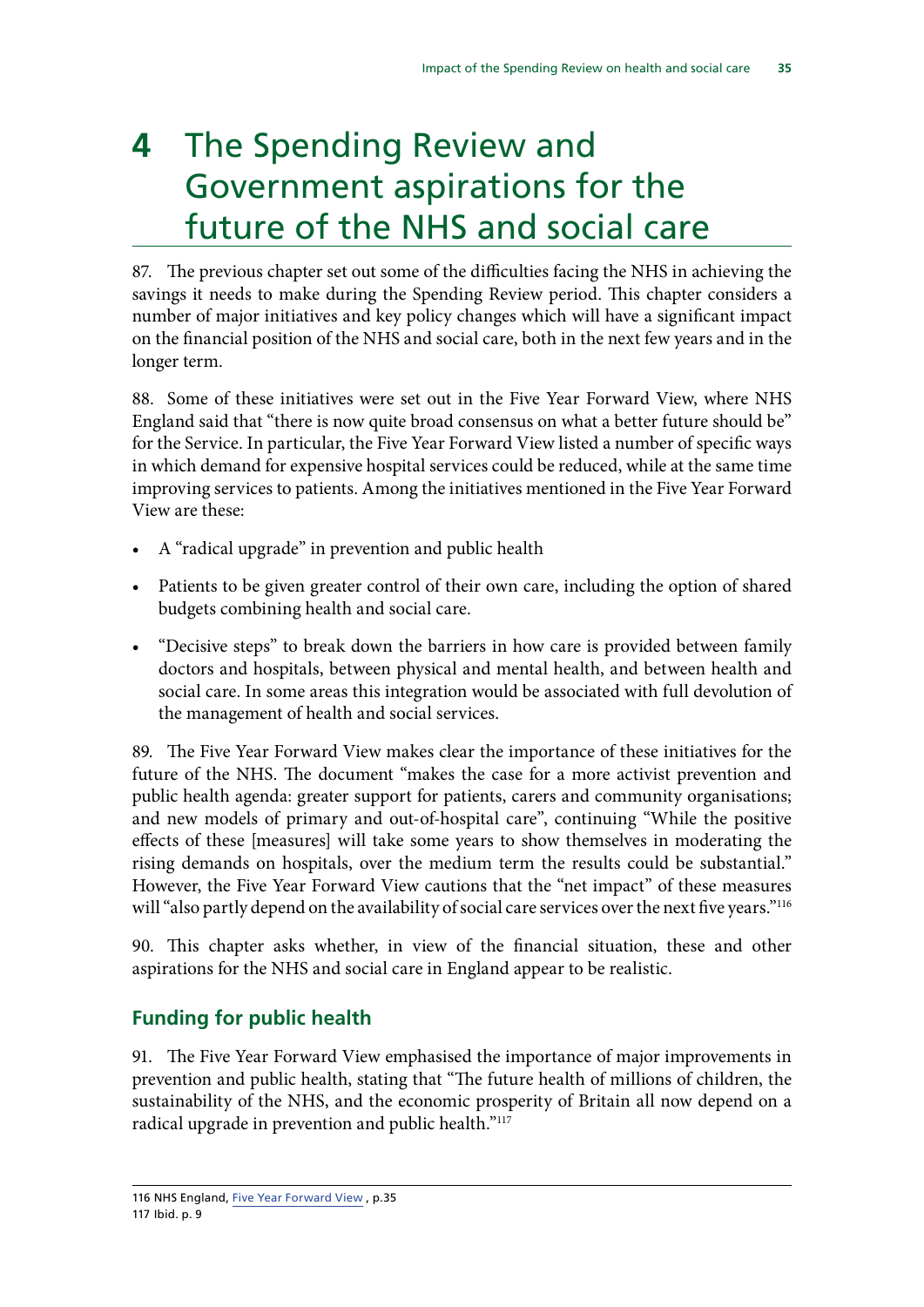# 4 The Spending Review and Government aspirations for the future of the NHS and social care

87. The previous chapter set out some of the difficulties facing the NHS in achieving the savings it needs to make during the Spending Review period. This chapter considers a number of major initiatives and key policy changes which will have a significant impact on the financial position of the NHS and social care, both in the next few years and in the longer term.

88. Some of these initiatives were set out in the Five Year Forward View, where NHS England said that "there is now quite broad consensus on what a better future should be" for the Service. In particular, the Five Year Forward View listed a number of specific ways in which demand for expensive hospital services could be reduced, while at the same time improving services to patients. Among the initiatives mentioned in the Five Year Forward View are these:

- A "radical upgrade" in prevention and public health
- Patients to be given greater control of their own care, including the option of shared budgets combining health and social care.
- "Decisive steps" to break down the barriers in how care is provided between family doctors and hospitals, between physical and mental health, and between health and social care. In some areas this integration would be associated with full devolution of the management of health and social services.

89. The Five Year Forward View makes clear the importance of these initiatives for the future of the NHS. The document "makes the case for a more activist prevention and public health agenda: greater support for patients, carers and community organisations; and new models of primary and out-of-hospital care", continuing "While the positive effects of these [measures] will take some years to show themselves in moderating the rising demands on hospitals, over the medium term the results could be substantial." However, the Five Year Forward View cautions that the "net impact" of these measures will "also partly depend on the availability of social care services over the next five years."[116]

90. This chapter asks whether, in view of the financial situation, these and other aspirations for the NHS and social care in England appear to be realistic.

## Funding for public health

91. The Five Year Forward View emphasised the importance of major improvements in prevention and public health, stating that "The future health of millions of children, the sustainability of the NHS, and the economic prosperity of Britain all now depend on a radical upgrade in prevention and public health."[117]

---

116 NHS England, Five Year Forward View , p.35
117 Ibid. p. 9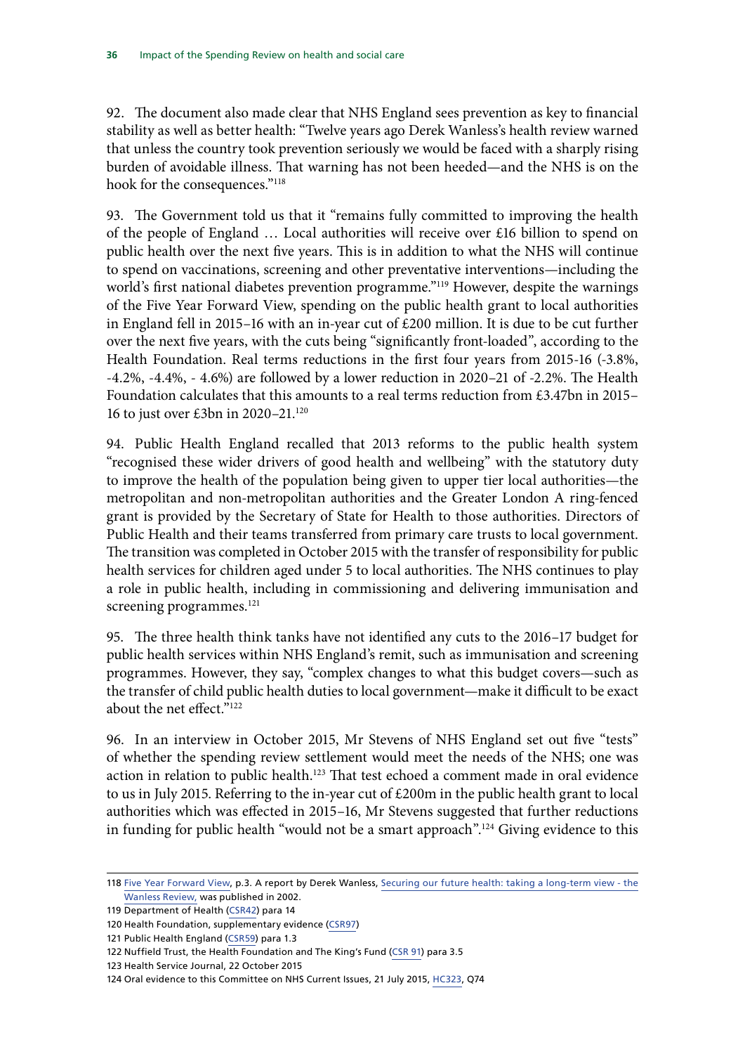92. The document also made clear that NHS England sees prevention as key to financial stability as well as better health: "Twelve years ago Derek Wanless's health review warned that unless the country took prevention seriously we would be faced with a sharply rising burden of avoidable illness. That warning has not been heeded—and the NHS is on the hook for the consequences."[118]

93. The Government told us that it "remains fully committed to improving the health of the people of England … Local authorities will receive over £16 billion to spend on public health over the next five years. This is in addition to what the NHS will continue to spend on vaccinations, screening and other preventative interventions—including the world's first national diabetes prevention programme."[119] However, despite the warnings of the Five Year Forward View, spending on the public health grant to local authorities in England fell in 2015–16 with an in-year cut of £200 million. It is due to be cut further over the next five years, with the cuts being "significantly front-loaded", according to the Health Foundation. Real terms reductions in the first four years from 2015-16 (-3.8%, -4.2%, -4.4%, - 4.6%) are followed by a lower reduction in 2020–21 of -2.2%. The Health Foundation calculates that this amounts to a real terms reduction from £3.47bn in 2015–16 to just over £3bn in 2020–21.[120]

94. Public Health England recalled that 2013 reforms to the public health system "recognised these wider drivers of good health and wellbeing" with the statutory duty to improve the health of the population being given to upper tier local authorities—the metropolitan and non-metropolitan authorities and the Greater London A ring-fenced grant is provided by the Secretary of State for Health to those authorities. Directors of Public Health and their teams transferred from primary care trusts to local government. The transition was completed in October 2015 with the transfer of responsibility for public health services for children aged under 5 to local authorities. The NHS continues to play a role in public health, including in commissioning and delivering immunisation and screening programmes.[121]

95. The three health think tanks have not identified any cuts to the 2016–17 budget for public health services within NHS England's remit, such as immunisation and screening programmes. However, they say, "complex changes to what this budget covers—such as the transfer of child public health duties to local government—make it difficult to be exact about the net effect."[122]

96. In an interview in October 2015, Mr Stevens of NHS England set out five "tests" of whether the spending review settlement would meet the needs of the NHS; one was action in relation to public health.[123] That test echoed a comment made in oral evidence to us in July 2015. Referring to the in-year cut of £200m in the public health grant to local authorities which was effected in 2015–16, Mr Stevens suggested that further reductions in funding for public health "would not be a smart approach".[124] Giving evidence to this

---

118 Five Year Forward View, p.3. A report by Derek Wanless, Securing our future health: taking a long-term view - the Wanless Review, was published in 2002.

119 Department of Health (CSR42) para 14

120 Health Foundation, supplementary evidence (CSR97)

121 Public Health England (CSR59) para 1.3

122 Nuffield Trust, the Health Foundation and The King's Fund (CSR 91) para 3.5

123 Health Service Journal, 22 October 2015

124 Oral evidence to this Committee on NHS Current Issues, 21 July 2015, HC323, Q74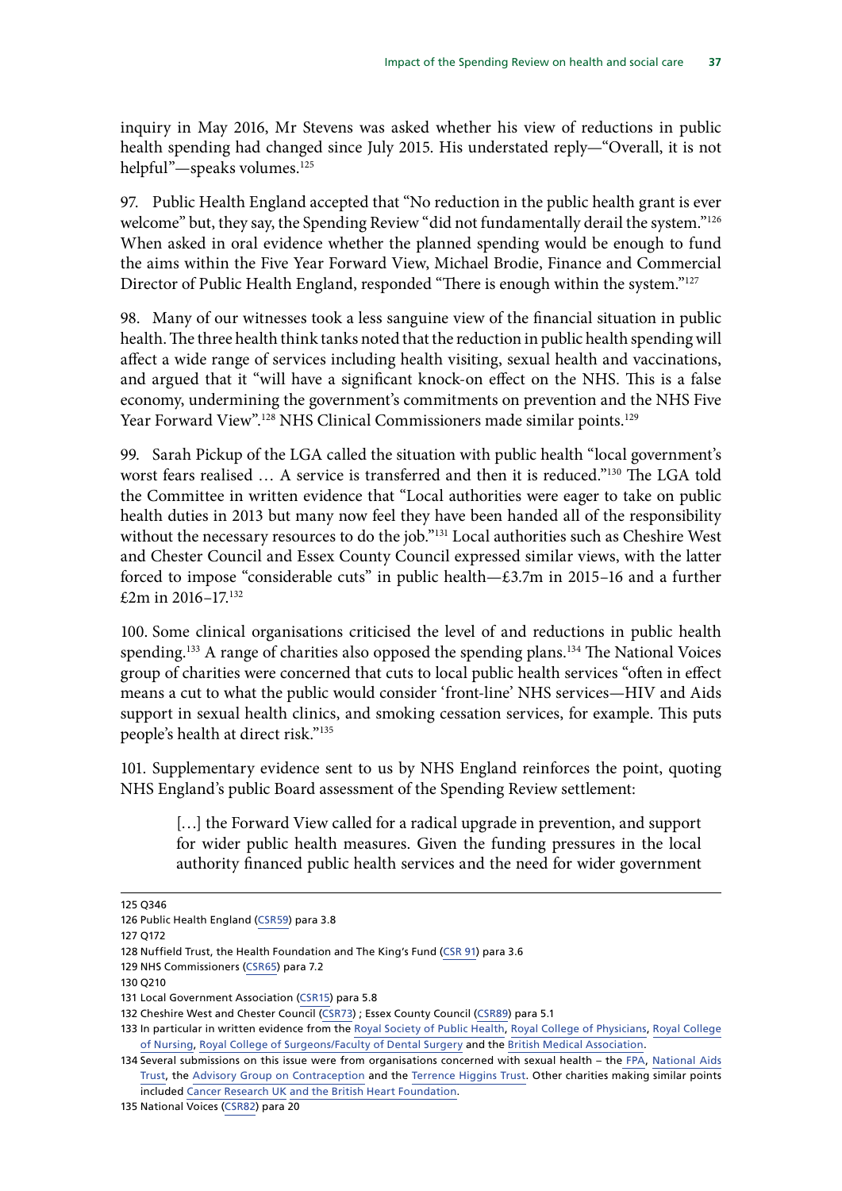inquiry in May 2016, Mr Stevens was asked whether his view of reductions in public health spending had changed since July 2015. His understated reply—"Overall, it is not helpful"—speaks volumes.[125]

97. Public Health England accepted that "No reduction in the public health grant is ever welcome" but, they say, the Spending Review "did not fundamentally derail the system."[126] When asked in oral evidence whether the planned spending would be enough to fund the aims within the Five Year Forward View, Michael Brodie, Finance and Commercial Director of Public Health England, responded "There is enough within the system."[127]

98. Many of our witnesses took a less sanguine view of the financial situation in public health. The three health think tanks noted that the reduction in public health spending will affect a wide range of services including health visiting, sexual health and vaccinations, and argued that it "will have a significant knock-on effect on the NHS. This is a false economy, undermining the government's commitments on prevention and the NHS Five Year Forward View".[128] NHS Clinical Commissioners made similar points.[129]

99. Sarah Pickup of the LGA called the situation with public health "local government's worst fears realised … A service is transferred and then it is reduced."[130] The LGA told the Committee in written evidence that "Local authorities were eager to take on public health duties in 2013 but many now feel they have been handed all of the responsibility without the necessary resources to do the job."[131] Local authorities such as Cheshire West and Chester Council and Essex County Council expressed similar views, with the latter forced to impose "considerable cuts" in public health—£3.7m in 2015–16 and a further £2m in 2016–17.[132]

100. Some clinical organisations criticised the level of and reductions in public health spending.[133] A range of charities also opposed the spending plans.[134] The National Voices group of charities were concerned that cuts to local public health services "often in effect means a cut to what the public would consider 'front-line' NHS services—HIV and Aids support in sexual health clinics, and smoking cessation services, for example. This puts people's health at direct risk."[135]

101. Supplementary evidence sent to us by NHS England reinforces the point, quoting NHS England's public Board assessment of the Spending Review settlement:

> […] the Forward View called for a radical upgrade in prevention, and support for wider public health measures. Given the funding pressures in the local authority financed public health services and the need for wider government

---

125 Q346

126 Public Health England (CSR59) para 3.8

127 Q172

128 Nuffield Trust, the Health Foundation and The King's Fund (CSR 91) para 3.6

129 NHS Commissioners (CSR65) para 7.2

130 Q210

131 Local Government Association (CSR15) para 5.8

132 Cheshire West and Chester Council (CSR73) ; Essex County Council (CSR89) para 5.1

133 In particular in written evidence from the Royal Society of Public Health, Royal College of Physicians, Royal College of Nursing, Royal College of Surgeons/Faculty of Dental Surgery and the British Medical Association.

134 Several submissions on this issue were from organisations concerned with sexual health – the FPA, National Aids Trust, the Advisory Group on Contraception and the Terrence Higgins Trust. Other charities making similar points included Cancer Research UK and the British Heart Foundation.

135 National Voices (CSR82) para 20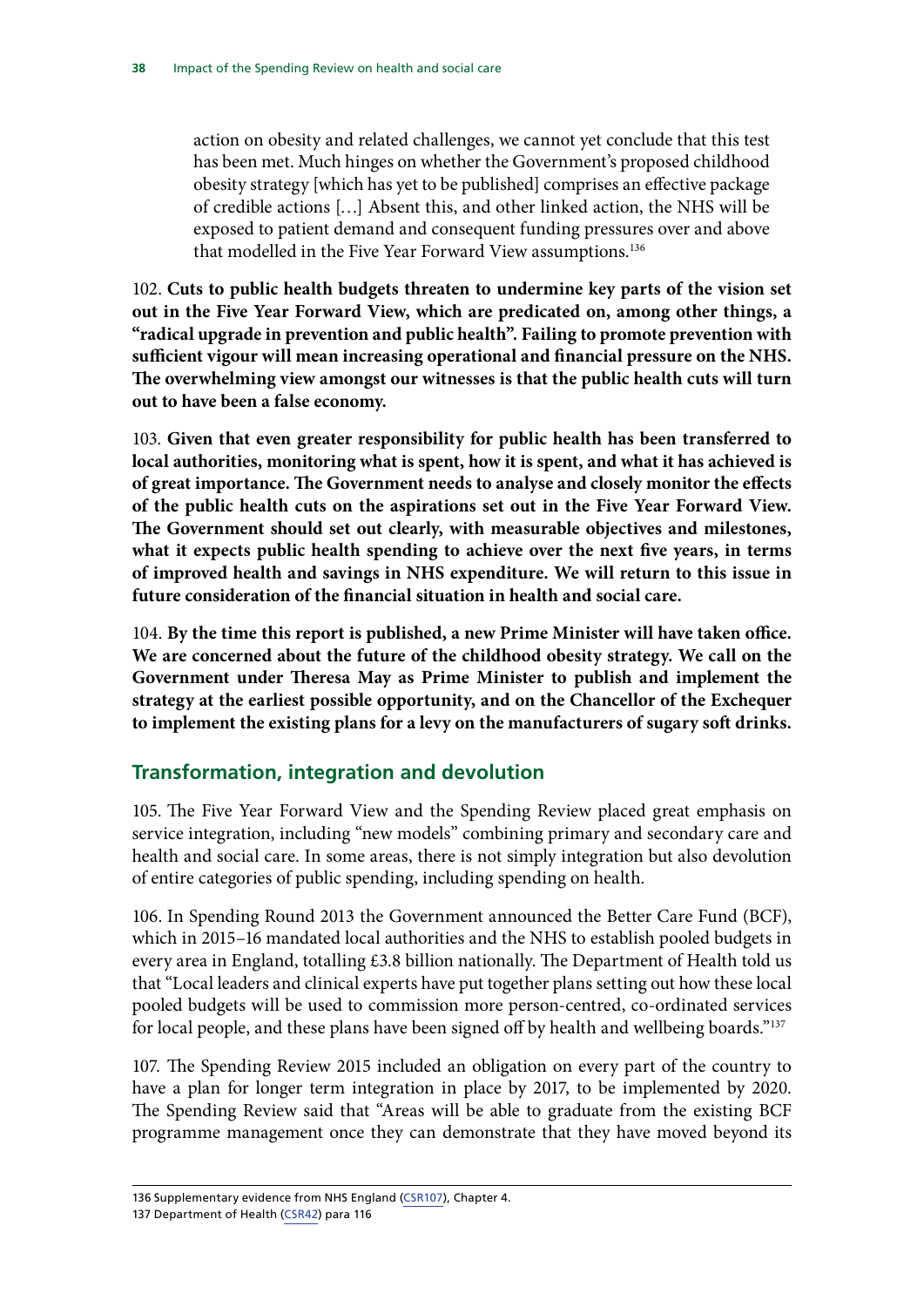action on obesity and related challenges, we cannot yet conclude that this test has been met. Much hinges on whether the Government's proposed childhood obesity strategy [which has yet to be published] comprises an effective package of credible actions […] Absent this, and other linked action, the NHS will be exposed to patient demand and consequent funding pressures over and above that modelled in the Five Year Forward View assumptions.[136]

102. **Cuts to public health budgets threaten to undermine key parts of the vision set out in the Five Year Forward View, which are predicated on, among other things, a "radical upgrade in prevention and public health". Failing to promote prevention with sufficient vigour will mean increasing operational and financial pressure on the NHS. The overwhelming view amongst our witnesses is that the public health cuts will turn out to have been a false economy.**

103. **Given that even greater responsibility for public health has been transferred to local authorities, monitoring what is spent, how it is spent, and what it has achieved is of great importance. The Government needs to analyse and closely monitor the effects of the public health cuts on the aspirations set out in the Five Year Forward View. The Government should set out clearly, with measurable objectives and milestones, what it expects public health spending to achieve over the next five years, in terms of improved health and savings in NHS expenditure. We will return to this issue in future consideration of the financial situation in health and social care.**

104. **By the time this report is published, a new Prime Minister will have taken office. We are concerned about the future of the childhood obesity strategy. We call on the Government under Theresa May as Prime Minister to publish and implement the strategy at the earliest possible opportunity, and on the Chancellor of the Exchequer to implement the existing plans for a levy on the manufacturers of sugary soft drinks.**

## Transformation, integration and devolution

105. The Five Year Forward View and the Spending Review placed great emphasis on service integration, including "new models" combining primary and secondary care and health and social care. In some areas, there is not simply integration but also devolution of entire categories of public spending, including spending on health.

106. In Spending Round 2013 the Government announced the Better Care Fund (BCF), which in 2015–16 mandated local authorities and the NHS to establish pooled budgets in every area in England, totalling £3.8 billion nationally. The Department of Health told us that "Local leaders and clinical experts have put together plans setting out how these local pooled budgets will be used to commission more person-centred, co-ordinated services for local people, and these plans have been signed off by health and wellbeing boards."[137]

107. The Spending Review 2015 included an obligation on every part of the country to have a plan for longer term integration in place by 2017, to be implemented by 2020. The Spending Review said that "Areas will be able to graduate from the existing BCF programme management once they can demonstrate that they have moved beyond its

---

136 Supplementary evidence from NHS England (CSR107), Chapter 4.

137 Department of Health (CSR42) para 116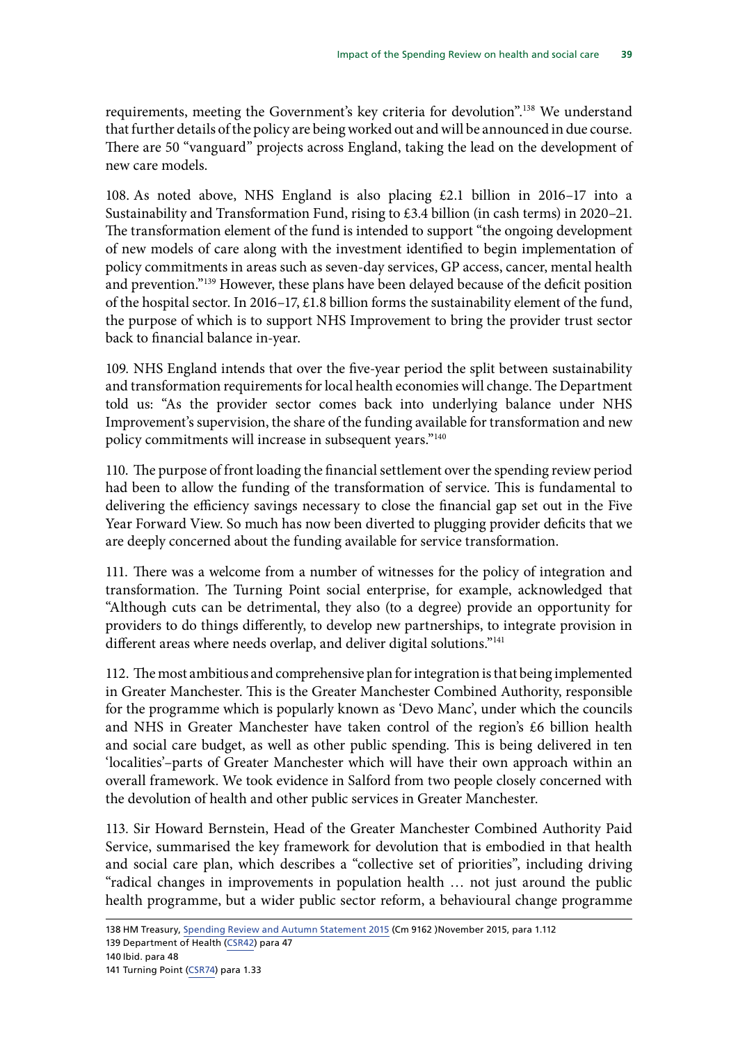requirements, meeting the Government's key criteria for devolution".[138] We understand that further details of the policy are being worked out and will be announced in due course. There are 50 "vanguard" projects across England, taking the lead on the development of new care models.

108. As noted above, NHS England is also placing £2.1 billion in 2016–17 into a Sustainability and Transformation Fund, rising to £3.4 billion (in cash terms) in 2020–21. The transformation element of the fund is intended to support "the ongoing development of new models of care along with the investment identified to begin implementation of policy commitments in areas such as seven-day services, GP access, cancer, mental health and prevention."[139] However, these plans have been delayed because of the deficit position of the hospital sector. In 2016–17, £1.8 billion forms the sustainability element of the fund, the purpose of which is to support NHS Improvement to bring the provider trust sector back to financial balance in-year.

109. NHS England intends that over the five-year period the split between sustainability and transformation requirements for local health economies will change. The Department told us: "As the provider sector comes back into underlying balance under NHS Improvement's supervision, the share of the funding available for transformation and new policy commitments will increase in subsequent years."[140]

110. The purpose of front loading the financial settlement over the spending review period had been to allow the funding of the transformation of service. This is fundamental to delivering the efficiency savings necessary to close the financial gap set out in the Five Year Forward View. So much has now been diverted to plugging provider deficits that we are deeply concerned about the funding available for service transformation.

111. There was a welcome from a number of witnesses for the policy of integration and transformation. The Turning Point social enterprise, for example, acknowledged that "Although cuts can be detrimental, they also (to a degree) provide an opportunity for providers to do things differently, to develop new partnerships, to integrate provision in different areas where needs overlap, and deliver digital solutions."[141]

112. The most ambitious and comprehensive plan for integration is that being implemented in Greater Manchester. This is the Greater Manchester Combined Authority, responsible for the programme which is popularly known as 'Devo Manc', under which the councils and NHS in Greater Manchester have taken control of the region's £6 billion health and social care budget, as well as other public spending. This is being delivered in ten 'localities'–parts of Greater Manchester which will have their own approach within an overall framework. We took evidence in Salford from two people closely concerned with the devolution of health and other public services in Greater Manchester.

113. Sir Howard Bernstein, Head of the Greater Manchester Combined Authority Paid Service, summarised the key framework for devolution that is embodied in that health and social care plan, which describes a "collective set of priorities", including driving "radical changes in improvements in population health … not just around the public health programme, but a wider public sector reform, a behavioural change programme

138 HM Treasury, Spending Review and Autumn Statement 2015 (Cm 9162 )November 2015, para 1.112
139 Department of Health (CSR42) para 47
140 Ibid. para 48
141 Turning Point (CSR74) para 1.33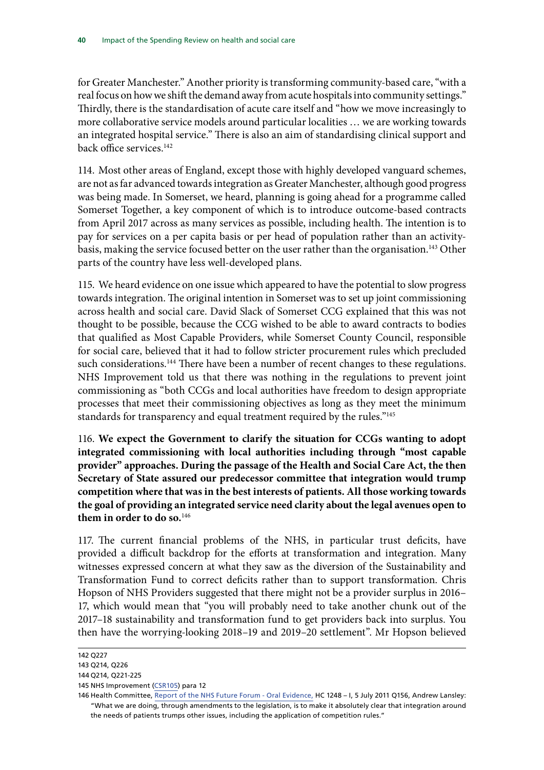for Greater Manchester." Another priority is transforming community-based care, "with a real focus on how we shift the demand away from acute hospitals into community settings." Thirdly, there is the standardisation of acute care itself and "how we move increasingly to more collaborative service models around particular localities … we are working towards an integrated hospital service." There is also an aim of standardising clinical support and back office services.[142]

114. Most other areas of England, except those with highly developed vanguard schemes, are not as far advanced towards integration as Greater Manchester, although good progress was being made. In Somerset, we heard, planning is going ahead for a programme called Somerset Together, a key component of which is to introduce outcome-based contracts from April 2017 across as many services as possible, including health. The intention is to pay for services on a per capita basis or per head of population rather than an activity-basis, making the service focused better on the user rather than the organisation.[143] Other parts of the country have less well-developed plans.

115. We heard evidence on one issue which appeared to have the potential to slow progress towards integration. The original intention in Somerset was to set up joint commissioning across health and social care. David Slack of Somerset CCG explained that this was not thought to be possible, because the CCG wished to be able to award contracts to bodies that qualified as Most Capable Providers, while Somerset County Council, responsible for social care, believed that it had to follow stricter procurement rules which precluded such considerations.[144] There have been a number of recent changes to these regulations. NHS Improvement told us that there was nothing in the regulations to prevent joint commissioning as "both CCGs and local authorities have freedom to design appropriate processes that meet their commissioning objectives as long as they meet the minimum standards for transparency and equal treatment required by the rules."[145]

116. **We expect the Government to clarify the situation for CCGs wanting to adopt integrated commissioning with local authorities including through "most capable provider" approaches. During the passage of the Health and Social Care Act, the then Secretary of State assured our predecessor committee that integration would trump competition where that was in the best interests of patients. All those working towards the goal of providing an integrated service need clarity about the legal avenues open to them in order to do so.**[146]

117. The current financial problems of the NHS, in particular trust deficits, have provided a difficult backdrop for the efforts at transformation and integration. Many witnesses expressed concern at what they saw as the diversion of the Sustainability and Transformation Fund to correct deficits rather than to support transformation. Chris Hopson of NHS Providers suggested that there might not be a provider surplus in 2016–17, which would mean that "you will probably need to take another chunk out of the 2017–18 sustainability and transformation fund to get providers back into surplus. You then have the worrying-looking 2018–19 and 2019–20 settlement". Mr Hopson believed

---

142 Q227

143 Q214, Q226

144 Q214, Q221-225

145 NHS Improvement (CSR105) para 12

146 Health Committee, Report of the NHS Future Forum - Oral Evidence, HC 1248 – I, 5 July 2011 Q156, Andrew Lansley: "What we are doing, through amendments to the legislation, is to make it absolutely clear that integration around the needs of patients trumps other issues, including the application of competition rules."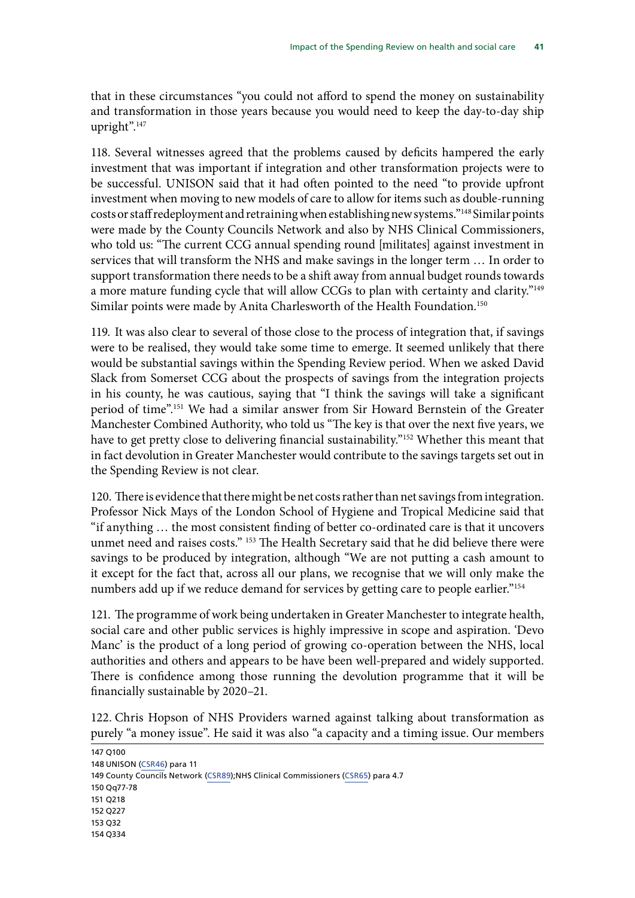that in these circumstances "you could not afford to spend the money on sustainability and transformation in those years because you would need to keep the day-to-day ship upright".[147]

118. Several witnesses agreed that the problems caused by deficits hampered the early investment that was important if integration and other transformation projects were to be successful. UNISON said that it had often pointed to the need "to provide upfront investment when moving to new models of care to allow for items such as double-running costs or staff redeployment and retraining when establishing new systems."[148] Similar points were made by the County Councils Network and also by NHS Clinical Commissioners, who told us: "The current CCG annual spending round [militates] against investment in services that will transform the NHS and make savings in the longer term … In order to support transformation there needs to be a shift away from annual budget rounds towards a more mature funding cycle that will allow CCGs to plan with certainty and clarity."[149] Similar points were made by Anita Charlesworth of the Health Foundation.[150]

119. It was also clear to several of those close to the process of integration that, if savings were to be realised, they would take some time to emerge. It seemed unlikely that there would be substantial savings within the Spending Review period. When we asked David Slack from Somerset CCG about the prospects of savings from the integration projects in his county, he was cautious, saying that "I think the savings will take a significant period of time".[151] We had a similar answer from Sir Howard Bernstein of the Greater Manchester Combined Authority, who told us "The key is that over the next five years, we have to get pretty close to delivering financial sustainability."[152] Whether this meant that in fact devolution in Greater Manchester would contribute to the savings targets set out in the Spending Review is not clear.

120. There is evidence that there might be net costs rather than net savings from integration. Professor Nick Mays of the London School of Hygiene and Tropical Medicine said that "if anything … the most consistent finding of better co-ordinated care is that it uncovers unmet need and raises costs." [153] The Health Secretary said that he did believe there were savings to be produced by integration, although "We are not putting a cash amount to it except for the fact that, across all our plans, we recognise that we will only make the numbers add up if we reduce demand for services by getting care to people earlier."[154]

121. The programme of work being undertaken in Greater Manchester to integrate health, social care and other public services is highly impressive in scope and aspiration. 'Devo Manc' is the product of a long period of growing co-operation between the NHS, local authorities and others and appears to be have been well-prepared and widely supported. There is confidence among those running the devolution programme that it will be financially sustainable by 2020–21.

122. Chris Hopson of NHS Providers warned against talking about transformation as purely "a money issue". He said it was also "a capacity and a timing issue. Our members

147 Q100
148 UNISON (CSR46) para 11
149 County Councils Network (CSR89);NHS Clinical Commissioners (CSR65) para 4.7
150 Qq77-78
151 Q218
152 Q227
153 Q32
154 Q334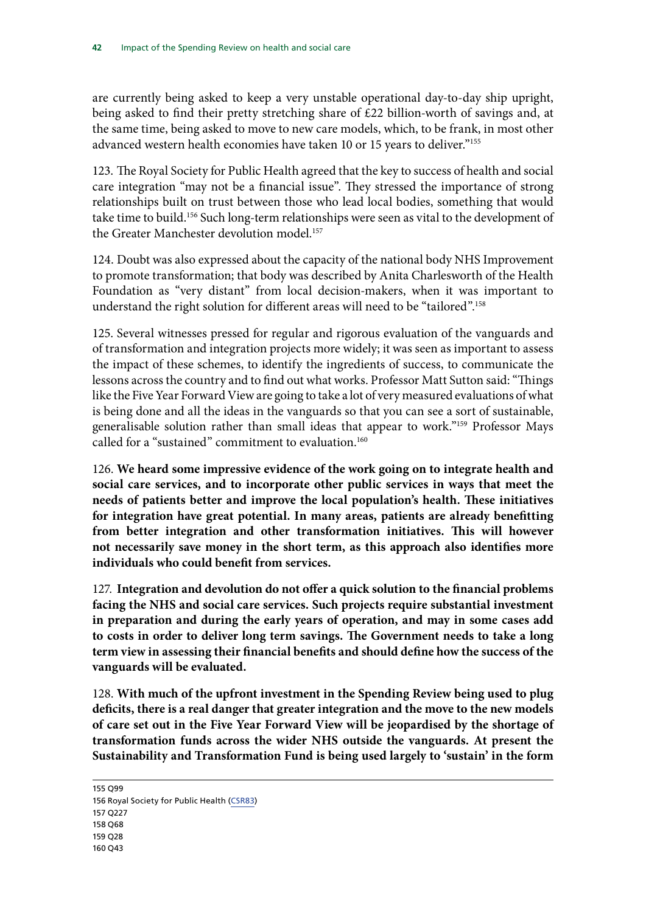are currently being asked to keep a very unstable operational day-to-day ship upright, being asked to find their pretty stretching share of £22 billion-worth of savings and, at the same time, being asked to move to new care models, which, to be frank, in most other advanced western health economies have taken 10 or 15 years to deliver."[155]

123. The Royal Society for Public Health agreed that the key to success of health and social care integration "may not be a financial issue". They stressed the importance of strong relationships built on trust between those who lead local bodies, something that would take time to build.[156] Such long-term relationships were seen as vital to the development of the Greater Manchester devolution model.[157]

124. Doubt was also expressed about the capacity of the national body NHS Improvement to promote transformation; that body was described by Anita Charlesworth of the Health Foundation as "very distant" from local decision-makers, when it was important to understand the right solution for different areas will need to be "tailored".[158]

125. Several witnesses pressed for regular and rigorous evaluation of the vanguards and of transformation and integration projects more widely; it was seen as important to assess the impact of these schemes, to identify the ingredients of success, to communicate the lessons across the country and to find out what works. Professor Matt Sutton said: "Things like the Five Year Forward View are going to take a lot of very measured evaluations of what is being done and all the ideas in the vanguards so that you can see a sort of sustainable, generalisable solution rather than small ideas that appear to work."[159] Professor Mays called for a "sustained" commitment to evaluation.[160]

126. **We heard some impressive evidence of the work going on to integrate health and social care services, and to incorporate other public services in ways that meet the needs of patients better and improve the local population's health. These initiatives for integration have great potential. In many areas, patients are already benefitting from better integration and other transformation initiatives. This will however not necessarily save money in the short term, as this approach also identifies more individuals who could benefit from services.**

127. **Integration and devolution do not offer a quick solution to the financial problems facing the NHS and social care services. Such projects require substantial investment in preparation and during the early years of operation, and may in some cases add to costs in order to deliver long term savings. The Government needs to take a long term view in assessing their financial benefits and should define how the success of the vanguards will be evaluated.**

128. **With much of the upfront investment in the Spending Review being used to plug deficits, there is a real danger that greater integration and the move to the new models of care set out in the Five Year Forward View will be jeopardised by the shortage of transformation funds across the wider NHS outside the vanguards. At present the Sustainability and Transformation Fund is being used largely to 'sustain' in the form**

155 Q99
156 Royal Society for Public Health (CSR83)
157 Q227
158 Q68
159 Q28
160 Q43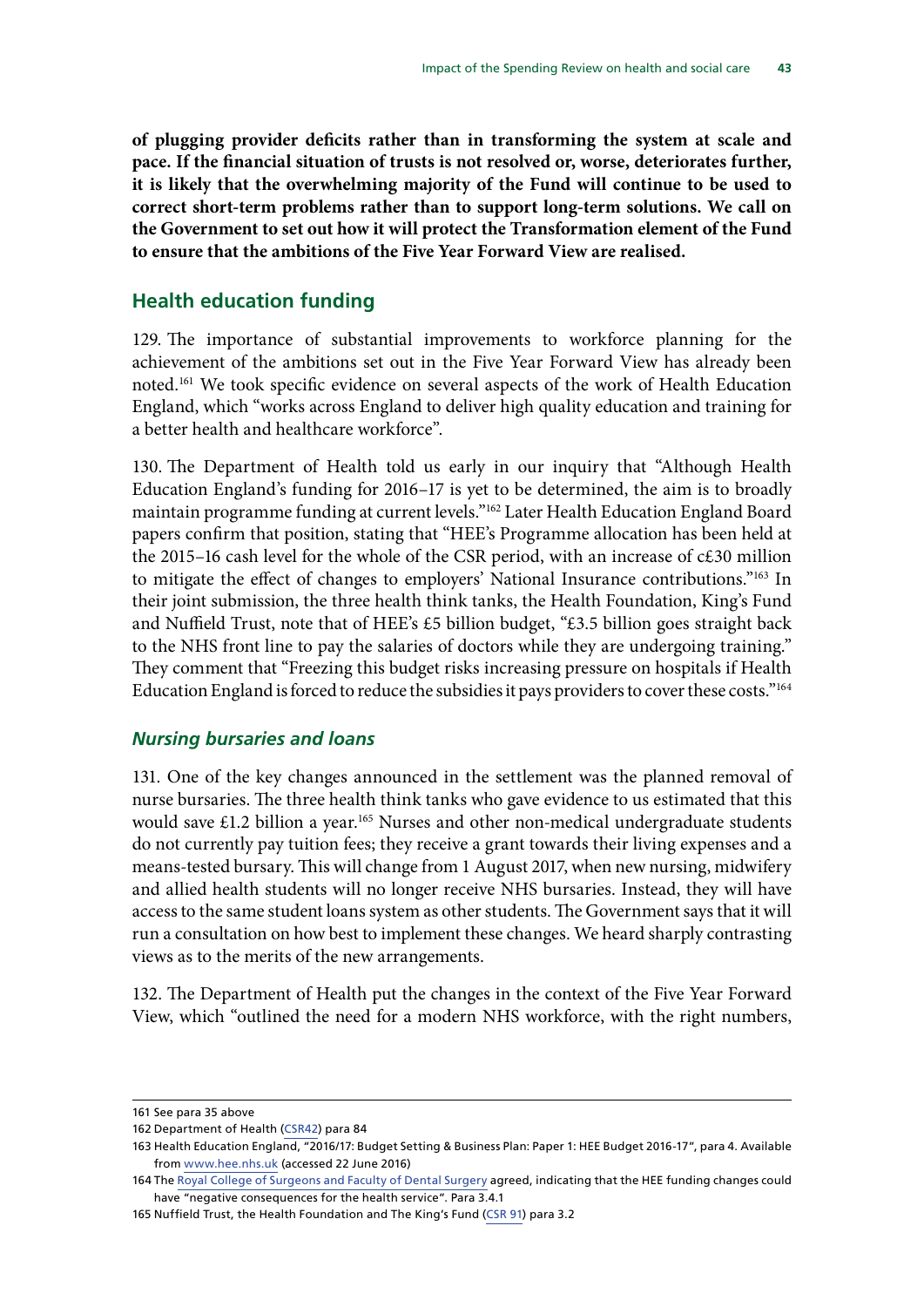**of plugging provider deficits rather than in transforming the system at scale and pace. If the financial situation of trusts is not resolved or, worse, deteriorates further, it is likely that the overwhelming majority of the Fund will continue to be used to correct short-term problems rather than to support long-term solutions. We call on the Government to set out how it will protect the Transformation element of the Fund to ensure that the ambitions of the Five Year Forward View are realised.**

## Health education funding

129. The importance of substantial improvements to workforce planning for the achievement of the ambitions set out in the Five Year Forward View has already been noted.[161] We took specific evidence on several aspects of the work of Health Education England, which "works across England to deliver high quality education and training for a better health and healthcare workforce".

130. The Department of Health told us early in our inquiry that "Although Health Education England's funding for 2016–17 is yet to be determined, the aim is to broadly maintain programme funding at current levels."[162] Later Health Education England Board papers confirm that position, stating that "HEE's Programme allocation has been held at the 2015–16 cash level for the whole of the CSR period, with an increase of c£30 million to mitigate the effect of changes to employers' National Insurance contributions."[163] In their joint submission, the three health think tanks, the Health Foundation, King's Fund and Nuffield Trust, note that of HEE's £5 billion budget, "£3.5 billion goes straight back to the NHS front line to pay the salaries of doctors while they are undergoing training." They comment that "Freezing this budget risks increasing pressure on hospitals if Health Education England is forced to reduce the subsidies it pays providers to cover these costs."[164]

### *Nursing bursaries and loans*

131. One of the key changes announced in the settlement was the planned removal of nurse bursaries. The three health think tanks who gave evidence to us estimated that this would save £1.2 billion a year.[165] Nurses and other non-medical undergraduate students do not currently pay tuition fees; they receive a grant towards their living expenses and a means-tested bursary. This will change from 1 August 2017, when new nursing, midwifery and allied health students will no longer receive NHS bursaries. Instead, they will have access to the same student loans system as other students. The Government says that it will run a consultation on how best to implement these changes. We heard sharply contrasting views as to the merits of the new arrangements.

132. The Department of Health put the changes in the context of the Five Year Forward View, which "outlined the need for a modern NHS workforce, with the right numbers,

---

161 See para 35 above

162 Department of Health (CSR42) para 84

163 Health Education England, "2016/17: Budget Setting & Business Plan: Paper 1: HEE Budget 2016-17", para 4. Available from www.hee.nhs.uk (accessed 22 June 2016)

164 The Royal College of Surgeons and Faculty of Dental Surgery agreed, indicating that the HEE funding changes could have "negative consequences for the health service". Para 3.4.1

165 Nuffield Trust, the Health Foundation and The King's Fund (CSR 91) para 3.2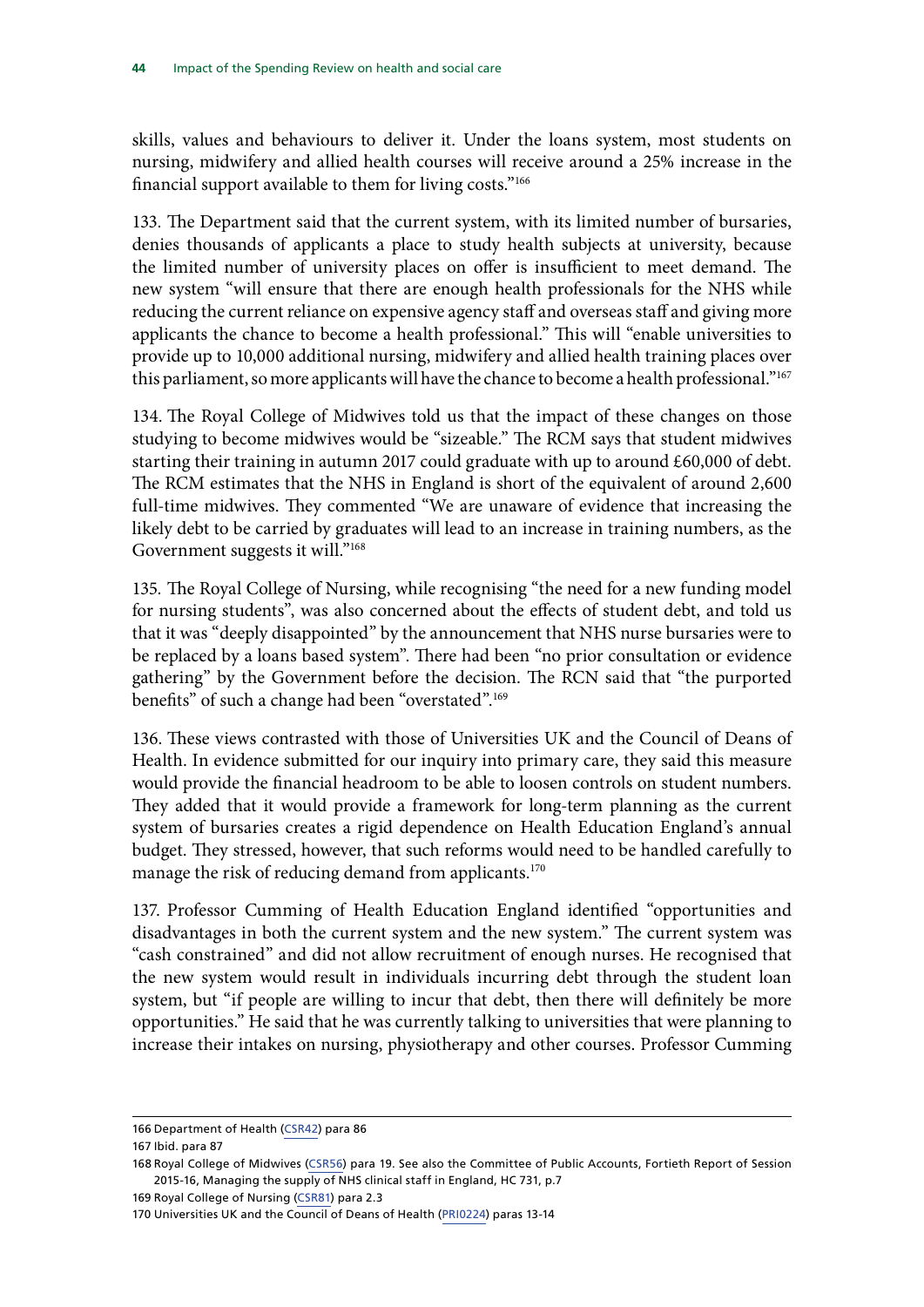skills, values and behaviours to deliver it. Under the loans system, most students on nursing, midwifery and allied health courses will receive around a 25% increase in the financial support available to them for living costs."[166]

133. The Department said that the current system, with its limited number of bursaries, denies thousands of applicants a place to study health subjects at university, because the limited number of university places on offer is insufficient to meet demand. The new system "will ensure that there are enough health professionals for the NHS while reducing the current reliance on expensive agency staff and overseas staff and giving more applicants the chance to become a health professional." This will "enable universities to provide up to 10,000 additional nursing, midwifery and allied health training places over this parliament, so more applicants will have the chance to become a health professional."[167]

134. The Royal College of Midwives told us that the impact of these changes on those studying to become midwives would be "sizeable." The RCM says that student midwives starting their training in autumn 2017 could graduate with up to around £60,000 of debt. The RCM estimates that the NHS in England is short of the equivalent of around 2,600 full-time midwives. They commented "We are unaware of evidence that increasing the likely debt to be carried by graduates will lead to an increase in training numbers, as the Government suggests it will."[168]

135. The Royal College of Nursing, while recognising "the need for a new funding model for nursing students", was also concerned about the effects of student debt, and told us that it was "deeply disappointed" by the announcement that NHS nurse bursaries were to be replaced by a loans based system". There had been "no prior consultation or evidence gathering" by the Government before the decision. The RCN said that "the purported benefits" of such a change had been "overstated".[169]

136. These views contrasted with those of Universities UK and the Council of Deans of Health. In evidence submitted for our inquiry into primary care, they said this measure would provide the financial headroom to be able to loosen controls on student numbers. They added that it would provide a framework for long-term planning as the current system of bursaries creates a rigid dependence on Health Education England's annual budget. They stressed, however, that such reforms would need to be handled carefully to manage the risk of reducing demand from applicants.[170]

137. Professor Cumming of Health Education England identified "opportunities and disadvantages in both the current system and the new system." The current system was "cash constrained" and did not allow recruitment of enough nurses. He recognised that the new system would result in individuals incurring debt through the student loan system, but "if people are willing to incur that debt, then there will definitely be more opportunities." He said that he was currently talking to universities that were planning to increase their intakes on nursing, physiotherapy and other courses. Professor Cumming

---

166 Department of Health (CSR42) para 86

167 Ibid. para 87

168 Royal College of Midwives (CSR56) para 19. See also the Committee of Public Accounts, Fortieth Report of Session 2015-16, Managing the supply of NHS clinical staff in England, HC 731, p.7

169 Royal College of Nursing (CSR81) para 2.3

170 Universities UK and the Council of Deans of Health (PRI0224) paras 13-14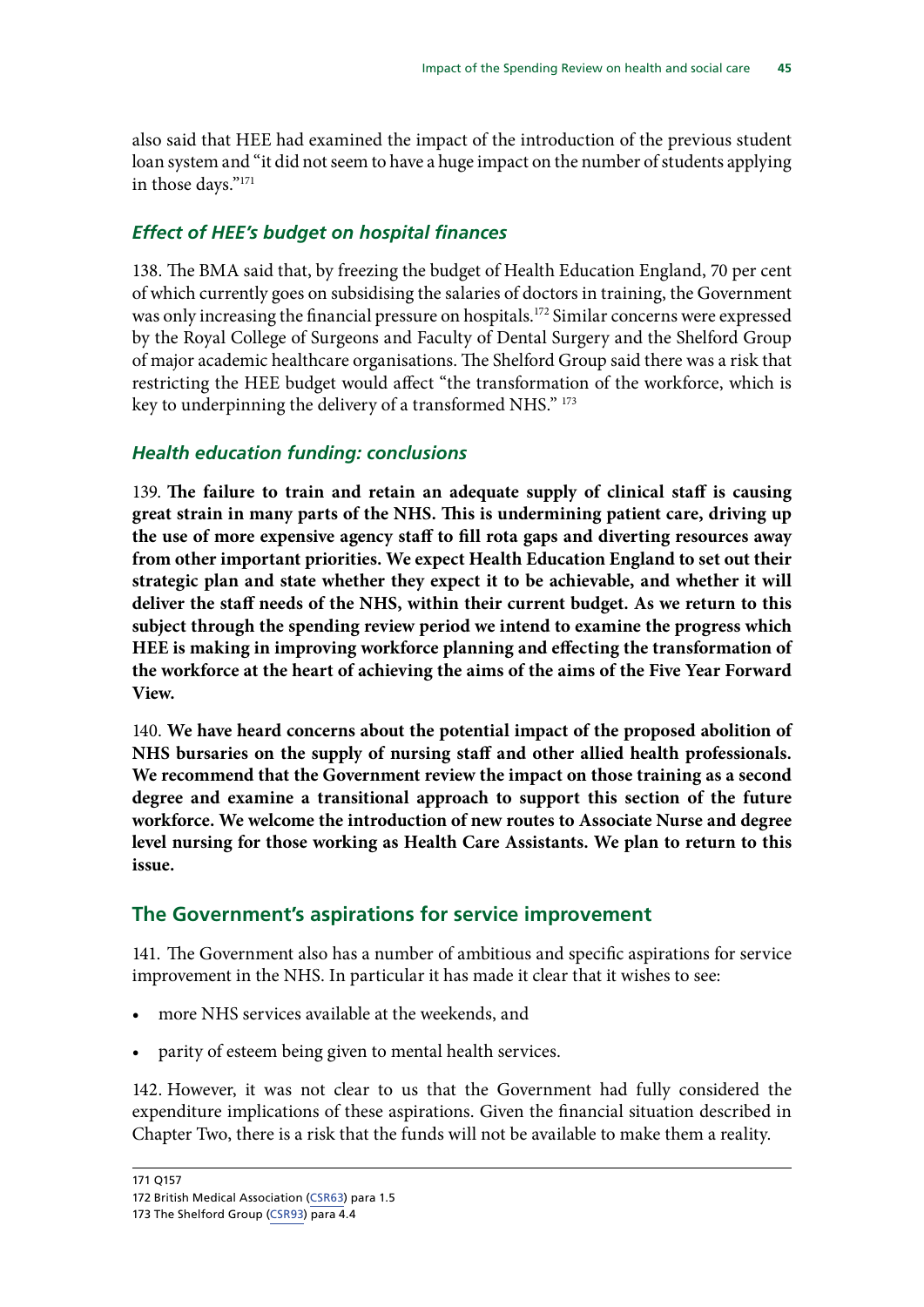also said that HEE had examined the impact of the introduction of the previous student loan system and "it did not seem to have a huge impact on the number of students applying in those days."[171]

### *Effect of HEE's budget on hospital finances*

138. The BMA said that, by freezing the budget of Health Education England, 70 per cent of which currently goes on subsidising the salaries of doctors in training, the Government was only increasing the financial pressure on hospitals.[172] Similar concerns were expressed by the Royal College of Surgeons and Faculty of Dental Surgery and the Shelford Group of major academic healthcare organisations. The Shelford Group said there was a risk that restricting the HEE budget would affect "the transformation of the workforce, which is key to underpinning the delivery of a transformed NHS." [173]

### *Health education funding: conclusions*

139. **The failure to train and retain an adequate supply of clinical staff is causing great strain in many parts of the NHS. This is undermining patient care, driving up the use of more expensive agency staff to fill rota gaps and diverting resources away from other important priorities. We expect Health Education England to set out their strategic plan and state whether they expect it to be achievable, and whether it will deliver the staff needs of the NHS, within their current budget. As we return to this subject through the spending review period we intend to examine the progress which HEE is making in improving workforce planning and effecting the transformation of the workforce at the heart of achieving the aims of the aims of the Five Year Forward View.**

140. **We have heard concerns about the potential impact of the proposed abolition of NHS bursaries on the supply of nursing staff and other allied health professionals. We recommend that the Government review the impact on those training as a second degree and examine a transitional approach to support this section of the future workforce. We welcome the introduction of new routes to Associate Nurse and degree level nursing for those working as Health Care Assistants. We plan to return to this issue.**

## The Government's aspirations for service improvement

141. The Government also has a number of ambitious and specific aspirations for service improvement in the NHS. In particular it has made it clear that it wishes to see:

- more NHS services available at the weekends, and
- parity of esteem being given to mental health services.

142. However, it was not clear to us that the Government had fully considered the expenditure implications of these aspirations. Given the financial situation described in Chapter Two, there is a risk that the funds will not be available to make them a reality.

171 Q157
172 British Medical Association (CSR63) para 1.5
173 The Shelford Group (CSR93) para 4.4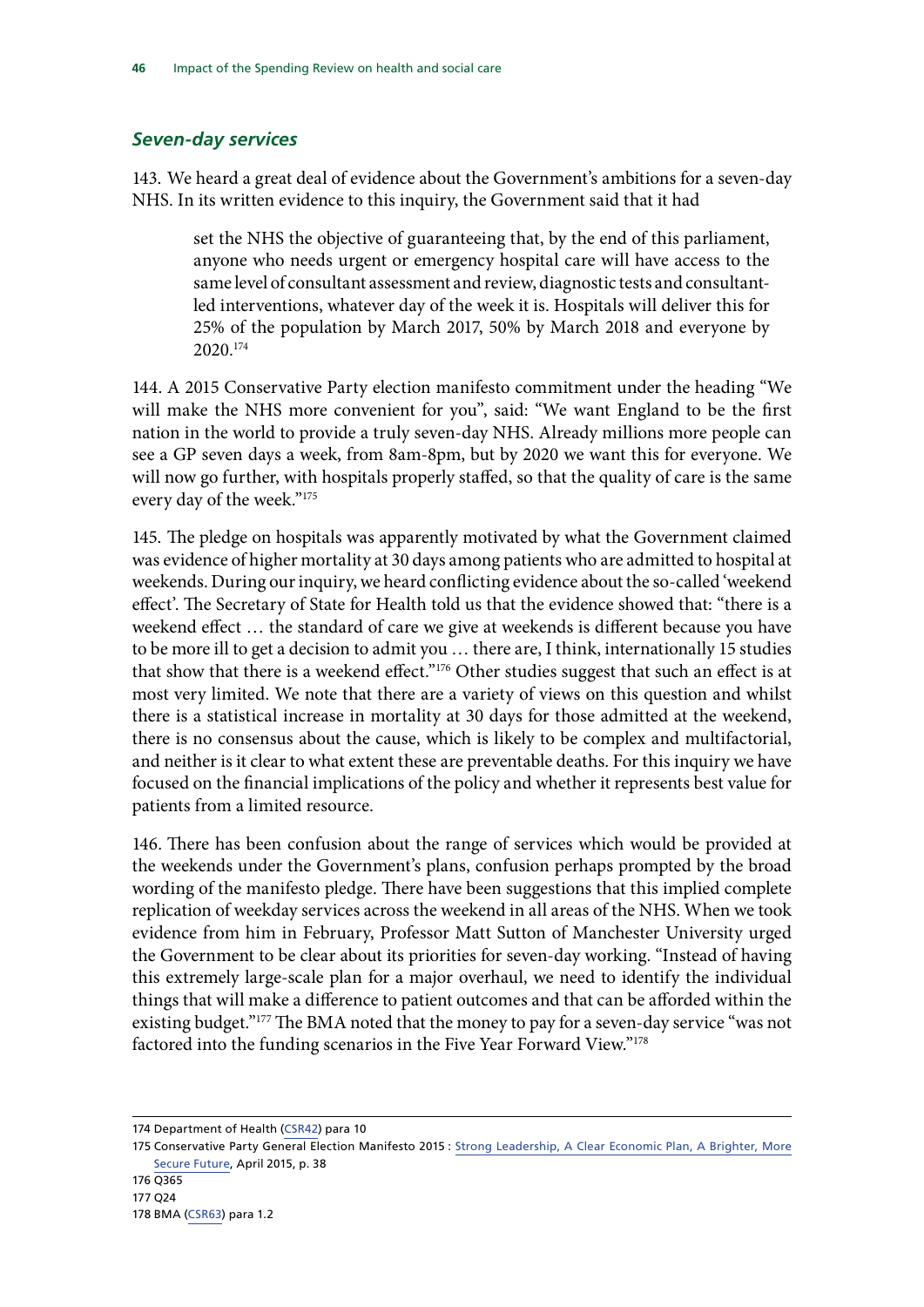### *Seven-day services*

143. We heard a great deal of evidence about the Government's ambitions for a seven-day NHS. In its written evidence to this inquiry, the Government said that it had

> set the NHS the objective of guaranteeing that, by the end of this parliament, anyone who needs urgent or emergency hospital care will have access to the same level of consultant assessment and review, diagnostic tests and consultant-led interventions, whatever day of the week it is. Hospitals will deliver this for 25% of the population by March 2017, 50% by March 2018 and everyone by 2020.[174]

144. A 2015 Conservative Party election manifesto commitment under the heading "We will make the NHS more convenient for you", said: "We want England to be the first nation in the world to provide a truly seven-day NHS. Already millions more people can see a GP seven days a week, from 8am-8pm, but by 2020 we want this for everyone. We will now go further, with hospitals properly staffed, so that the quality of care is the same every day of the week."[175]

145. The pledge on hospitals was apparently motivated by what the Government claimed was evidence of higher mortality at 30 days among patients who are admitted to hospital at weekends. During our inquiry, we heard conflicting evidence about the so-called 'weekend effect'. The Secretary of State for Health told us that the evidence showed that: "there is a weekend effect … the standard of care we give at weekends is different because you have to be more ill to get a decision to admit you … there are, I think, internationally 15 studies that show that there is a weekend effect."[176] Other studies suggest that such an effect is at most very limited. We note that there are a variety of views on this question and whilst there is a statistical increase in mortality at 30 days for those admitted at the weekend, there is no consensus about the cause, which is likely to be complex and multifactorial, and neither is it clear to what extent these are preventable deaths. For this inquiry we have focused on the financial implications of the policy and whether it represents best value for patients from a limited resource.

146. There has been confusion about the range of services which would be provided at the weekends under the Government's plans, confusion perhaps prompted by the broad wording of the manifesto pledge. There have been suggestions that this implied complete replication of weekday services across the weekend in all areas of the NHS. When we took evidence from him in February, Professor Matt Sutton of Manchester University urged the Government to be clear about its priorities for seven-day working. "Instead of having this extremely large-scale plan for a major overhaul, we need to identify the individual things that will make a difference to patient outcomes and that can be afforded within the existing budget."[177] The BMA noted that the money to pay for a seven-day service "was not factored into the funding scenarios in the Five Year Forward View."[178]

---

174 Department of Health (CSR42) para 10

175 Conservative Party General Election Manifesto 2015 : Strong Leadership, A Clear Economic Plan, A Brighter, More Secure Future, April 2015, p. 38

176 Q365

177 Q24

178 BMA (CSR63) para 1.2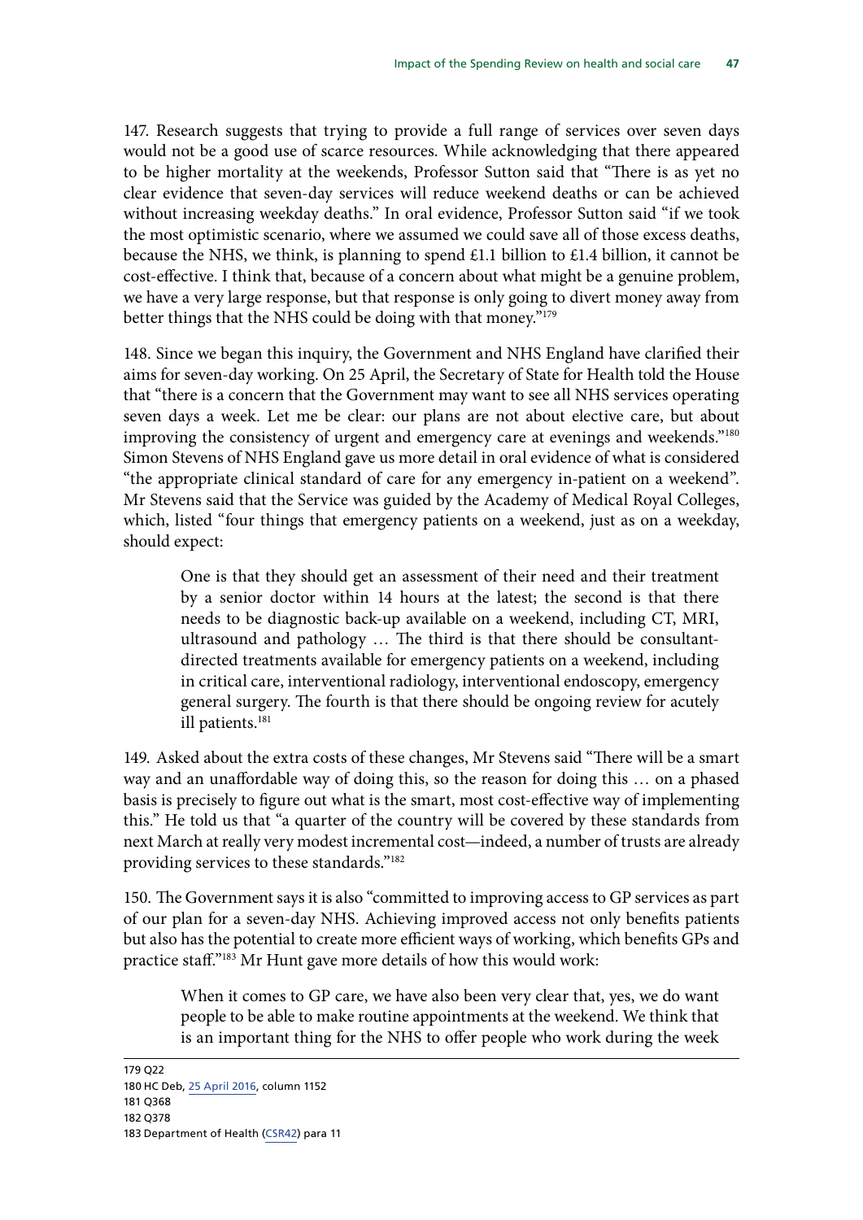147. Research suggests that trying to provide a full range of services over seven days would not be a good use of scarce resources. While acknowledging that there appeared to be higher mortality at the weekends, Professor Sutton said that "There is as yet no clear evidence that seven-day services will reduce weekend deaths or can be achieved without increasing weekday deaths." In oral evidence, Professor Sutton said "if we took the most optimistic scenario, where we assumed we could save all of those excess deaths, because the NHS, we think, is planning to spend £1.1 billion to £1.4 billion, it cannot be cost-effective. I think that, because of a concern about what might be a genuine problem, we have a very large response, but that response is only going to divert money away from better things that the NHS could be doing with that money."[179]

148. Since we began this inquiry, the Government and NHS England have clarified their aims for seven-day working. On 25 April, the Secretary of State for Health told the House that "there is a concern that the Government may want to see all NHS services operating seven days a week. Let me be clear: our plans are not about elective care, but about improving the consistency of urgent and emergency care at evenings and weekends."[180] Simon Stevens of NHS England gave us more detail in oral evidence of what is considered "the appropriate clinical standard of care for any emergency in-patient on a weekend". Mr Stevens said that the Service was guided by the Academy of Medical Royal Colleges, which, listed "four things that emergency patients on a weekend, just as on a weekday, should expect:

> One is that they should get an assessment of their need and their treatment by a senior doctor within 14 hours at the latest; the second is that there needs to be diagnostic back-up available on a weekend, including CT, MRI, ultrasound and pathology … The third is that there should be consultant-directed treatments available for emergency patients on a weekend, including in critical care, interventional radiology, interventional endoscopy, emergency general surgery. The fourth is that there should be ongoing review for acutely ill patients.[181]

149. Asked about the extra costs of these changes, Mr Stevens said "There will be a smart way and an unaffordable way of doing this, so the reason for doing this … on a phased basis is precisely to figure out what is the smart, most cost-effective way of implementing this." He told us that "a quarter of the country will be covered by these standards from next March at really very modest incremental cost—indeed, a number of trusts are already providing services to these standards."[182]

150. The Government says it is also "committed to improving access to GP services as part of our plan for a seven-day NHS. Achieving improved access not only benefits patients but also has the potential to create more efficient ways of working, which benefits GPs and practice staff."[183] Mr Hunt gave more details of how this would work:

> When it comes to GP care, we have also been very clear that, yes, we do want people to be able to make routine appointments at the weekend. We think that is an important thing for the NHS to offer people who work during the week

179 Q22
180 HC Deb, 25 April 2016, column 1152
181 Q368
182 Q378
183 Department of Health (CSR42) para 11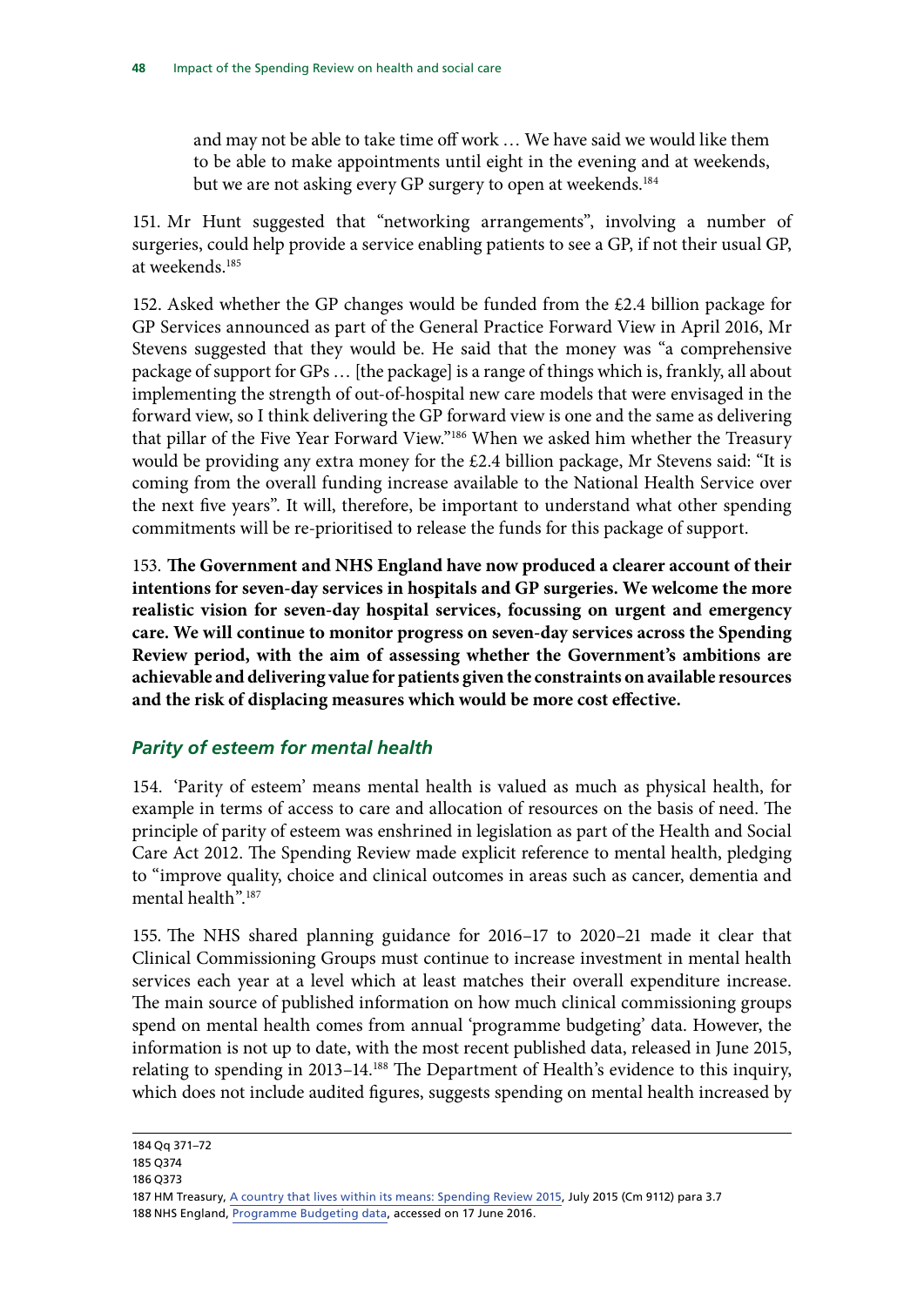> and may not be able to take time off work … We have said we would like them to be able to make appointments until eight in the evening and at weekends, but we are not asking every GP surgery to open at weekends.[184]

151. Mr Hunt suggested that "networking arrangements", involving a number of surgeries, could help provide a service enabling patients to see a GP, if not their usual GP, at weekends.[185]

152. Asked whether the GP changes would be funded from the £2.4 billion package for GP Services announced as part of the General Practice Forward View in April 2016, Mr Stevens suggested that they would be. He said that the money was "a comprehensive package of support for GPs … [the package] is a range of things which is, frankly, all about implementing the strength of out-of-hospital new care models that were envisaged in the forward view, so I think delivering the GP forward view is one and the same as delivering that pillar of the Five Year Forward View."[186] When we asked him whether the Treasury would be providing any extra money for the £2.4 billion package, Mr Stevens said: "It is coming from the overall funding increase available to the National Health Service over the next five years". It will, therefore, be important to understand what other spending commitments will be re-prioritised to release the funds for this package of support.

153. **The Government and NHS England have now produced a clearer account of their intentions for seven-day services in hospitals and GP surgeries. We welcome the more realistic vision for seven-day hospital services, focussing on urgent and emergency care. We will continue to monitor progress on seven-day services across the Spending Review period, with the aim of assessing whether the Government's ambitions are achievable and delivering value for patients given the constraints on available resources and the risk of displacing measures which would be more cost effective.**

### *Parity of esteem for mental health*

154. 'Parity of esteem' means mental health is valued as much as physical health, for example in terms of access to care and allocation of resources on the basis of need. The principle of parity of esteem was enshrined in legislation as part of the Health and Social Care Act 2012. The Spending Review made explicit reference to mental health, pledging to "improve quality, choice and clinical outcomes in areas such as cancer, dementia and mental health".[187]

155. The NHS shared planning guidance for 2016–17 to 2020–21 made it clear that Clinical Commissioning Groups must continue to increase investment in mental health services each year at a level which at least matches their overall expenditure increase. The main source of published information on how much clinical commissioning groups spend on mental health comes from annual 'programme budgeting' data. However, the information is not up to date, with the most recent published data, released in June 2015, relating to spending in 2013–14.[188] The Department of Health's evidence to this inquiry, which does not include audited figures, suggests spending on mental health increased by

---

184 Qq 371–72

185 Q374

186 Q373

187 HM Treasury, A country that lives within its means: Spending Review 2015, July 2015 (Cm 9112) para 3.7

188 NHS England, Programme Budgeting data, accessed on 17 June 2016.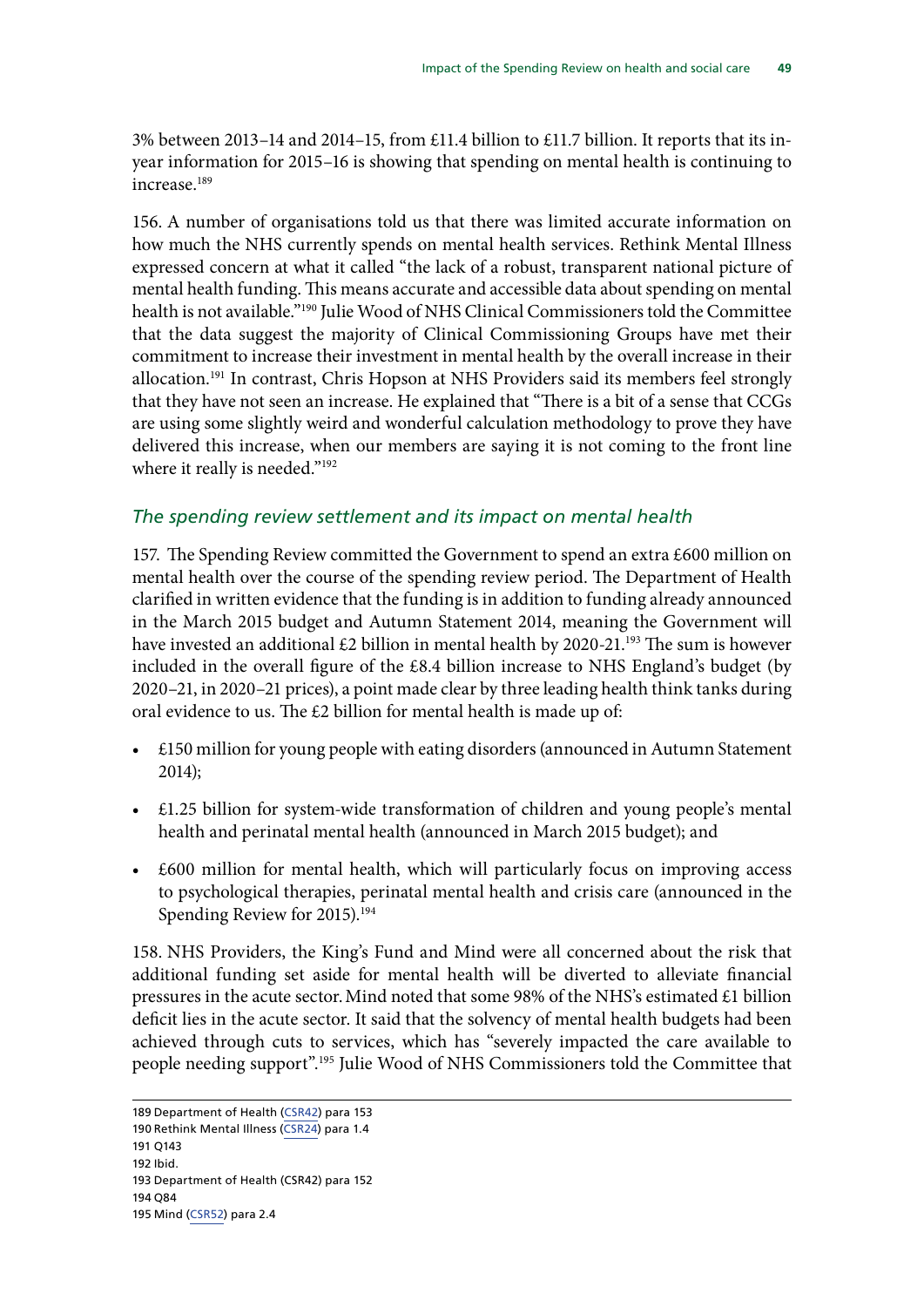3% between 2013–14 and 2014–15, from £11.4 billion to £11.7 billion. It reports that its in-year information for 2015–16 is showing that spending on mental health is continuing to increase.[189]

156. A number of organisations told us that there was limited accurate information on how much the NHS currently spends on mental health services. Rethink Mental Illness expressed concern at what it called "the lack of a robust, transparent national picture of mental health funding. This means accurate and accessible data about spending on mental health is not available."[190] Julie Wood of NHS Clinical Commissioners told the Committee that the data suggest the majority of Clinical Commissioning Groups have met their commitment to increase their investment in mental health by the overall increase in their allocation.[191] In contrast, Chris Hopson at NHS Providers said its members feel strongly that they have not seen an increase. He explained that "There is a bit of a sense that CCGs are using some slightly weird and wonderful calculation methodology to prove they have delivered this increase, when our members are saying it is not coming to the front line where it really is needed."[192]

### *The spending review settlement and its impact on mental health*

157. The Spending Review committed the Government to spend an extra £600 million on mental health over the course of the spending review period. The Department of Health clarified in written evidence that the funding is in addition to funding already announced in the March 2015 budget and Autumn Statement 2014, meaning the Government will have invested an additional £2 billion in mental health by 2020-21.[193] The sum is however included in the overall figure of the £8.4 billion increase to NHS England's budget (by 2020–21, in 2020–21 prices), a point made clear by three leading health think tanks during oral evidence to us. The £2 billion for mental health is made up of:

- £150 million for young people with eating disorders (announced in Autumn Statement 2014);
- £1.25 billion for system-wide transformation of children and young people's mental health and perinatal mental health (announced in March 2015 budget); and
- £600 million for mental health, which will particularly focus on improving access to psychological therapies, perinatal mental health and crisis care (announced in the Spending Review for 2015).[194]

158. NHS Providers, the King's Fund and Mind were all concerned about the risk that additional funding set aside for mental health will be diverted to alleviate financial pressures in the acute sector. Mind noted that some 98% of the NHS's estimated £1 billion deficit lies in the acute sector. It said that the solvency of mental health budgets had been achieved through cuts to services, which has "severely impacted the care available to people needing support".[195] Julie Wood of NHS Commissioners told the Committee that

189 Department of Health (CSR42) para 153
190 Rethink Mental Illness (CSR24) para 1.4
191 Q143
192 Ibid.
193 Department of Health (CSR42) para 152
194 Q84
195 Mind (CSR52) para 2.4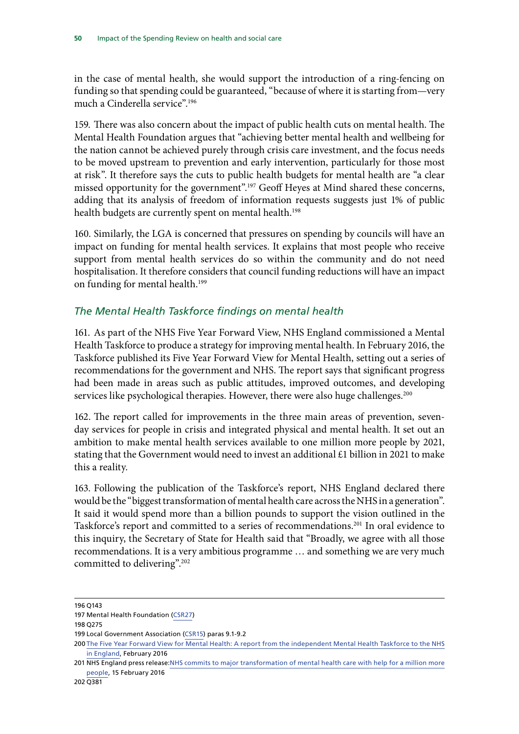in the case of mental health, she would support the introduction of a ring-fencing on funding so that spending could be guaranteed, "because of where it is starting from—very much a Cinderella service".[196]

159. There was also concern about the impact of public health cuts on mental health. The Mental Health Foundation argues that "achieving better mental health and wellbeing for the nation cannot be achieved purely through crisis care investment, and the focus needs to be moved upstream to prevention and early intervention, particularly for those most at risk". It therefore says the cuts to public health budgets for mental health are "a clear missed opportunity for the government".[197] Geoff Heyes at Mind shared these concerns, adding that its analysis of freedom of information requests suggests just 1% of public health budgets are currently spent on mental health.[198]

160. Similarly, the LGA is concerned that pressures on spending by councils will have an impact on funding for mental health services. It explains that most people who receive support from mental health services do so within the community and do not need hospitalisation. It therefore considers that council funding reductions will have an impact on funding for mental health.[199]

### *The Mental Health Taskforce findings on mental health*

161. As part of the NHS Five Year Forward View, NHS England commissioned a Mental Health Taskforce to produce a strategy for improving mental health. In February 2016, the Taskforce published its Five Year Forward View for Mental Health, setting out a series of recommendations for the government and NHS. The report says that significant progress had been made in areas such as public attitudes, improved outcomes, and developing services like psychological therapies. However, there were also huge challenges.[200]

162. The report called for improvements in the three main areas of prevention, seven-day services for people in crisis and integrated physical and mental health. It set out an ambition to make mental health services available to one million more people by 2021, stating that the Government would need to invest an additional £1 billion in 2021 to make this a reality.

163. Following the publication of the Taskforce's report, NHS England declared there would be the "biggest transformation of mental health care across the NHS in a generation". It said it would spend more than a billion pounds to support the vision outlined in the Taskforce's report and committed to a series of recommendations.[201] In oral evidence to this inquiry, the Secretary of State for Health said that "Broadly, we agree with all those recommendations. It is a very ambitious programme … and something we are very much committed to delivering".[202]

---

196 Q143

197 Mental Health Foundation (CSR27)

198 Q275

199 Local Government Association (CSR15) paras 9.1-9.2

200 The Five Year Forward View for Mental Health: A report from the independent Mental Health Taskforce to the NHS in England, February 2016

201 NHS England press release:NHS commits to major transformation of mental health care with help for a million more people, 15 February 2016

202 Q381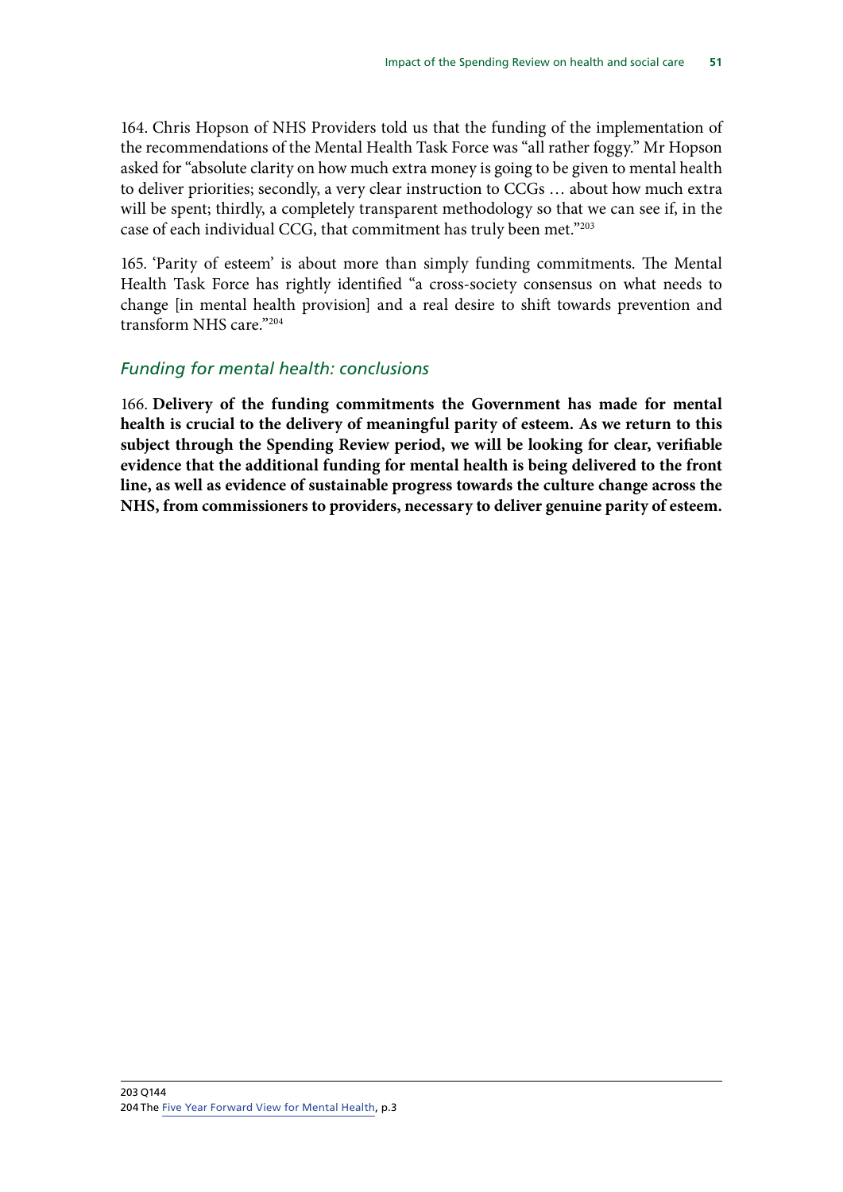164. Chris Hopson of NHS Providers told us that the funding of the implementation of the recommendations of the Mental Health Task Force was "all rather foggy." Mr Hopson asked for "absolute clarity on how much extra money is going to be given to mental health to deliver priorities; secondly, a very clear instruction to CCGs … about how much extra will be spent; thirdly, a completely transparent methodology so that we can see if, in the case of each individual CCG, that commitment has truly been met."[203]

165. 'Parity of esteem' is about more than simply funding commitments. The Mental Health Task Force has rightly identified "a cross-society consensus on what needs to change [in mental health provision] and a real desire to shift towards prevention and transform NHS care."[204]

### *Funding for mental health: conclusions*

166. **Delivery of the funding commitments the Government has made for mental health is crucial to the delivery of meaningful parity of esteem. As we return to this subject through the Spending Review period, we will be looking for clear, verifiable evidence that the additional funding for mental health is being delivered to the front line, as well as evidence of sustainable progress towards the culture change across the NHS, from commissioners to providers, necessary to deliver genuine parity of esteem.**

---

203 Q144

204 The Five Year Forward View for Mental Health, p.3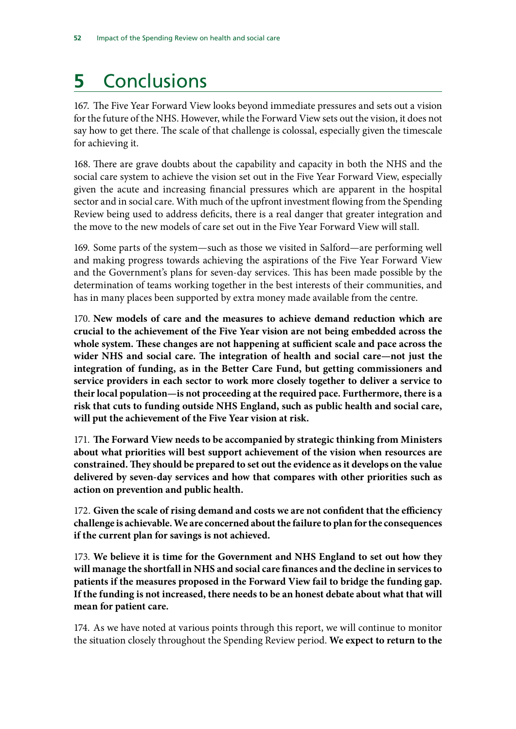# 5 Conclusions

167. The Five Year Forward View looks beyond immediate pressures and sets out a vision for the future of the NHS. However, while the Forward View sets out the vision, it does not say how to get there. The scale of that challenge is colossal, especially given the timescale for achieving it.

168. There are grave doubts about the capability and capacity in both the NHS and the social care system to achieve the vision set out in the Five Year Forward View, especially given the acute and increasing financial pressures which are apparent in the hospital sector and in social care. With much of the upfront investment flowing from the Spending Review being used to address deficits, there is a real danger that greater integration and the move to the new models of care set out in the Five Year Forward View will stall.

169. Some parts of the system—such as those we visited in Salford—are performing well and making progress towards achieving the aspirations of the Five Year Forward View and the Government's plans for seven-day services. This has been made possible by the determination of teams working together in the best interests of their communities, and has in many places been supported by extra money made available from the centre.

170. **New models of care and the measures to achieve demand reduction which are crucial to the achievement of the Five Year vision are not being embedded across the whole system. These changes are not happening at sufficient scale and pace across the wider NHS and social care. The integration of health and social care—not just the integration of funding, as in the Better Care Fund, but getting commissioners and service providers in each sector to work more closely together to deliver a service to their local population—is not proceeding at the required pace. Furthermore, there is a risk that cuts to funding outside NHS England, such as public health and social care, will put the achievement of the Five Year vision at risk.**

171. **The Forward View needs to be accompanied by strategic thinking from Ministers about what priorities will best support achievement of the vision when resources are constrained. They should be prepared to set out the evidence as it develops on the value delivered by seven-day services and how that compares with other priorities such as action on prevention and public health.**

172. **Given the scale of rising demand and costs we are not confident that the efficiency challenge is achievable. We are concerned about the failure to plan for the consequences if the current plan for savings is not achieved.**

173. **We believe it is time for the Government and NHS England to set out how they will manage the shortfall in NHS and social care finances and the decline in services to patients if the measures proposed in the Forward View fail to bridge the funding gap. If the funding is not increased, there needs to be an honest debate about what that will mean for patient care.**

174. As we have noted at various points through this report, we will continue to monitor the situation closely throughout the Spending Review period. **We expect to return to the**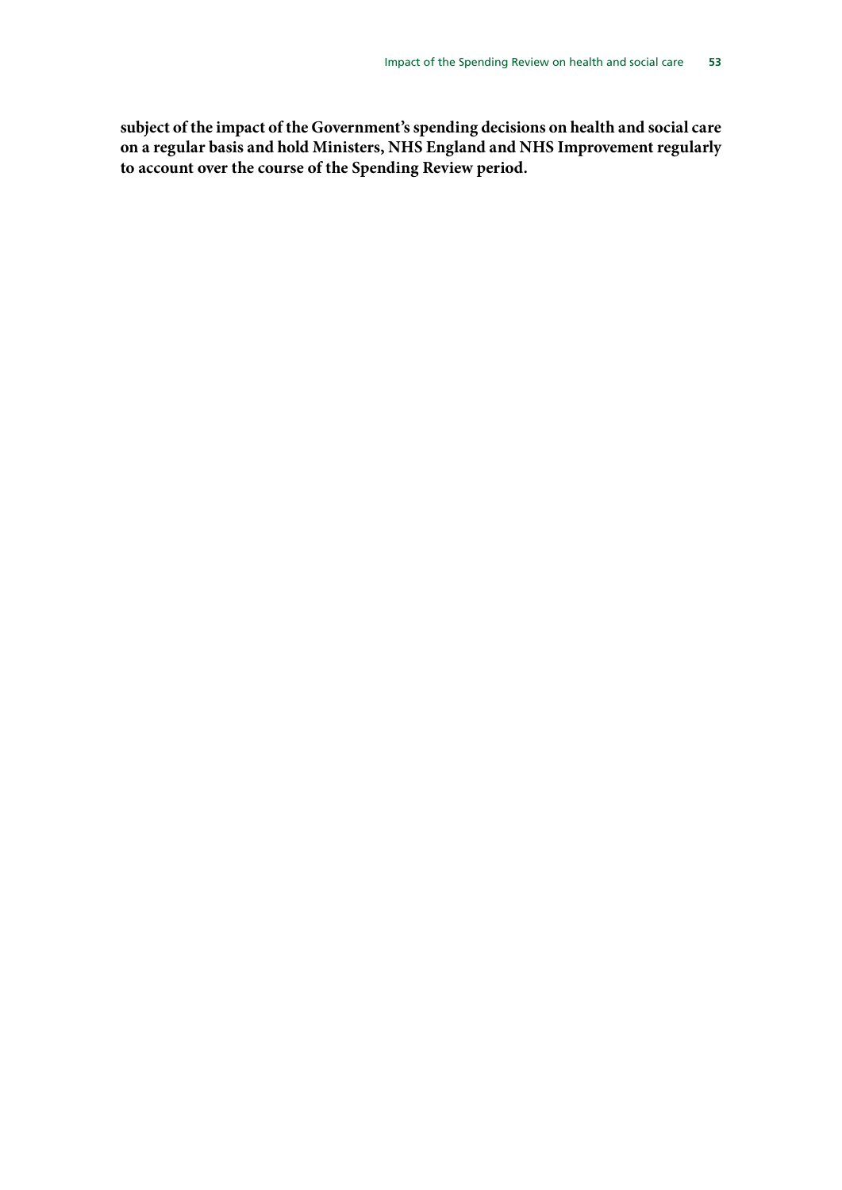**subject of the impact of the Government's spending decisions on health and social care on a regular basis and hold Ministers, NHS England and NHS Improvement regularly to account over the course of the Spending Review period.**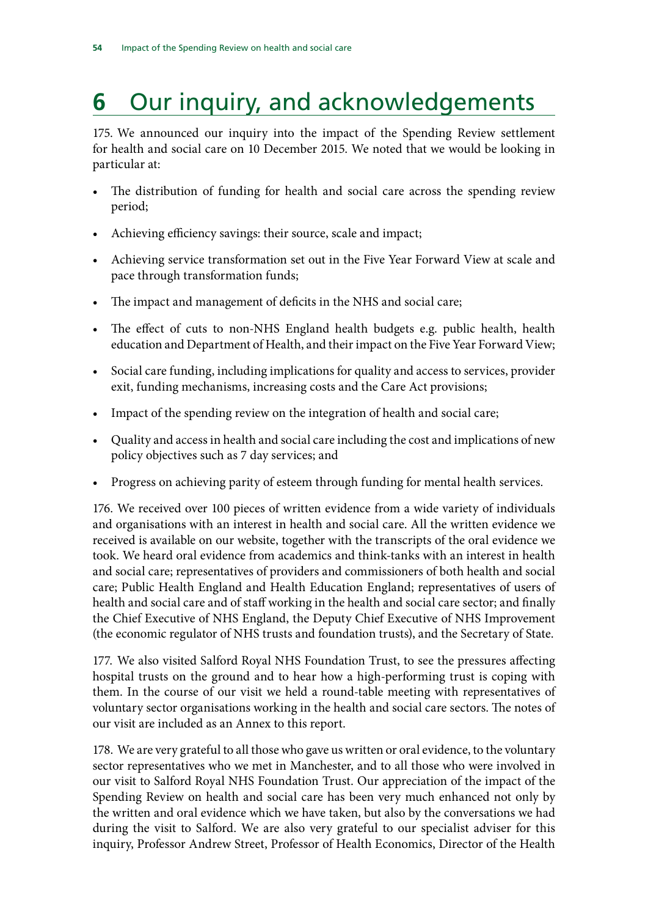# 6 Our inquiry, and acknowledgements

175. We announced our inquiry into the impact of the Spending Review settlement for health and social care on 10 December 2015. We noted that we would be looking in particular at:

- The distribution of funding for health and social care across the spending review period;
- Achieving efficiency savings: their source, scale and impact;
- Achieving service transformation set out in the Five Year Forward View at scale and pace through transformation funds;
- The impact and management of deficits in the NHS and social care;
- The effect of cuts to non-NHS England health budgets e.g. public health, health education and Department of Health, and their impact on the Five Year Forward View;
- Social care funding, including implications for quality and access to services, provider exit, funding mechanisms, increasing costs and the Care Act provisions;
- Impact of the spending review on the integration of health and social care;
- Quality and access in health and social care including the cost and implications of new policy objectives such as 7 day services; and
- Progress on achieving parity of esteem through funding for mental health services.

176. We received over 100 pieces of written evidence from a wide variety of individuals and organisations with an interest in health and social care. All the written evidence we received is available on our website, together with the transcripts of the oral evidence we took. We heard oral evidence from academics and think-tanks with an interest in health and social care; representatives of providers and commissioners of both health and social care; Public Health England and Health Education England; representatives of users of health and social care and of staff working in the health and social care sector; and finally the Chief Executive of NHS England, the Deputy Chief Executive of NHS Improvement (the economic regulator of NHS trusts and foundation trusts), and the Secretary of State.

177. We also visited Salford Royal NHS Foundation Trust, to see the pressures affecting hospital trusts on the ground and to hear how a high-performing trust is coping with them. In the course of our visit we held a round-table meeting with representatives of voluntary sector organisations working in the health and social care sectors. The notes of our visit are included as an Annex to this report.

178. We are very grateful to all those who gave us written or oral evidence, to the voluntary sector representatives who we met in Manchester, and to all those who were involved in our visit to Salford Royal NHS Foundation Trust. Our appreciation of the impact of the Spending Review on health and social care has been very much enhanced not only by the written and oral evidence which we have taken, but also by the conversations we had during the visit to Salford. We are also very grateful to our specialist adviser for this inquiry, Professor Andrew Street, Professor of Health Economics, Director of the Health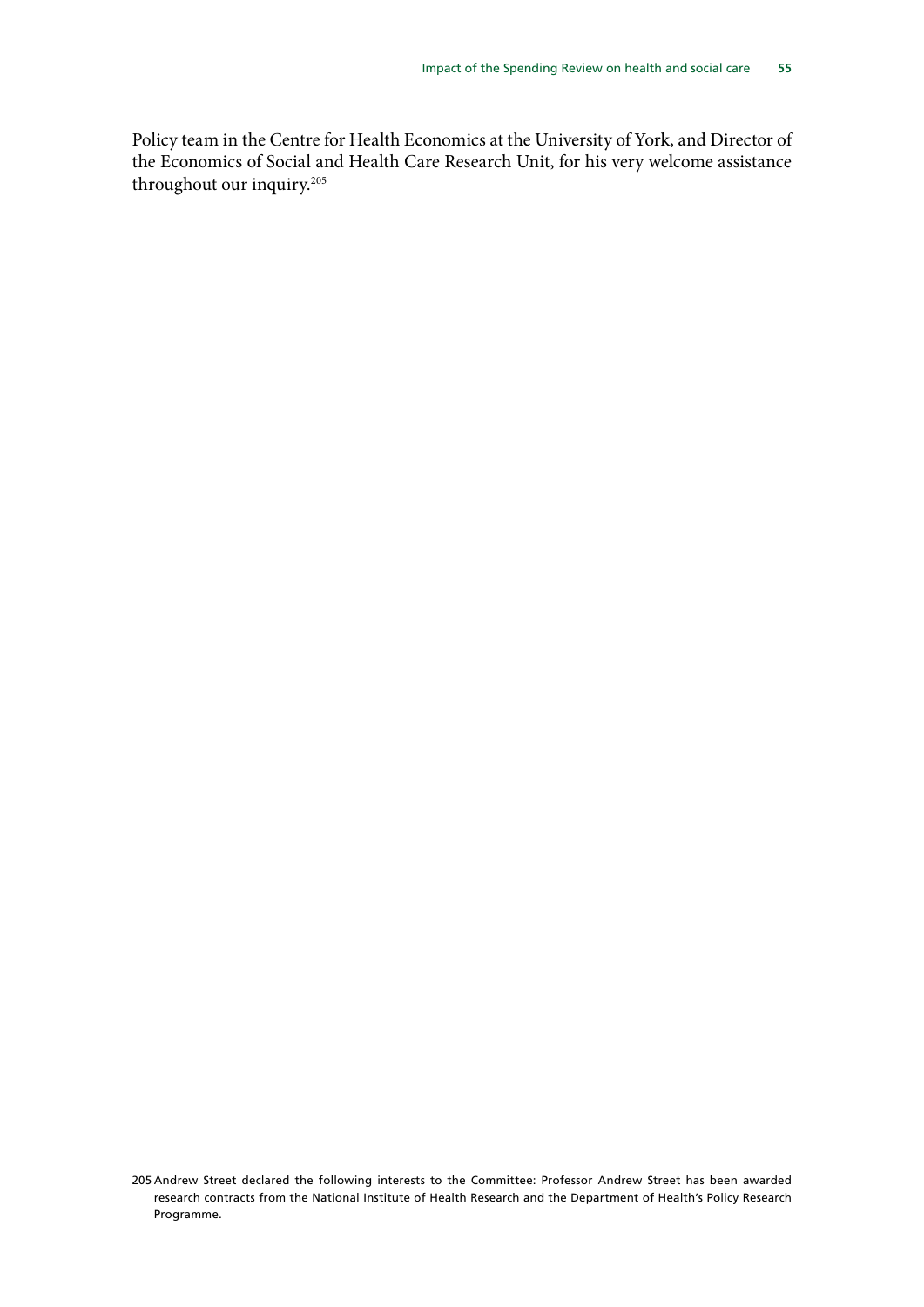Policy team in the Centre for Health Economics at the University of York, and Director of the Economics of Social and Health Care Research Unit, for his very welcome assistance throughout our inquiry.[205]

205 Andrew Street declared the following interests to the Committee: Professor Andrew Street has been awarded research contracts from the National Institute of Health Research and the Department of Health's Policy Research Programme.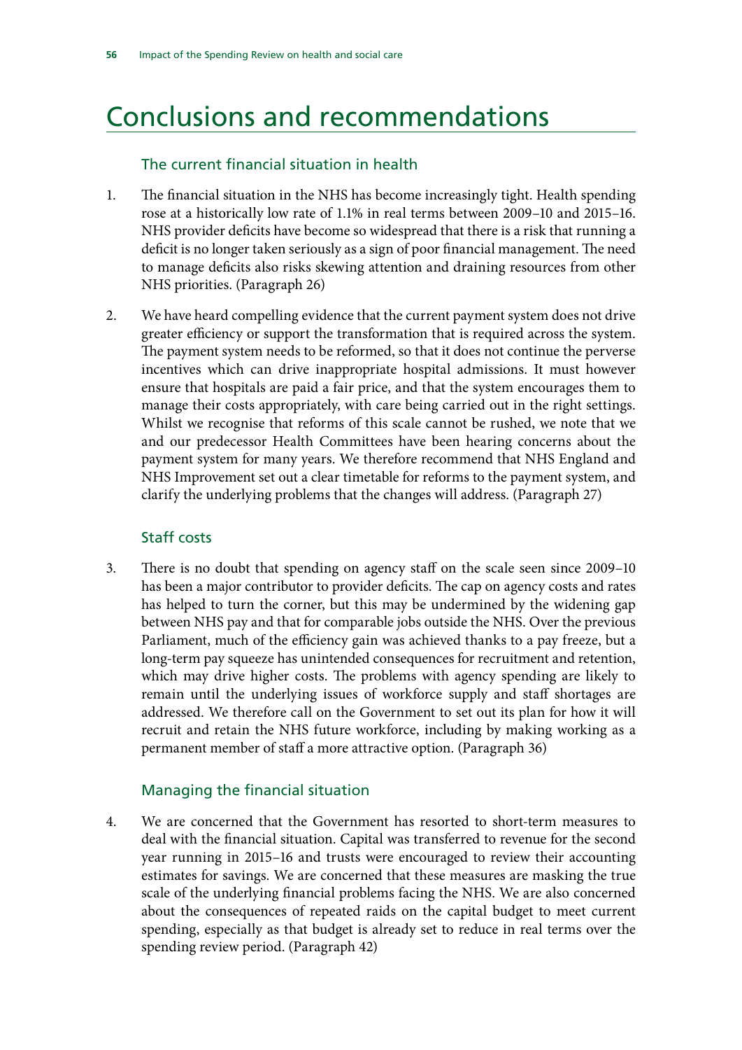# Conclusions and recommendations

## The current financial situation in health

1. The financial situation in the NHS has become increasingly tight. Health spending rose at a historically low rate of 1.1% in real terms between 2009–10 and 2015–16. NHS provider deficits have become so widespread that there is a risk that running a deficit is no longer taken seriously as a sign of poor financial management. The need to manage deficits also risks skewing attention and draining resources from other NHS priorities. (Paragraph 26)

2. We have heard compelling evidence that the current payment system does not drive greater efficiency or support the transformation that is required across the system. The payment system needs to be reformed, so that it does not continue the perverse incentives which can drive inappropriate hospital admissions. It must however ensure that hospitals are paid a fair price, and that the system encourages them to manage their costs appropriately, with care being carried out in the right settings. Whilst we recognise that reforms of this scale cannot be rushed, we note that we and our predecessor Health Committees have been hearing concerns about the payment system for many years. We therefore recommend that NHS England and NHS Improvement set out a clear timetable for reforms to the payment system, and clarify the underlying problems that the changes will address. (Paragraph 27)

## Staff costs

3. There is no doubt that spending on agency staff on the scale seen since 2009–10 has been a major contributor to provider deficits. The cap on agency costs and rates has helped to turn the corner, but this may be undermined by the widening gap between NHS pay and that for comparable jobs outside the NHS. Over the previous Parliament, much of the efficiency gain was achieved thanks to a pay freeze, but a long-term pay squeeze has unintended consequences for recruitment and retention, which may drive higher costs. The problems with agency spending are likely to remain until the underlying issues of workforce supply and staff shortages are addressed. We therefore call on the Government to set out its plan for how it will recruit and retain the NHS future workforce, including by making working as a permanent member of staff a more attractive option. (Paragraph 36)

## Managing the financial situation

4. We are concerned that the Government has resorted to short-term measures to deal with the financial situation. Capital was transferred to revenue for the second year running in 2015–16 and trusts were encouraged to review their accounting estimates for savings. We are concerned that these measures are masking the true scale of the underlying financial problems facing the NHS. We are also concerned about the consequences of repeated raids on the capital budget to meet current spending, especially as that budget is already set to reduce in real terms over the spending review period. (Paragraph 42)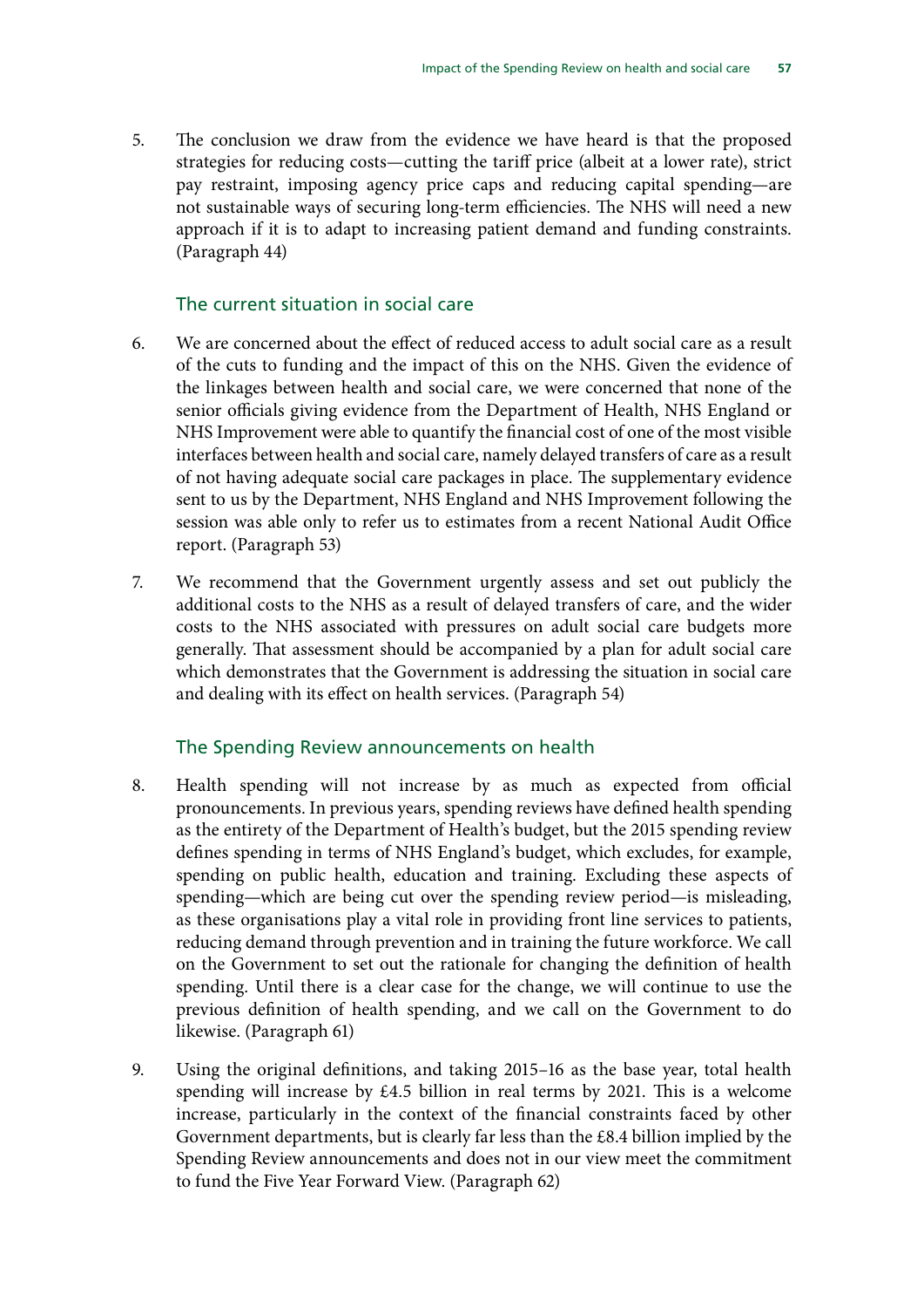5. The conclusion we draw from the evidence we have heard is that the proposed strategies for reducing costs—cutting the tariff price (albeit at a lower rate), strict pay restraint, imposing agency price caps and reducing capital spending—are not sustainable ways of securing long-term efficiencies. The NHS will need a new approach if it is to adapt to increasing patient demand and funding constraints. (Paragraph 44)

### The current situation in social care

6. We are concerned about the effect of reduced access to adult social care as a result of the cuts to funding and the impact of this on the NHS. Given the evidence of the linkages between health and social care, we were concerned that none of the senior officials giving evidence from the Department of Health, NHS England or NHS Improvement were able to quantify the financial cost of one of the most visible interfaces between health and social care, namely delayed transfers of care as a result of not having adequate social care packages in place. The supplementary evidence sent to us by the Department, NHS England and NHS Improvement following the session was able only to refer us to estimates from a recent National Audit Office report. (Paragraph 53)

7. We recommend that the Government urgently assess and set out publicly the additional costs to the NHS as a result of delayed transfers of care, and the wider costs to the NHS associated with pressures on adult social care budgets more generally. That assessment should be accompanied by a plan for adult social care which demonstrates that the Government is addressing the situation in social care and dealing with its effect on health services. (Paragraph 54)

### The Spending Review announcements on health

8. Health spending will not increase by as much as expected from official pronouncements. In previous years, spending reviews have defined health spending as the entirety of the Department of Health's budget, but the 2015 spending review defines spending in terms of NHS England's budget, which excludes, for example, spending on public health, education and training. Excluding these aspects of spending—which are being cut over the spending review period—is misleading, as these organisations play a vital role in providing front line services to patients, reducing demand through prevention and in training the future workforce. We call on the Government to set out the rationale for changing the definition of health spending. Until there is a clear case for the change, we will continue to use the previous definition of health spending, and we call on the Government to do likewise. (Paragraph 61)

9. Using the original definitions, and taking 2015–16 as the base year, total health spending will increase by £4.5 billion in real terms by 2021. This is a welcome increase, particularly in the context of the financial constraints faced by other Government departments, but is clearly far less than the £8.4 billion implied by the Spending Review announcements and does not in our view meet the commitment to fund the Five Year Forward View. (Paragraph 62)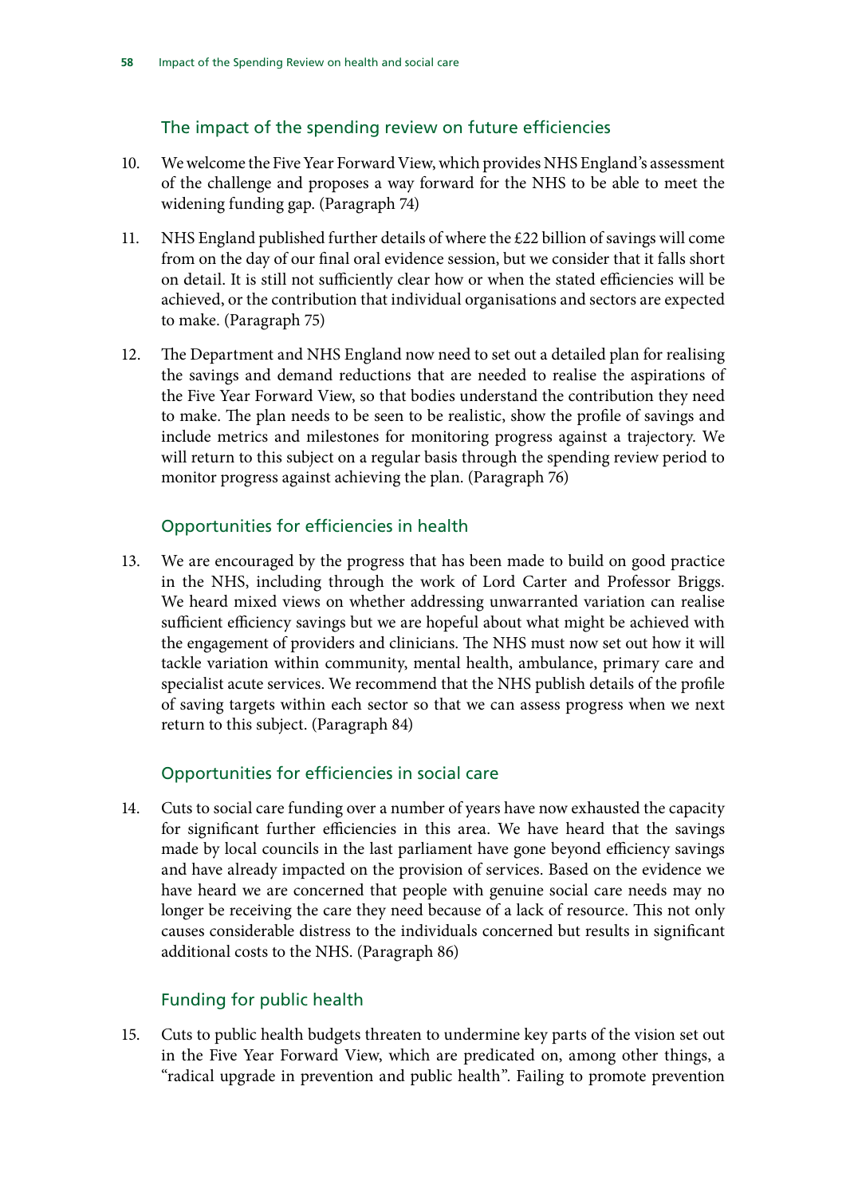### The impact of the spending review on future efficiencies

10. We welcome the Five Year Forward View, which provides NHS England's assessment of the challenge and proposes a way forward for the NHS to be able to meet the widening funding gap. (Paragraph 74)

11. NHS England published further details of where the £22 billion of savings will come from on the day of our final oral evidence session, but we consider that it falls short on detail. It is still not sufficiently clear how or when the stated efficiencies will be achieved, or the contribution that individual organisations and sectors are expected to make. (Paragraph 75)

12. The Department and NHS England now need to set out a detailed plan for realising the savings and demand reductions that are needed to realise the aspirations of the Five Year Forward View, so that bodies understand the contribution they need to make. The plan needs to be seen to be realistic, show the profile of savings and include metrics and milestones for monitoring progress against a trajectory. We will return to this subject on a regular basis through the spending review period to monitor progress against achieving the plan. (Paragraph 76)

### Opportunities for efficiencies in health

13. We are encouraged by the progress that has been made to build on good practice in the NHS, including through the work of Lord Carter and Professor Briggs. We heard mixed views on whether addressing unwarranted variation can realise sufficient efficiency savings but we are hopeful about what might be achieved with the engagement of providers and clinicians. The NHS must now set out how it will tackle variation within community, mental health, ambulance, primary care and specialist acute services. We recommend that the NHS publish details of the profile of saving targets within each sector so that we can assess progress when we next return to this subject. (Paragraph 84)

### Opportunities for efficiencies in social care

14. Cuts to social care funding over a number of years have now exhausted the capacity for significant further efficiencies in this area. We have heard that the savings made by local councils in the last parliament have gone beyond efficiency savings and have already impacted on the provision of services. Based on the evidence we have heard we are concerned that people with genuine social care needs may no longer be receiving the care they need because of a lack of resource. This not only causes considerable distress to the individuals concerned but results in significant additional costs to the NHS. (Paragraph 86)

### Funding for public health

15. Cuts to public health budgets threaten to undermine key parts of the vision set out in the Five Year Forward View, which are predicated on, among other things, a "radical upgrade in prevention and public health". Failing to promote prevention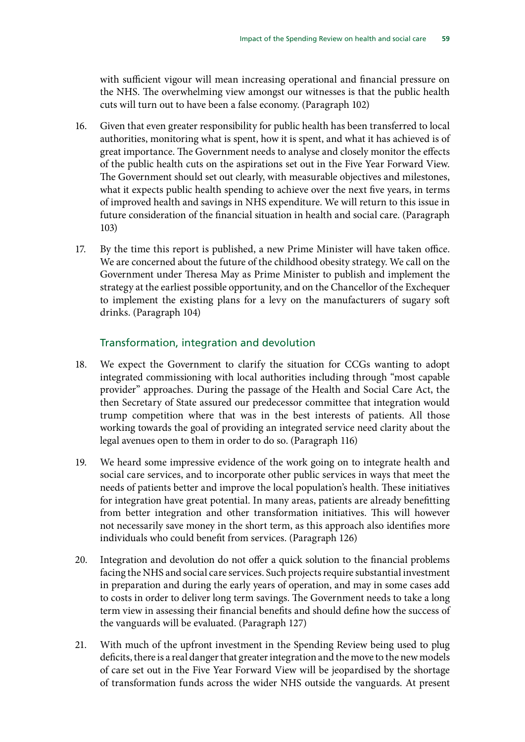with sufficient vigour will mean increasing operational and financial pressure on the NHS. The overwhelming view amongst our witnesses is that the public health cuts will turn out to have been a false economy. (Paragraph 102)

16. Given that even greater responsibility for public health has been transferred to local authorities, monitoring what is spent, how it is spent, and what it has achieved is of great importance. The Government needs to analyse and closely monitor the effects of the public health cuts on the aspirations set out in the Five Year Forward View. The Government should set out clearly, with measurable objectives and milestones, what it expects public health spending to achieve over the next five years, in terms of improved health and savings in NHS expenditure. We will return to this issue in future consideration of the financial situation in health and social care. (Paragraph 103)

17. By the time this report is published, a new Prime Minister will have taken office. We are concerned about the future of the childhood obesity strategy. We call on the Government under Theresa May as Prime Minister to publish and implement the strategy at the earliest possible opportunity, and on the Chancellor of the Exchequer to implement the existing plans for a levy on the manufacturers of sugary soft drinks. (Paragraph 104)

## Transformation, integration and devolution

18. We expect the Government to clarify the situation for CCGs wanting to adopt integrated commissioning with local authorities including through "most capable provider" approaches. During the passage of the Health and Social Care Act, the then Secretary of State assured our predecessor committee that integration would trump competition where that was in the best interests of patients. All those working towards the goal of providing an integrated service need clarity about the legal avenues open to them in order to do so. (Paragraph 116)

19. We heard some impressive evidence of the work going on to integrate health and social care services, and to incorporate other public services in ways that meet the needs of patients better and improve the local population's health. These initiatives for integration have great potential. In many areas, patients are already benefitting from better integration and other transformation initiatives. This will however not necessarily save money in the short term, as this approach also identifies more individuals who could benefit from services. (Paragraph 126)

20. Integration and devolution do not offer a quick solution to the financial problems facing the NHS and social care services. Such projects require substantial investment in preparation and during the early years of operation, and may in some cases add to costs in order to deliver long term savings. The Government needs to take a long term view in assessing their financial benefits and should define how the success of the vanguards will be evaluated. (Paragraph 127)

21. With much of the upfront investment in the Spending Review being used to plug deficits, there is a real danger that greater integration and the move to the new models of care set out in the Five Year Forward View will be jeopardised by the shortage of transformation funds across the wider NHS outside the vanguards. At present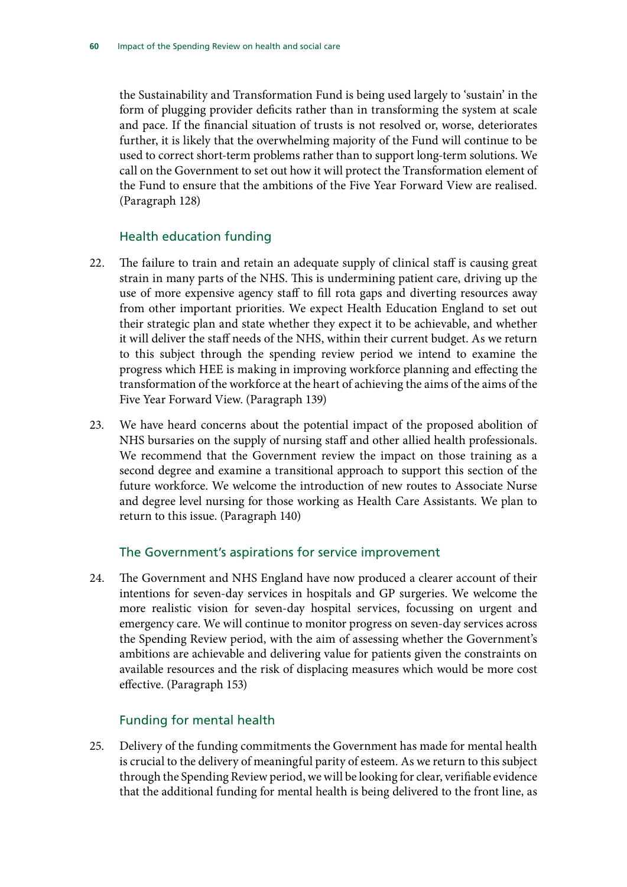the Sustainability and Transformation Fund is being used largely to 'sustain' in the form of plugging provider deficits rather than in transforming the system at scale and pace. If the financial situation of trusts is not resolved or, worse, deteriorates further, it is likely that the overwhelming majority of the Fund will continue to be used to correct short-term problems rather than to support long-term solutions. We call on the Government to set out how it will protect the Transformation element of the Fund to ensure that the ambitions of the Five Year Forward View are realised. (Paragraph 128)

### Health education funding

22. The failure to train and retain an adequate supply of clinical staff is causing great strain in many parts of the NHS. This is undermining patient care, driving up the use of more expensive agency staff to fill rota gaps and diverting resources away from other important priorities. We expect Health Education England to set out their strategic plan and state whether they expect it to be achievable, and whether it will deliver the staff needs of the NHS, within their current budget. As we return to this subject through the spending review period we intend to examine the progress which HEE is making in improving workforce planning and effecting the transformation of the workforce at the heart of achieving the aims of the aims of the Five Year Forward View. (Paragraph 139)

23. We have heard concerns about the potential impact of the proposed abolition of NHS bursaries on the supply of nursing staff and other allied health professionals. We recommend that the Government review the impact on those training as a second degree and examine a transitional approach to support this section of the future workforce. We welcome the introduction of new routes to Associate Nurse and degree level nursing for those working as Health Care Assistants. We plan to return to this issue. (Paragraph 140)

### The Government's aspirations for service improvement

24. The Government and NHS England have now produced a clearer account of their intentions for seven-day services in hospitals and GP surgeries. We welcome the more realistic vision for seven-day hospital services, focussing on urgent and emergency care. We will continue to monitor progress on seven-day services across the Spending Review period, with the aim of assessing whether the Government's ambitions are achievable and delivering value for patients given the constraints on available resources and the risk of displacing measures which would be more cost effective. (Paragraph 153)

### Funding for mental health

25. Delivery of the funding commitments the Government has made for mental health is crucial to the delivery of meaningful parity of esteem. As we return to this subject through the Spending Review period, we will be looking for clear, verifiable evidence that the additional funding for mental health is being delivered to the front line, as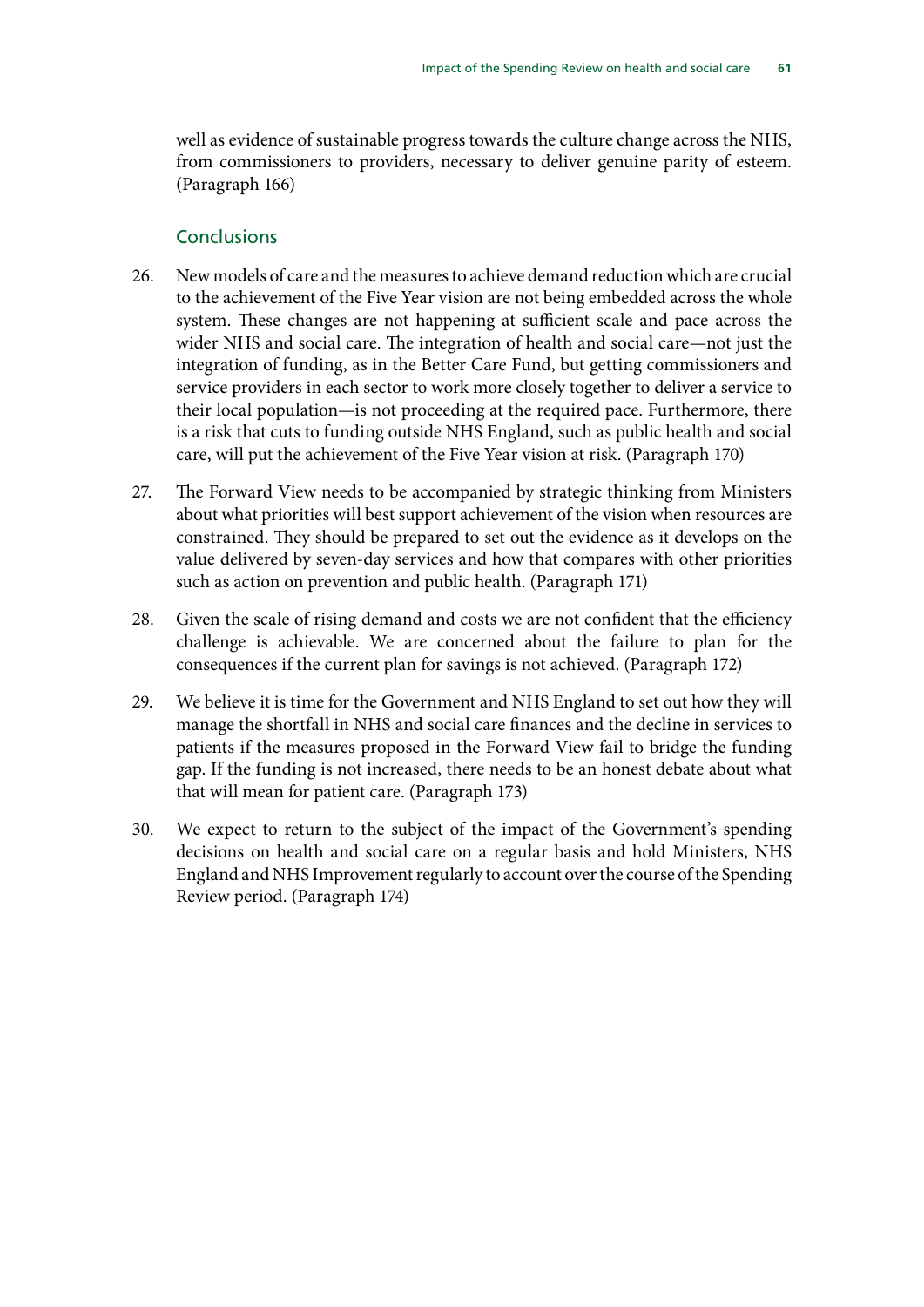well as evidence of sustainable progress towards the culture change across the NHS, from commissioners to providers, necessary to deliver genuine parity of esteem. (Paragraph 166)

### Conclusions

26. New models of care and the measures to achieve demand reduction which are crucial to the achievement of the Five Year vision are not being embedded across the whole system. These changes are not happening at sufficient scale and pace across the wider NHS and social care. The integration of health and social care—not just the integration of funding, as in the Better Care Fund, but getting commissioners and service providers in each sector to work more closely together to deliver a service to their local population—is not proceeding at the required pace. Furthermore, there is a risk that cuts to funding outside NHS England, such as public health and social care, will put the achievement of the Five Year vision at risk. (Paragraph 170)

27. The Forward View needs to be accompanied by strategic thinking from Ministers about what priorities will best support achievement of the vision when resources are constrained. They should be prepared to set out the evidence as it develops on the value delivered by seven-day services and how that compares with other priorities such as action on prevention and public health. (Paragraph 171)

28. Given the scale of rising demand and costs we are not confident that the efficiency challenge is achievable. We are concerned about the failure to plan for the consequences if the current plan for savings is not achieved. (Paragraph 172)

29. We believe it is time for the Government and NHS England to set out how they will manage the shortfall in NHS and social care finances and the decline in services to patients if the measures proposed in the Forward View fail to bridge the funding gap. If the funding is not increased, there needs to be an honest debate about what that will mean for patient care. (Paragraph 173)

30. We expect to return to the subject of the impact of the Government's spending decisions on health and social care on a regular basis and hold Ministers, NHS England and NHS Improvement regularly to account over the course of the Spending Review period. (Paragraph 174)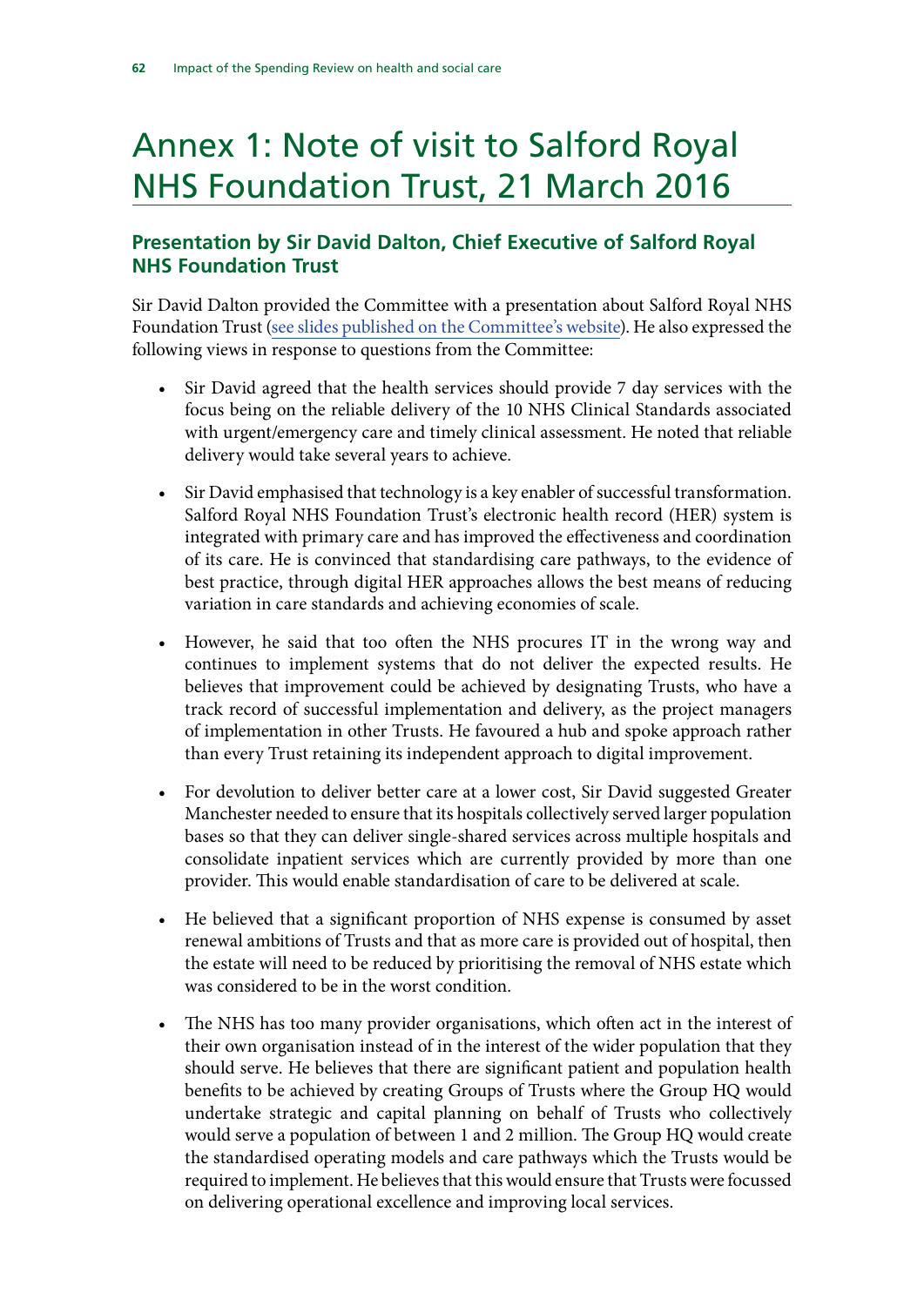# Annex 1: Note of visit to Salford Royal NHS Foundation Trust, 21 March 2016

## Presentation by Sir David Dalton, Chief Executive of Salford Royal NHS Foundation Trust

Sir David Dalton provided the Committee with a presentation about Salford Royal NHS Foundation Trust (see slides published on the Committee's website). He also expressed the following views in response to questions from the Committee:

- Sir David agreed that the health services should provide 7 day services with the focus being on the reliable delivery of the 10 NHS Clinical Standards associated with urgent/emergency care and timely clinical assessment. He noted that reliable delivery would take several years to achieve.
- Sir David emphasised that technology is a key enabler of successful transformation. Salford Royal NHS Foundation Trust's electronic health record (HER) system is integrated with primary care and has improved the effectiveness and coordination of its care. He is convinced that standardising care pathways, to the evidence of best practice, through digital HER approaches allows the best means of reducing variation in care standards and achieving economies of scale.
- However, he said that too often the NHS procures IT in the wrong way and continues to implement systems that do not deliver the expected results. He believes that improvement could be achieved by designating Trusts, who have a track record of successful implementation and delivery, as the project managers of implementation in other Trusts. He favoured a hub and spoke approach rather than every Trust retaining its independent approach to digital improvement.
- For devolution to deliver better care at a lower cost, Sir David suggested Greater Manchester needed to ensure that its hospitals collectively served larger population bases so that they can deliver single-shared services across multiple hospitals and consolidate inpatient services which are currently provided by more than one provider. This would enable standardisation of care to be delivered at scale.
- He believed that a significant proportion of NHS expense is consumed by asset renewal ambitions of Trusts and that as more care is provided out of hospital, then the estate will need to be reduced by prioritising the removal of NHS estate which was considered to be in the worst condition.
- The NHS has too many provider organisations, which often act in the interest of their own organisation instead of in the interest of the wider population that they should serve. He believes that there are significant patient and population health benefits to be achieved by creating Groups of Trusts where the Group HQ would undertake strategic and capital planning on behalf of Trusts who collectively would serve a population of between 1 and 2 million. The Group HQ would create the standardised operating models and care pathways which the Trusts would be required to implement. He believes that this would ensure that Trusts were focussed on delivering operational excellence and improving local services.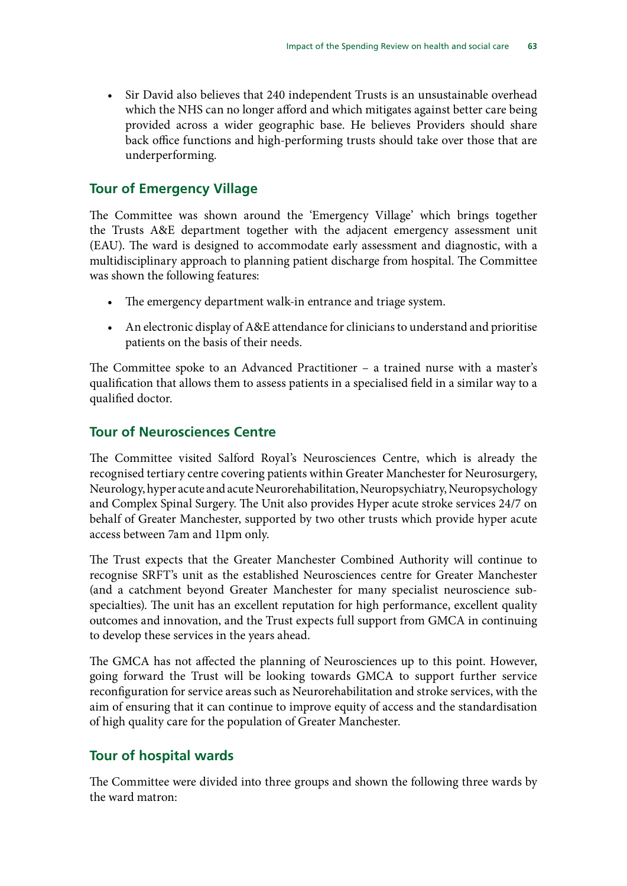- Sir David also believes that 240 independent Trusts is an unsustainable overhead which the NHS can no longer afford and which mitigates against better care being provided across a wider geographic base. He believes Providers should share back office functions and high-performing trusts should take over those that are underperforming.

## Tour of Emergency Village

The Committee was shown around the 'Emergency Village' which brings together the Trusts A&E department together with the adjacent emergency assessment unit (EAU). The ward is designed to accommodate early assessment and diagnostic, with a multidisciplinary approach to planning patient discharge from hospital. The Committee was shown the following features:

- The emergency department walk-in entrance and triage system.
- An electronic display of A&E attendance for clinicians to understand and prioritise patients on the basis of their needs.

The Committee spoke to an Advanced Practitioner – a trained nurse with a master's qualification that allows them to assess patients in a specialised field in a similar way to a qualified doctor.

## Tour of Neurosciences Centre

The Committee visited Salford Royal's Neurosciences Centre, which is already the recognised tertiary centre covering patients within Greater Manchester for Neurosurgery, Neurology, hyper acute and acute Neurorehabilitation, Neuropsychiatry, Neuropsychology and Complex Spinal Surgery. The Unit also provides Hyper acute stroke services 24/7 on behalf of Greater Manchester, supported by two other trusts which provide hyper acute access between 7am and 11pm only.

The Trust expects that the Greater Manchester Combined Authority will continue to recognise SRFT's unit as the established Neurosciences centre for Greater Manchester (and a catchment beyond Greater Manchester for many specialist neuroscience sub-specialties). The unit has an excellent reputation for high performance, excellent quality outcomes and innovation, and the Trust expects full support from GMCA in continuing to develop these services in the years ahead.

The GMCA has not affected the planning of Neurosciences up to this point. However, going forward the Trust will be looking towards GMCA to support further service reconfiguration for service areas such as Neurorehabilitation and stroke services, with the aim of ensuring that it can continue to improve equity of access and the standardisation of high quality care for the population of Greater Manchester.

## Tour of hospital wards

The Committee were divided into three groups and shown the following three wards by the ward matron: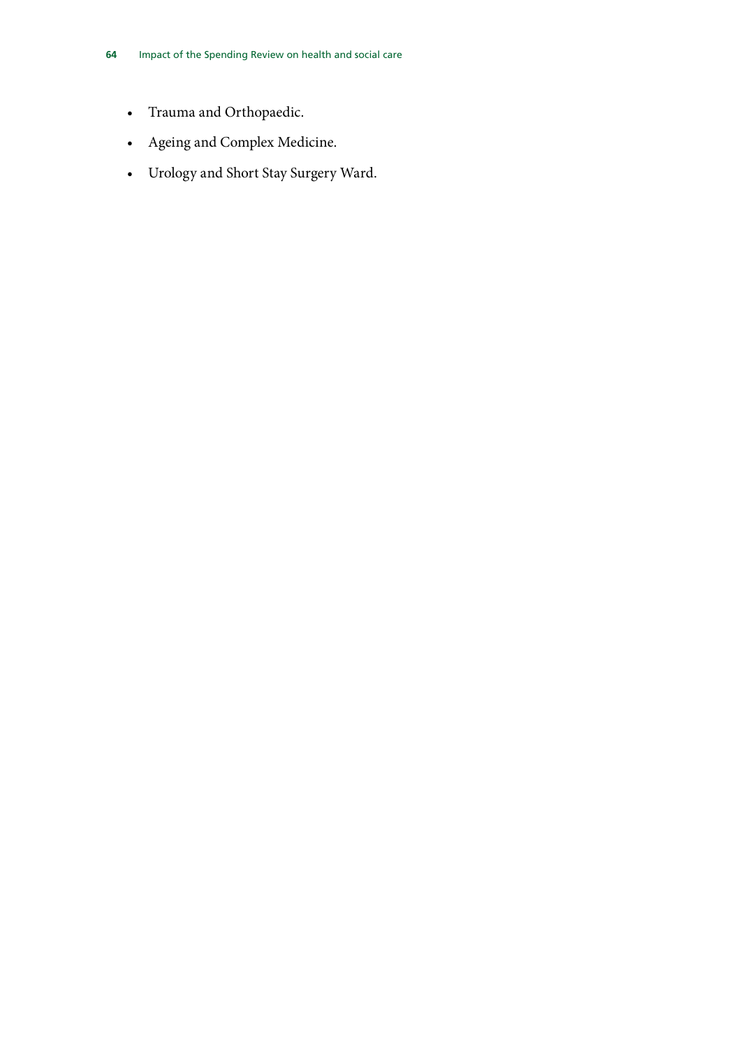- Trauma and Orthopaedic.
- Ageing and Complex Medicine.
- Urology and Short Stay Surgery Ward.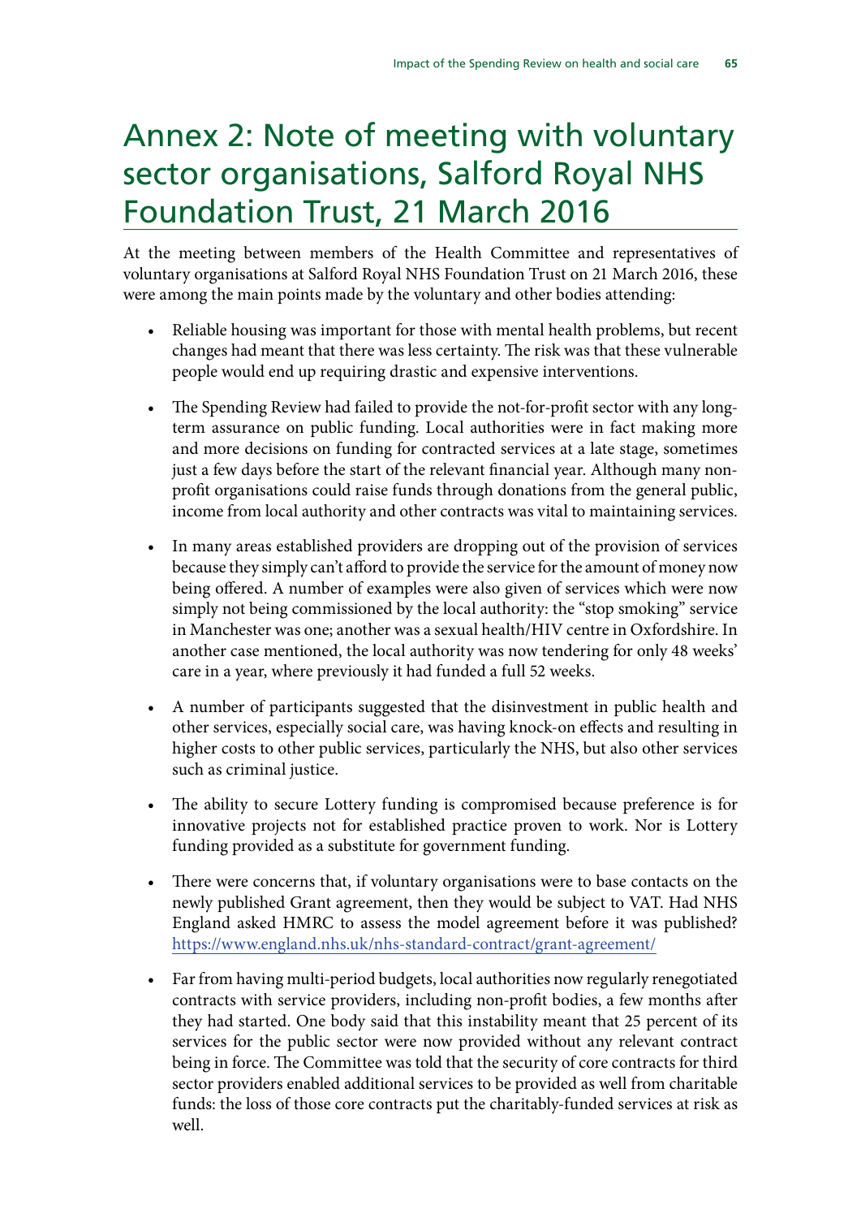# Annex 2: Note of meeting with voluntary sector organisations, Salford Royal NHS Foundation Trust, 21 March 2016

At the meeting between members of the Health Committee and representatives of voluntary organisations at Salford Royal NHS Foundation Trust on 21 March 2016, these were among the main points made by the voluntary and other bodies attending:

- Reliable housing was important for those with mental health problems, but recent changes had meant that there was less certainty. The risk was that these vulnerable people would end up requiring drastic and expensive interventions.

- The Spending Review had failed to provide the not-for-profit sector with any long-term assurance on public funding. Local authorities were in fact making more and more decisions on funding for contracted services at a late stage, sometimes just a few days before the start of the relevant financial year. Although many non-profit organisations could raise funds through donations from the general public, income from local authority and other contracts was vital to maintaining services.

- In many areas established providers are dropping out of the provision of services because they simply can't afford to provide the service for the amount of money now being offered. A number of examples were also given of services which were now simply not being commissioned by the local authority: the "stop smoking" service in Manchester was one; another was a sexual health/HIV centre in Oxfordshire. In another case mentioned, the local authority was now tendering for only 48 weeks' care in a year, where previously it had funded a full 52 weeks.

- A number of participants suggested that the disinvestment in public health and other services, especially social care, was having knock-on effects and resulting in higher costs to other public services, particularly the NHS, but also other services such as criminal justice.

- The ability to secure Lottery funding is compromised because preference is for innovative projects not for established practice proven to work. Nor is Lottery funding provided as a substitute for government funding.

- There were concerns that, if voluntary organisations were to base contacts on the newly published Grant agreement, then they would be subject to VAT. Had NHS England asked HMRC to assess the model agreement before it was published? https://www.england.nhs.uk/nhs-standard-contract/grant-agreement/

- Far from having multi-period budgets, local authorities now regularly renegotiated contracts with service providers, including non-profit bodies, a few months after they had started. One body said that this instability meant that 25 percent of its services for the public sector were now provided without any relevant contract being in force. The Committee was told that the security of core contracts for third sector providers enabled additional services to be provided as well from charitable funds: the loss of those core contracts put the charitably-funded services at risk as well.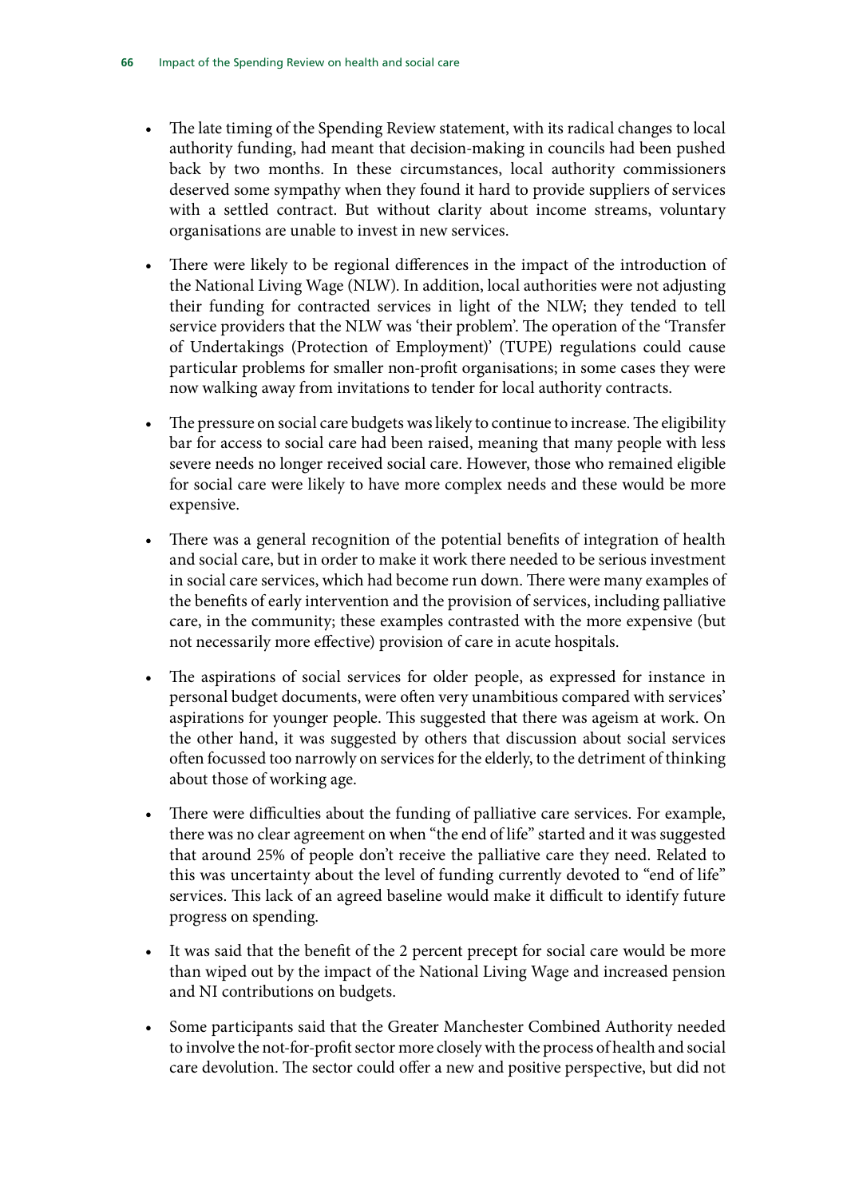- The late timing of the Spending Review statement, with its radical changes to local authority funding, had meant that decision-making in councils had been pushed back by two months. In these circumstances, local authority commissioners deserved some sympathy when they found it hard to provide suppliers of services with a settled contract. But without clarity about income streams, voluntary organisations are unable to invest in new services.

- There were likely to be regional differences in the impact of the introduction of the National Living Wage (NLW). In addition, local authorities were not adjusting their funding for contracted services in light of the NLW; they tended to tell service providers that the NLW was 'their problem'. The operation of the 'Transfer of Undertakings (Protection of Employment)' (TUPE) regulations could cause particular problems for smaller non-profit organisations; in some cases they were now walking away from invitations to tender for local authority contracts.

- The pressure on social care budgets was likely to continue to increase. The eligibility bar for access to social care had been raised, meaning that many people with less severe needs no longer received social care. However, those who remained eligible for social care were likely to have more complex needs and these would be more expensive.

- There was a general recognition of the potential benefits of integration of health and social care, but in order to make it work there needed to be serious investment in social care services, which had become run down. There were many examples of the benefits of early intervention and the provision of services, including palliative care, in the community; these examples contrasted with the more expensive (but not necessarily more effective) provision of care in acute hospitals.

- The aspirations of social services for older people, as expressed for instance in personal budget documents, were often very unambitious compared with services' aspirations for younger people. This suggested that there was ageism at work. On the other hand, it was suggested by others that discussion about social services often focussed too narrowly on services for the elderly, to the detriment of thinking about those of working age.

- There were difficulties about the funding of palliative care services. For example, there was no clear agreement on when "the end of life" started and it was suggested that around 25% of people don't receive the palliative care they need. Related to this was uncertainty about the level of funding currently devoted to "end of life" services. This lack of an agreed baseline would make it difficult to identify future progress on spending.

- It was said that the benefit of the 2 percent precept for social care would be more than wiped out by the impact of the National Living Wage and increased pension and NI contributions on budgets.

- Some participants said that the Greater Manchester Combined Authority needed to involve the not-for-profit sector more closely with the process of health and social care devolution. The sector could offer a new and positive perspective, but did not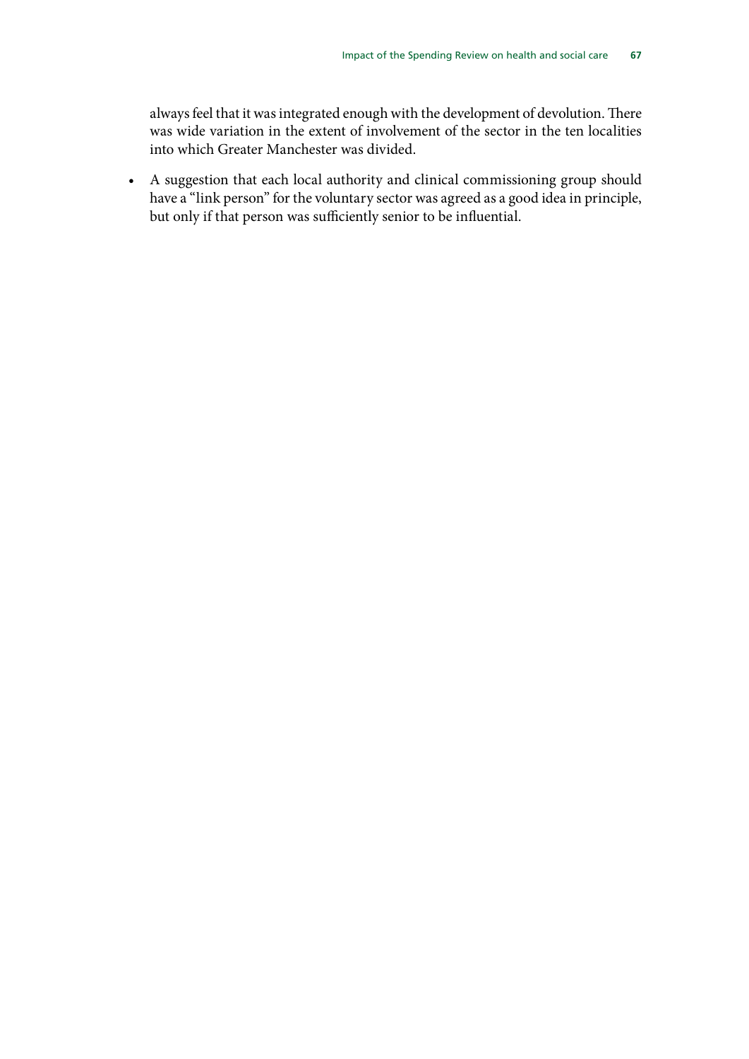always feel that it was integrated enough with the development of devolution. There was wide variation in the extent of involvement of the sector in the ten localities into which Greater Manchester was divided.

- A suggestion that each local authority and clinical commissioning group should have a "link person" for the voluntary sector was agreed as a good idea in principle, but only if that person was sufficiently senior to be influential.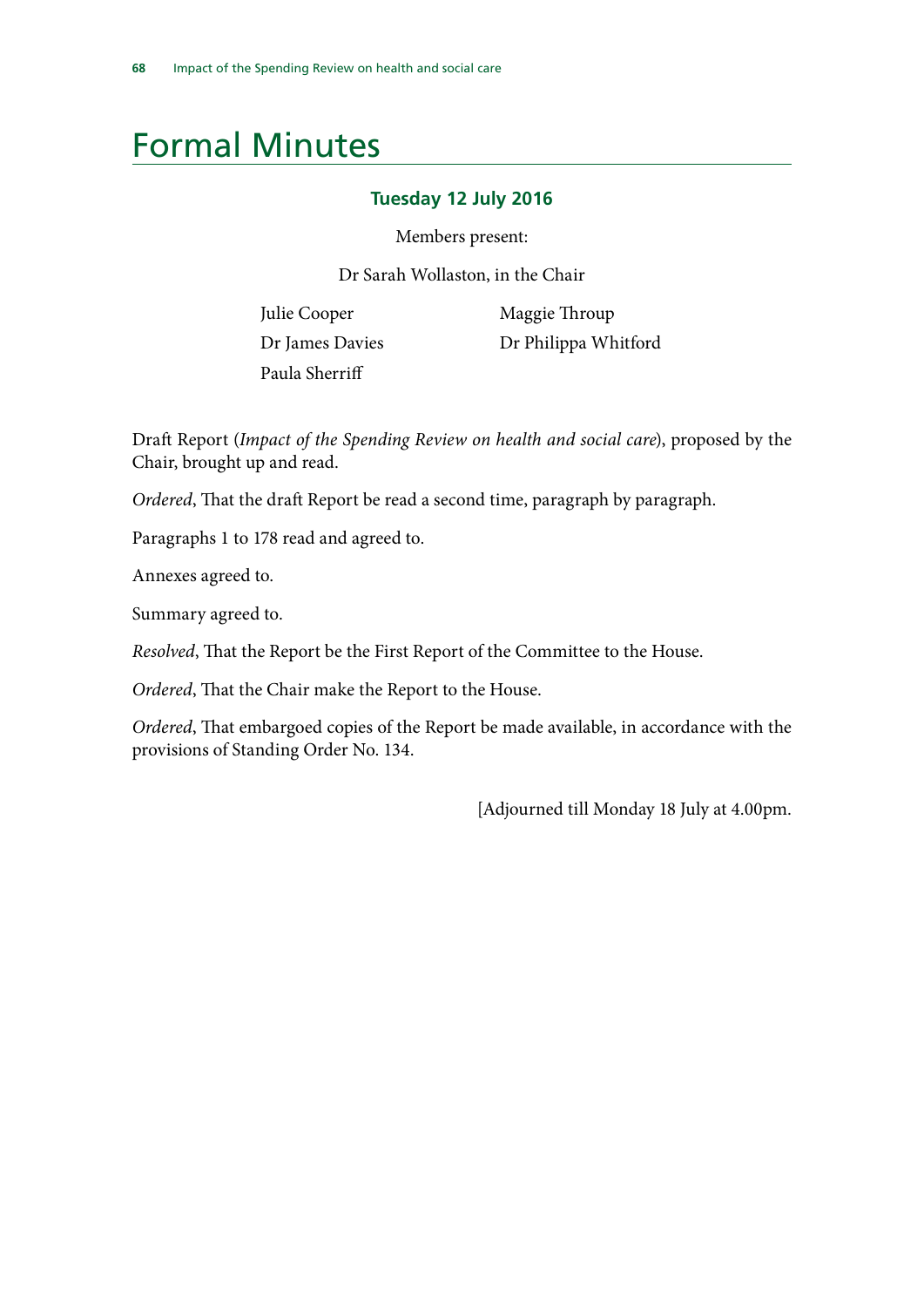# Formal Minutes

### Tuesday 12 July 2016

Members present:

Dr Sarah Wollaston, in the Chair

Julie Cooper
Dr James Davies
Paula Sherriff
Maggie Throup
Dr Philippa Whitford

Draft Report (*Impact of the Spending Review on health and social care*), proposed by the Chair, brought up and read.

*Ordered*, That the draft Report be read a second time, paragraph by paragraph.

Paragraphs 1 to 178 read and agreed to.

Annexes agreed to.

Summary agreed to.

*Resolved*, That the Report be the First Report of the Committee to the House.

*Ordered*, That the Chair make the Report to the House.

*Ordered*, That embargoed copies of the Report be made available, in accordance with the provisions of Standing Order No. 134.

[Adjourned till Monday 18 July at 4.00pm.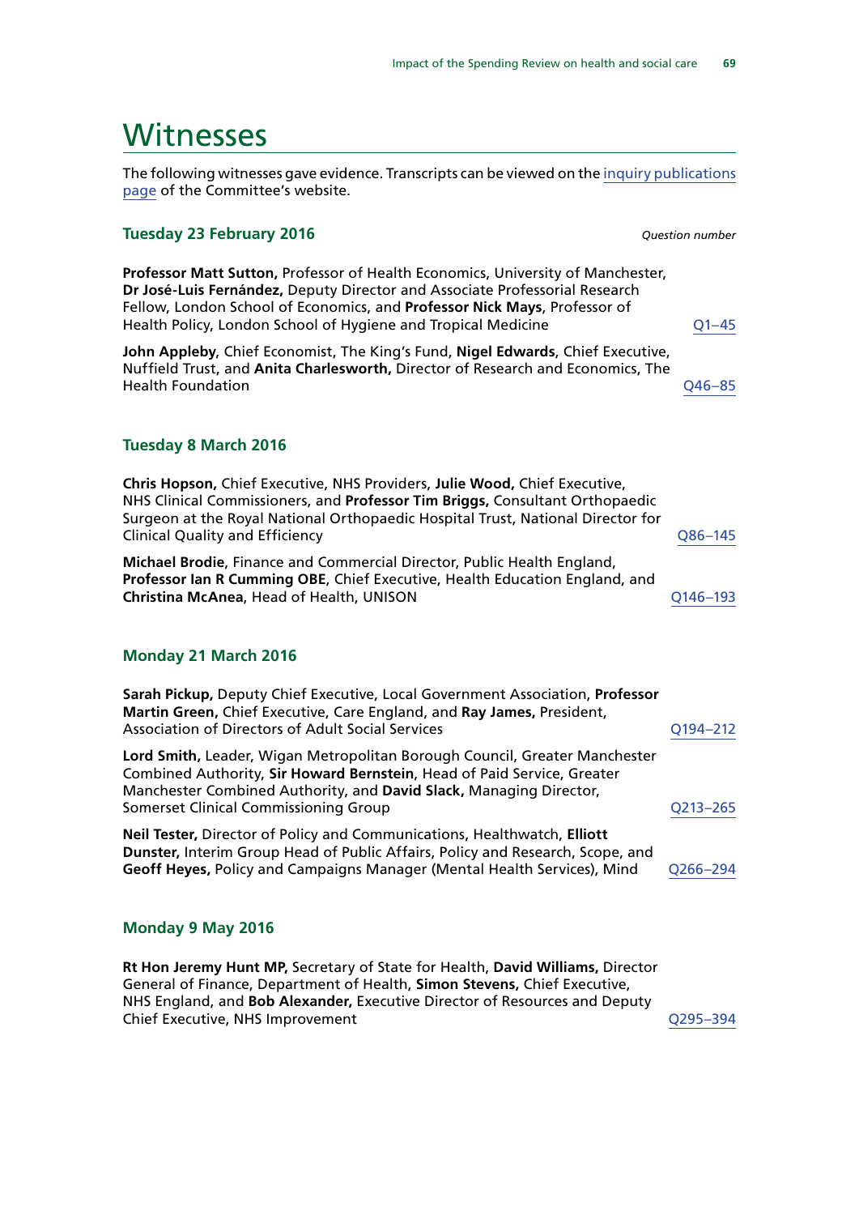# Witnesses

The following witnesses gave evidence. Transcripts can be viewed on the [inquiry publications page](#) of the Committee's website.

### Tuesday 23 February 2016

*Question number*

**Professor Matt Sutton,** Professor of Health Economics, University of Manchester, **Dr José-Luis Fernández,** Deputy Director and Associate Professorial Research Fellow, London School of Economics, and **Professor Nick Mays**, Professor of Health Policy, London School of Hygiene and Tropical Medicine — [Q1–45](#)

**John Appleby**, Chief Economist, The King's Fund, **Nigel Edwards**, Chief Executive, Nuffield Trust, and **Anita Charlesworth,** Director of Research and Economics, The Health Foundation — [Q46–85](#)

### Tuesday 8 March 2016

**Chris Hopson,** Chief Executive, NHS Providers, **Julie Wood,** Chief Executive, NHS Clinical Commissioners, and **Professor Tim Briggs,** Consultant Orthopaedic Surgeon at the Royal National Orthopaedic Hospital Trust, National Director for Clinical Quality and Efficiency — [Q86–145](#)

**Michael Brodie**, Finance and Commercial Director, Public Health England, **Professor Ian R Cumming OBE**, Chief Executive, Health Education England, and **Christina McAnea**, Head of Health, UNISON — [Q146–193](#)

### Monday 21 March 2016

**Sarah Pickup,** Deputy Chief Executive, Local Government Association, **Professor Martin Green,** Chief Executive, Care England, and **Ray James,** President, Association of Directors of Adult Social Services — [Q194–212](#)

**Lord Smith,** Leader, Wigan Metropolitan Borough Council, Greater Manchester Combined Authority, **Sir Howard Bernstein**, Head of Paid Service, Greater Manchester Combined Authority, and **David Slack,** Managing Director, Somerset Clinical Commissioning Group — [Q213–265](#)

**Neil Tester,** Director of Policy and Communications, Healthwatch, **Elliott Dunster,** Interim Group Head of Public Affairs, Policy and Research, Scope, and **Geoff Heyes,** Policy and Campaigns Manager (Mental Health Services), Mind — [Q266–294](#)

### Monday 9 May 2016

**Rt Hon Jeremy Hunt MP,** Secretary of State for Health, **David Williams,** Director General of Finance, Department of Health, **Simon Stevens,** Chief Executive, NHS England, and **Bob Alexander,** Executive Director of Resources and Deputy Chief Executive, NHS Improvement — [Q295–394](#)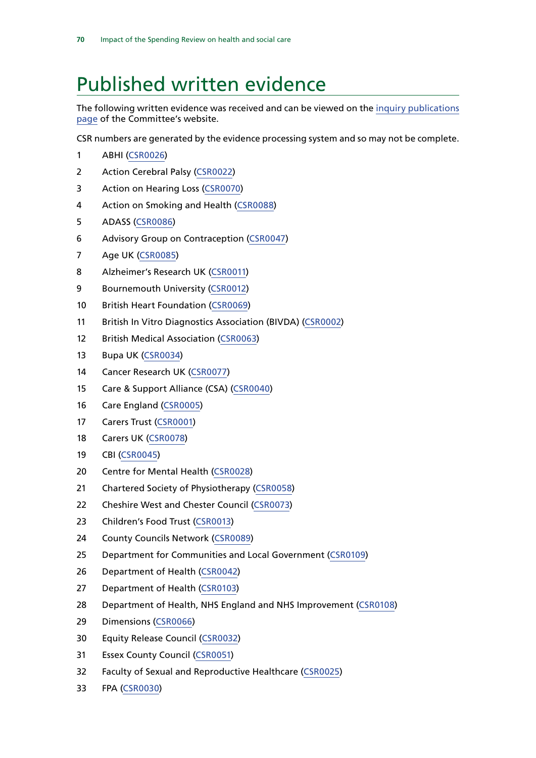# Published written evidence

The following written evidence was received and can be viewed on the inquiry publications page of the Committee's website.

CSR numbers are generated by the evidence processing system and so may not be complete.

1. ABHI (CSR0026)
2. Action Cerebral Palsy (CSR0022)
3. Action on Hearing Loss (CSR0070)
4. Action on Smoking and Health (CSR0088)
5. ADASS (CSR0086)
6. Advisory Group on Contraception (CSR0047)
7. Age UK (CSR0085)
8. Alzheimer's Research UK (CSR0011)
9. Bournemouth University (CSR0012)
10. British Heart Foundation (CSR0069)
11. British In Vitro Diagnostics Association (BIVDA) (CSR0002)
12. British Medical Association (CSR0063)
13. Bupa UK (CSR0034)
14. Cancer Research UK (CSR0077)
15. Care & Support Alliance (CSA) (CSR0040)
16. Care England (CSR0005)
17. Carers Trust (CSR0001)
18. Carers UK (CSR0078)
19. CBI (CSR0045)
20. Centre for Mental Health (CSR0028)
21. Chartered Society of Physiotherapy (CSR0058)
22. Cheshire West and Chester Council (CSR0073)
23. Children's Food Trust (CSR0013)
24. County Councils Network (CSR0089)
25. Department for Communities and Local Government (CSR0109)
26. Department of Health (CSR0042)
27. Department of Health (CSR0103)
28. Department of Health, NHS England and NHS Improvement (CSR0108)
29. Dimensions (CSR0066)
30. Equity Release Council (CSR0032)
31. Essex County Council (CSR0051)
32. Faculty of Sexual and Reproductive Healthcare (CSR0025)
33. FPA (CSR0030)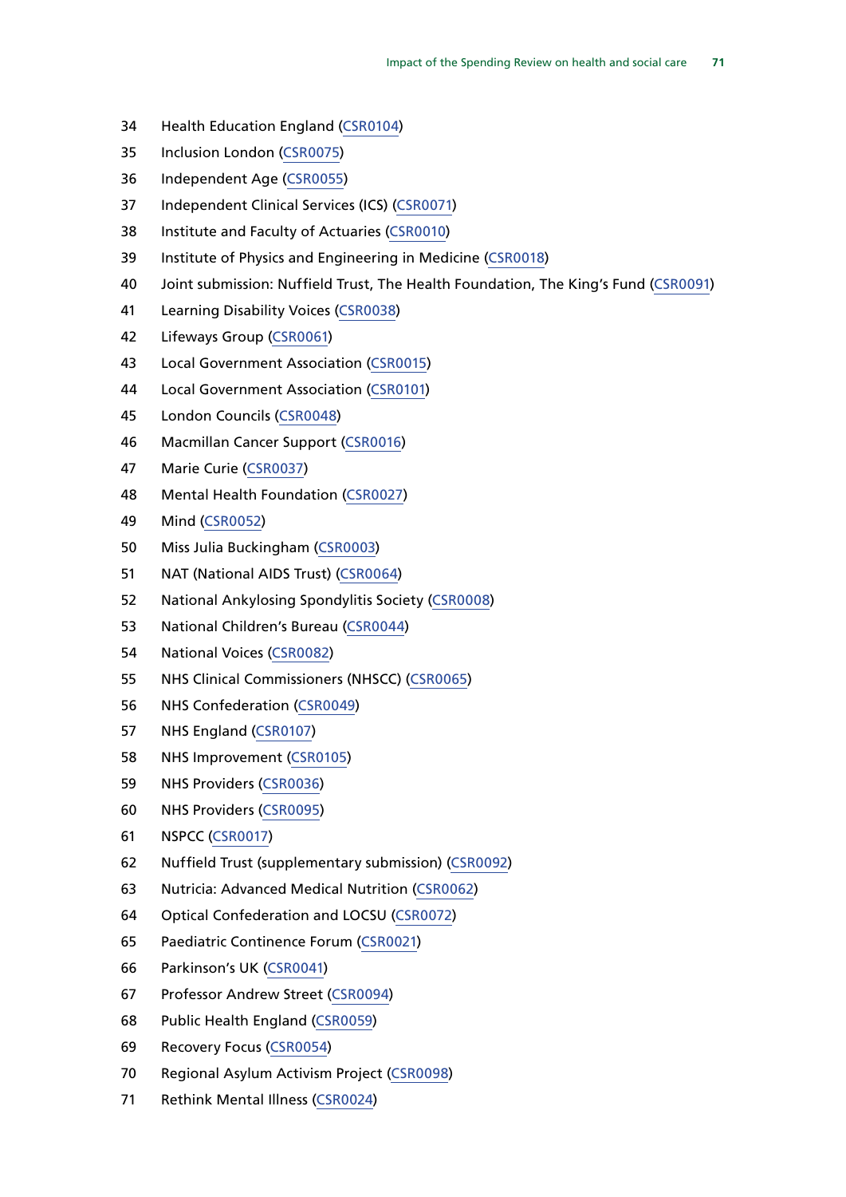34 Health Education England (CSR0104)

35 Inclusion London (CSR0075)

36 Independent Age (CSR0055)

37 Independent Clinical Services (ICS) (CSR0071)

38 Institute and Faculty of Actuaries (CSR0010)

39 Institute of Physics and Engineering in Medicine (CSR0018)

40 Joint submission: Nuffield Trust, The Health Foundation, The King's Fund (CSR0091)

41 Learning Disability Voices (CSR0038)

42 Lifeways Group (CSR0061)

43 Local Government Association (CSR0015)

44 Local Government Association (CSR0101)

45 London Councils (CSR0048)

46 Macmillan Cancer Support (CSR0016)

47 Marie Curie (CSR0037)

48 Mental Health Foundation (CSR0027)

49 Mind (CSR0052)

50 Miss Julia Buckingham (CSR0003)

51 NAT (National AIDS Trust) (CSR0064)

52 National Ankylosing Spondylitis Society (CSR0008)

53 National Children's Bureau (CSR0044)

54 National Voices (CSR0082)

55 NHS Clinical Commissioners (NHSCC) (CSR0065)

56 NHS Confederation (CSR0049)

57 NHS England (CSR0107)

58 NHS Improvement (CSR0105)

59 NHS Providers (CSR0036)

60 NHS Providers (CSR0095)

61 NSPCC (CSR0017)

62 Nuffield Trust (supplementary submission) (CSR0092)

63 Nutricia: Advanced Medical Nutrition (CSR0062)

64 Optical Confederation and LOCSU (CSR0072)

65 Paediatric Continence Forum (CSR0021)

66 Parkinson's UK (CSR0041)

67 Professor Andrew Street (CSR0094)

68 Public Health England (CSR0059)

69 Recovery Focus (CSR0054)

70 Regional Asylum Activism Project (CSR0098)

71 Rethink Mental Illness (CSR0024)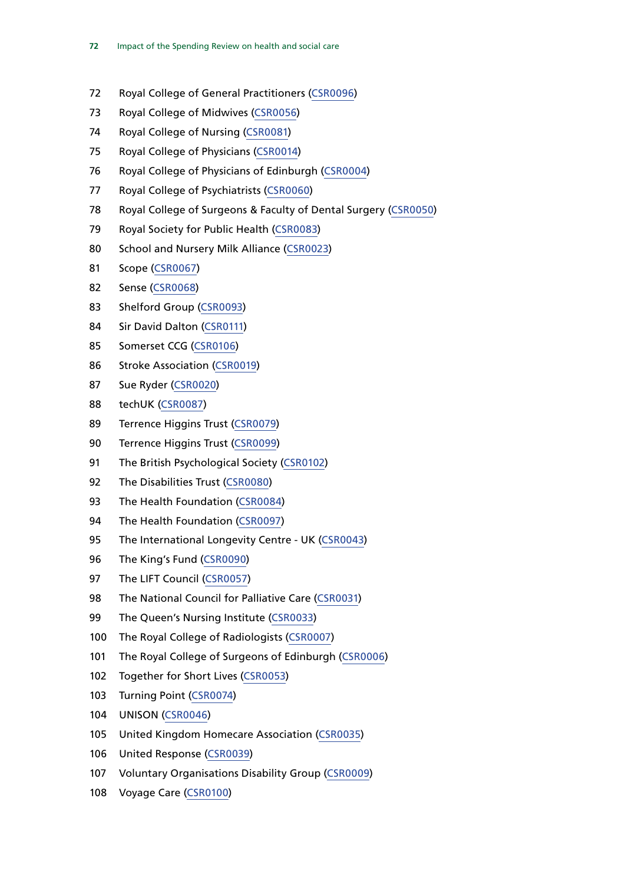72 Royal College of General Practitioners (CSR0096)

73 Royal College of Midwives (CSR0056)

74 Royal College of Nursing (CSR0081)

75 Royal College of Physicians (CSR0014)

76 Royal College of Physicians of Edinburgh (CSR0004)

77 Royal College of Psychiatrists (CSR0060)

78 Royal College of Surgeons & Faculty of Dental Surgery (CSR0050)

79 Royal Society for Public Health (CSR0083)

80 School and Nursery Milk Alliance (CSR0023)

81 Scope (CSR0067)

82 Sense (CSR0068)

83 Shelford Group (CSR0093)

84 Sir David Dalton (CSR0111)

85 Somerset CCG (CSR0106)

86 Stroke Association (CSR0019)

87 Sue Ryder (CSR0020)

88 techUK (CSR0087)

89 Terrence Higgins Trust (CSR0079)

90 Terrence Higgins Trust (CSR0099)

91 The British Psychological Society (CSR0102)

92 The Disabilities Trust (CSR0080)

93 The Health Foundation (CSR0084)

94 The Health Foundation (CSR0097)

95 The International Longevity Centre - UK (CSR0043)

96 The King's Fund (CSR0090)

97 The LIFT Council (CSR0057)

98 The National Council for Palliative Care (CSR0031)

99 The Queen's Nursing Institute (CSR0033)

100 The Royal College of Radiologists (CSR0007)

101 The Royal College of Surgeons of Edinburgh (CSR0006)

102 Together for Short Lives (CSR0053)

103 Turning Point (CSR0074)

104 UNISON (CSR0046)

105 United Kingdom Homecare Association (CSR0035)

106 United Response (CSR0039)

107 Voluntary Organisations Disability Group (CSR0009)

108 Voyage Care (CSR0100)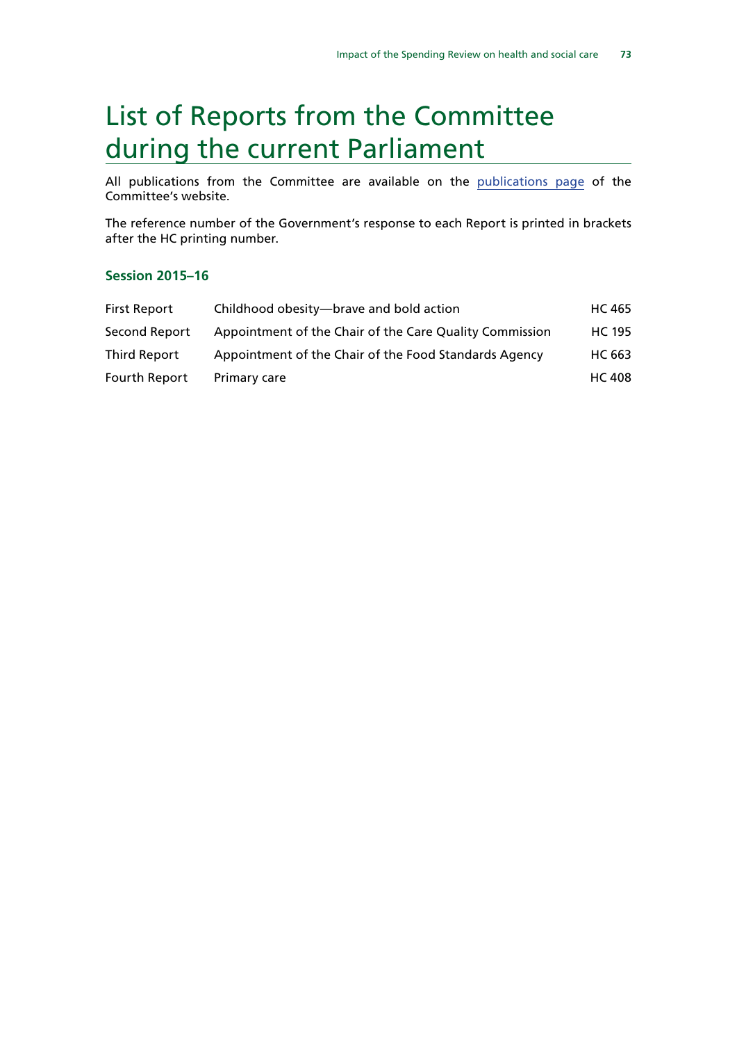# List of Reports from the Committee during the current Parliament

All publications from the Committee are available on the publications page of the Committee's website.

The reference number of the Government's response to each Report is printed in brackets after the HC printing number.

### Session 2015–16

| | | |
|---|---|---|
| First Report | Childhood obesity—brave and bold action | HC 465 |
| Second Report | Appointment of the Chair of the Care Quality Commission | HC 195 |
| Third Report | Appointment of the Chair of the Food Standards Agency | HC 663 |
| Fourth Report | Primary care | HC 408 |